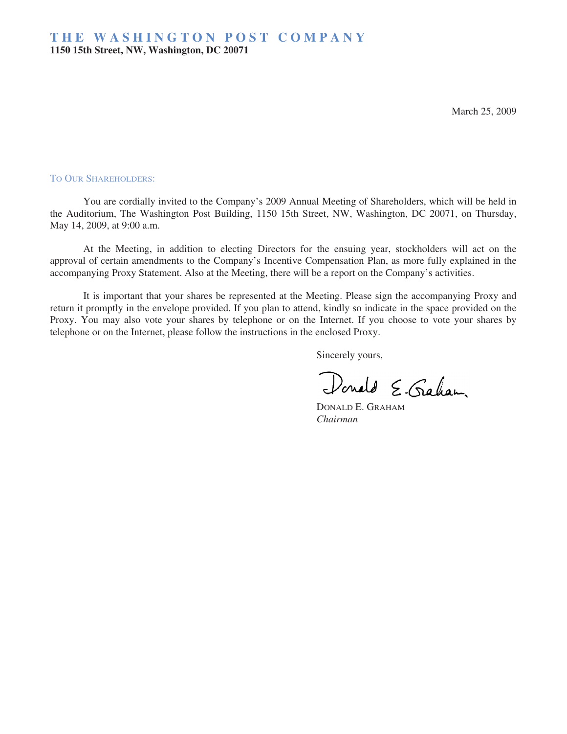# THE WASHINGTON POST COMPANY

**1150 15th Street, NW, Washington, DC 20071**

March 25, 2009

TO OUR SHAREHOLDERS:

You are cordially invited to the Company's 2009 Annual Meeting of Shareholders, which will be held in the Auditorium, The Washington Post Building, 1150 15th Street, NW, Washington, DC 20071, on Thursday, May 14, 2009, at 9:00 a.m.

At the Meeting, in addition to electing Directors for the ensuing year, stockholders will act on the approval of certain amendments to the Company's Incentive Compensation Plan, as more fully explained in the accompanying Proxy Statement. Also at the Meeting, there will be a report on the Company's activities.

It is important that your shares be represented at the Meeting. Please sign the accompanying Proxy and return it promptly in the envelope provided. If you plan to attend, kindly so indicate in the space provided on the Proxy. You may also vote your shares by telephone or on the Internet. If you choose to vote your shares by telephone or on the Internet, please follow the instructions in the enclosed Proxy.

Sincerely yours,

Donald E. Graham

DONALD E. GRAHAM
*Chairman*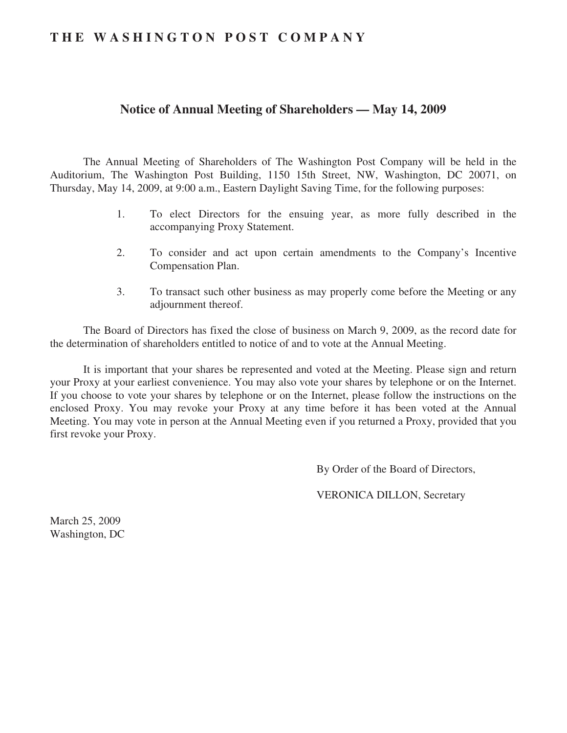# THE WASHINGTON POST COMPANY

## Notice of Annual Meeting of Shareholders — May 14, 2009

The Annual Meeting of Shareholders of The Washington Post Company will be held in the Auditorium, The Washington Post Building, 1150 15th Street, NW, Washington, DC 20071, on Thursday, May 14, 2009, at 9:00 a.m., Eastern Daylight Saving Time, for the following purposes:

1. To elect Directors for the ensuing year, as more fully described in the accompanying Proxy Statement.

2. To consider and act upon certain amendments to the Company's Incentive Compensation Plan.

3. To transact such other business as may properly come before the Meeting or any adjournment thereof.

The Board of Directors has fixed the close of business on March 9, 2009, as the record date for the determination of shareholders entitled to notice of and to vote at the Annual Meeting.

It is important that your shares be represented and voted at the Meeting. Please sign and return your Proxy at your earliest convenience. You may also vote your shares by telephone or on the Internet. If you choose to vote your shares by telephone or on the Internet, please follow the instructions on the enclosed Proxy. You may revoke your Proxy at any time before it has been voted at the Annual Meeting. You may vote in person at the Annual Meeting even if you returned a Proxy, provided that you first revoke your Proxy.

By Order of the Board of Directors,

VERONICA DILLON, Secretary

March 25, 2009
Washington, DC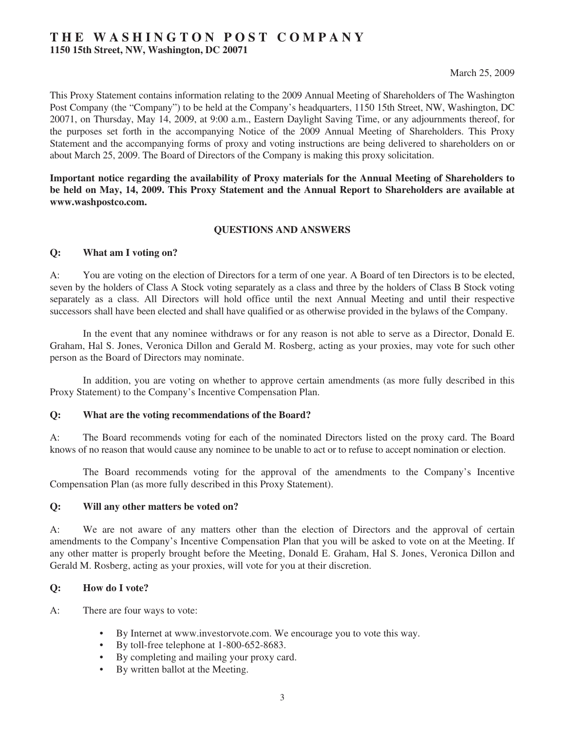# THE WASHINGTON POST COMPANY

**1150 15th Street, NW, Washington, DC 20071**

March 25, 2009

This Proxy Statement contains information relating to the 2009 Annual Meeting of Shareholders of The Washington Post Company (the "Company") to be held at the Company's headquarters, 1150 15th Street, NW, Washington, DC 20071, on Thursday, May 14, 2009, at 9:00 a.m., Eastern Daylight Saving Time, or any adjournments thereof, for the purposes set forth in the accompanying Notice of the 2009 Annual Meeting of Shareholders. This Proxy Statement and the accompanying forms of proxy and voting instructions are being delivered to shareholders on or about March 25, 2009. The Board of Directors of the Company is making this proxy solicitation.

**Important notice regarding the availability of Proxy materials for the Annual Meeting of Shareholders to be held on May, 14, 2009. This Proxy Statement and the Annual Report to Shareholders are available at www.washpostco.com.**

## QUESTIONS AND ANSWERS

**Q: What am I voting on?**

A: You are voting on the election of Directors for a term of one year. A Board of ten Directors is to be elected, seven by the holders of Class A Stock voting separately as a class and three by the holders of Class B Stock voting separately as a class. All Directors will hold office until the next Annual Meeting and until their respective successors shall have been elected and shall have qualified or as otherwise provided in the bylaws of the Company.

In the event that any nominee withdraws or for any reason is not able to serve as a Director, Donald E. Graham, Hal S. Jones, Veronica Dillon and Gerald M. Rosberg, acting as your proxies, may vote for such other person as the Board of Directors may nominate.

In addition, you are voting on whether to approve certain amendments (as more fully described in this Proxy Statement) to the Company's Incentive Compensation Plan.

**Q: What are the voting recommendations of the Board?**

A: The Board recommends voting for each of the nominated Directors listed on the proxy card. The Board knows of no reason that would cause any nominee to be unable to act or to refuse to accept nomination or election.

The Board recommends voting for the approval of the amendments to the Company's Incentive Compensation Plan (as more fully described in this Proxy Statement).

**Q: Will any other matters be voted on?**

A: We are not aware of any matters other than the election of Directors and the approval of certain amendments to the Company's Incentive Compensation Plan that you will be asked to vote on at the Meeting. If any other matter is properly brought before the Meeting, Donald E. Graham, Hal S. Jones, Veronica Dillon and Gerald M. Rosberg, acting as your proxies, will vote for you at their discretion.

**Q: How do I vote?**

A: There are four ways to vote:

- By Internet at www.investorvote.com. We encourage you to vote this way.
- By toll-free telephone at 1-800-652-8683.
- By completing and mailing your proxy card.
- By written ballot at the Meeting.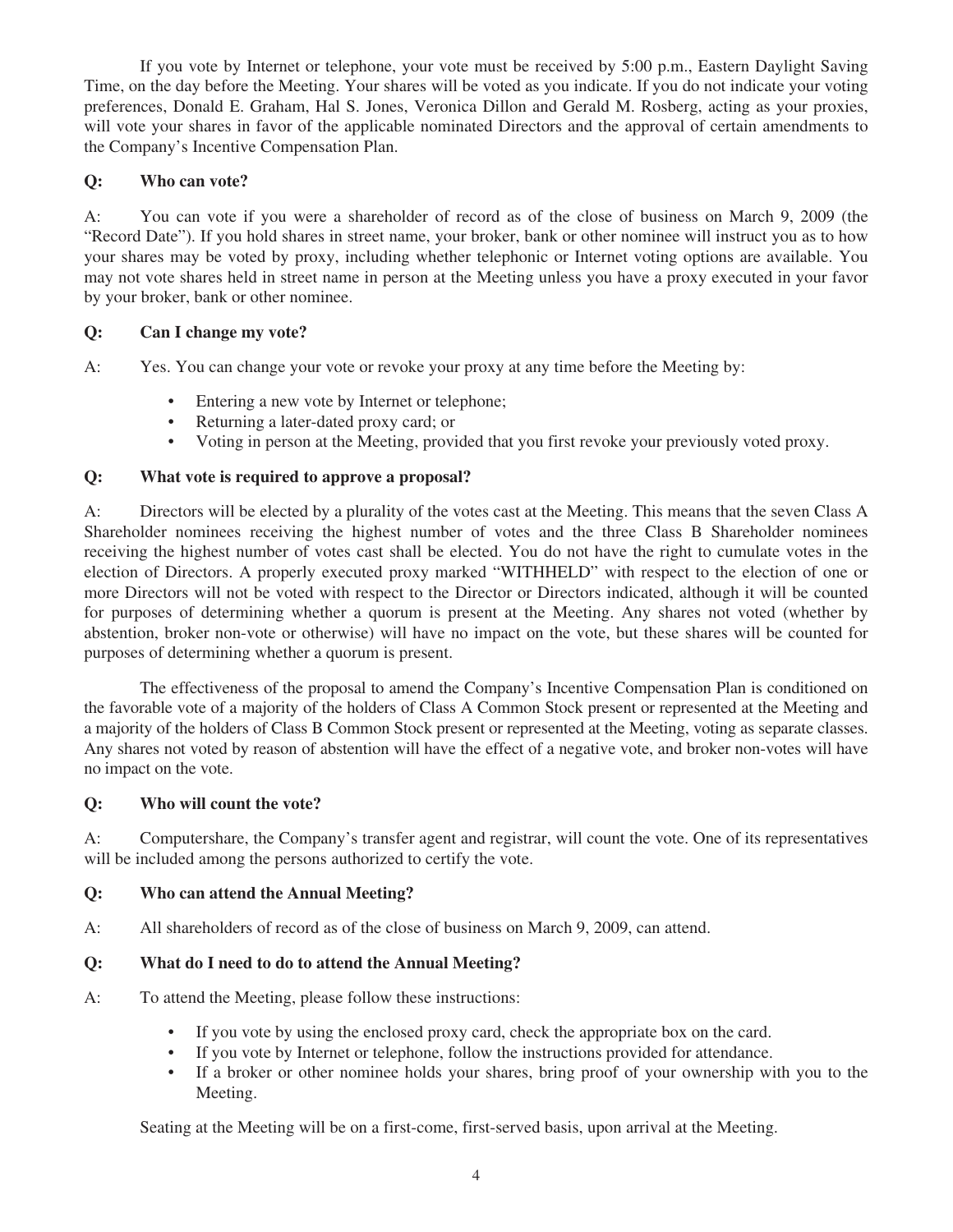If you vote by Internet or telephone, your vote must be received by 5:00 p.m., Eastern Daylight Saving Time, on the day before the Meeting. Your shares will be voted as you indicate. If you do not indicate your voting preferences, Donald E. Graham, Hal S. Jones, Veronica Dillon and Gerald M. Rosberg, acting as your proxies, will vote your shares in favor of the applicable nominated Directors and the approval of certain amendments to the Company's Incentive Compensation Plan.

**Q: Who can vote?**

A: You can vote if you were a shareholder of record as of the close of business on March 9, 2009 (the "Record Date"). If you hold shares in street name, your broker, bank or other nominee will instruct you as to how your shares may be voted by proxy, including whether telephonic or Internet voting options are available. You may not vote shares held in street name in person at the Meeting unless you have a proxy executed in your favor by your broker, bank or other nominee.

**Q: Can I change my vote?**

A: Yes. You can change your vote or revoke your proxy at any time before the Meeting by:

- Entering a new vote by Internet or telephone;
- Returning a later-dated proxy card; or
- Voting in person at the Meeting, provided that you first revoke your previously voted proxy.

**Q: What vote is required to approve a proposal?**

A: Directors will be elected by a plurality of the votes cast at the Meeting. This means that the seven Class A Shareholder nominees receiving the highest number of votes and the three Class B Shareholder nominees receiving the highest number of votes cast shall be elected. You do not have the right to cumulate votes in the election of Directors. A properly executed proxy marked "WITHHELD" with respect to the election of one or more Directors will not be voted with respect to the Director or Directors indicated, although it will be counted for purposes of determining whether a quorum is present at the Meeting. Any shares not voted (whether by abstention, broker non-vote or otherwise) will have no impact on the vote, but these shares will be counted for purposes of determining whether a quorum is present.

The effectiveness of the proposal to amend the Company's Incentive Compensation Plan is conditioned on the favorable vote of a majority of the holders of Class A Common Stock present or represented at the Meeting and a majority of the holders of Class B Common Stock present or represented at the Meeting, voting as separate classes. Any shares not voted by reason of abstention will have the effect of a negative vote, and broker non-votes will have no impact on the vote.

**Q: Who will count the vote?**

A: Computershare, the Company's transfer agent and registrar, will count the vote. One of its representatives will be included among the persons authorized to certify the vote.

**Q: Who can attend the Annual Meeting?**

A: All shareholders of record as of the close of business on March 9, 2009, can attend.

**Q: What do I need to do to attend the Annual Meeting?**

A: To attend the Meeting, please follow these instructions:

- If you vote by using the enclosed proxy card, check the appropriate box on the card.
- If you vote by Internet or telephone, follow the instructions provided for attendance.
- If a broker or other nominee holds your shares, bring proof of your ownership with you to the Meeting.

Seating at the Meeting will be on a first-come, first-served basis, upon arrival at the Meeting.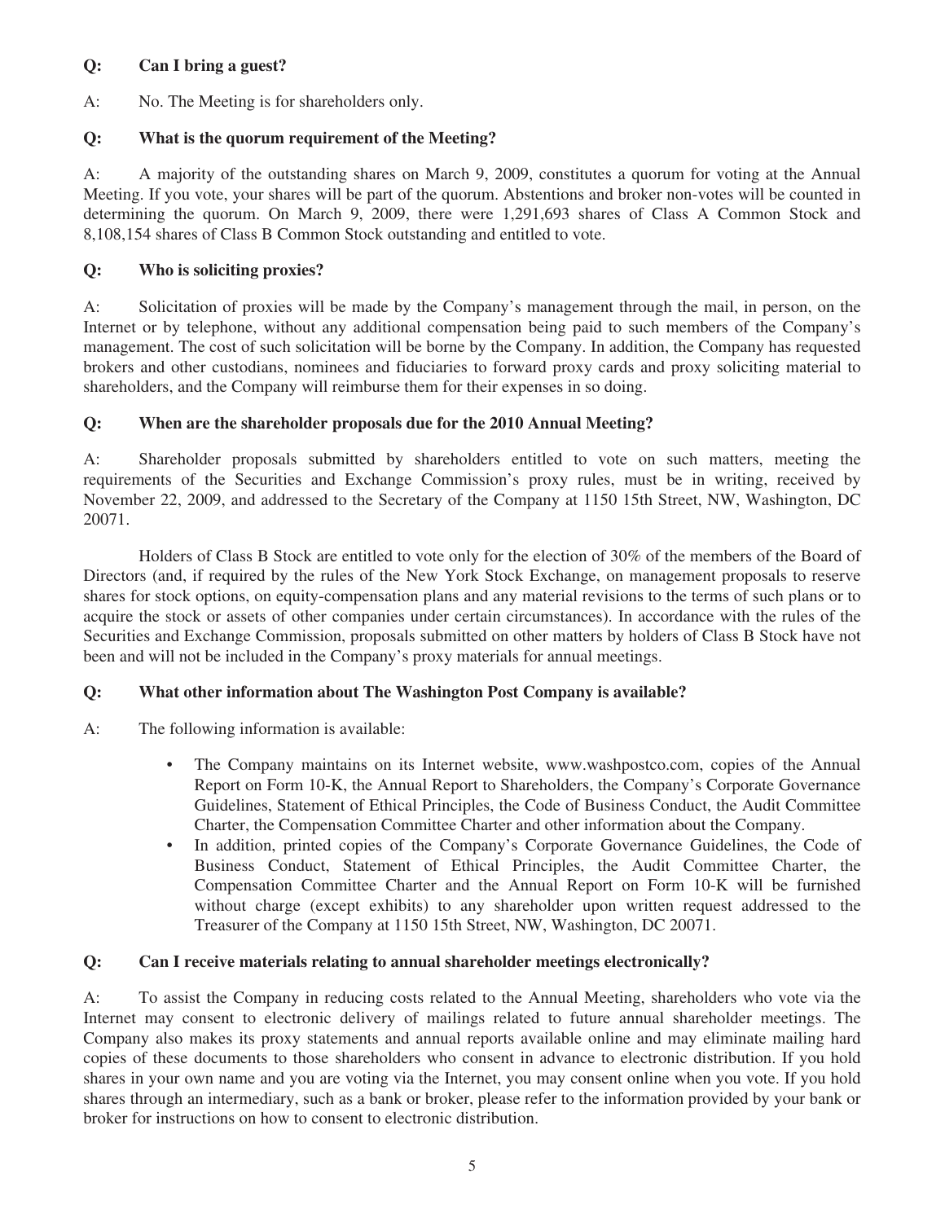**Q: Can I bring a guest?**

A: No. The Meeting is for shareholders only.

**Q: What is the quorum requirement of the Meeting?**

A: A majority of the outstanding shares on March 9, 2009, constitutes a quorum for voting at the Annual Meeting. If you vote, your shares will be part of the quorum. Abstentions and broker non-votes will be counted in determining the quorum. On March 9, 2009, there were 1,291,693 shares of Class A Common Stock and 8,108,154 shares of Class B Common Stock outstanding and entitled to vote.

**Q: Who is soliciting proxies?**

A: Solicitation of proxies will be made by the Company's management through the mail, in person, on the Internet or by telephone, without any additional compensation being paid to such members of the Company's management. The cost of such solicitation will be borne by the Company. In addition, the Company has requested brokers and other custodians, nominees and fiduciaries to forward proxy cards and proxy soliciting material to shareholders, and the Company will reimburse them for their expenses in so doing.

**Q: When are the shareholder proposals due for the 2010 Annual Meeting?**

A: Shareholder proposals submitted by shareholders entitled to vote on such matters, meeting the requirements of the Securities and Exchange Commission's proxy rules, must be in writing, received by November 22, 2009, and addressed to the Secretary of the Company at 1150 15th Street, NW, Washington, DC 20071.

Holders of Class B Stock are entitled to vote only for the election of 30% of the members of the Board of Directors (and, if required by the rules of the New York Stock Exchange, on management proposals to reserve shares for stock options, on equity-compensation plans and any material revisions to the terms of such plans or to acquire the stock or assets of other companies under certain circumstances). In accordance with the rules of the Securities and Exchange Commission, proposals submitted on other matters by holders of Class B Stock have not been and will not be included in the Company's proxy materials for annual meetings.

**Q: What other information about The Washington Post Company is available?**

A: The following information is available:

- The Company maintains on its Internet website, www.washpostco.com, copies of the Annual Report on Form 10-K, the Annual Report to Shareholders, the Company's Corporate Governance Guidelines, Statement of Ethical Principles, the Code of Business Conduct, the Audit Committee Charter, the Compensation Committee Charter and other information about the Company.
- In addition, printed copies of the Company's Corporate Governance Guidelines, the Code of Business Conduct, Statement of Ethical Principles, the Audit Committee Charter, the Compensation Committee Charter and the Annual Report on Form 10-K will be furnished without charge (except exhibits) to any shareholder upon written request addressed to the Treasurer of the Company at 1150 15th Street, NW, Washington, DC 20071.

**Q: Can I receive materials relating to annual shareholder meetings electronically?**

A: To assist the Company in reducing costs related to the Annual Meeting, shareholders who vote via the Internet may consent to electronic delivery of mailings related to future annual shareholder meetings. The Company also makes its proxy statements and annual reports available online and may eliminate mailing hard copies of these documents to those shareholders who consent in advance to electronic distribution. If you hold shares in your own name and you are voting via the Internet, you may consent online when you vote. If you hold shares through an intermediary, such as a bank or broker, please refer to the information provided by your bank or broker for instructions on how to consent to electronic distribution.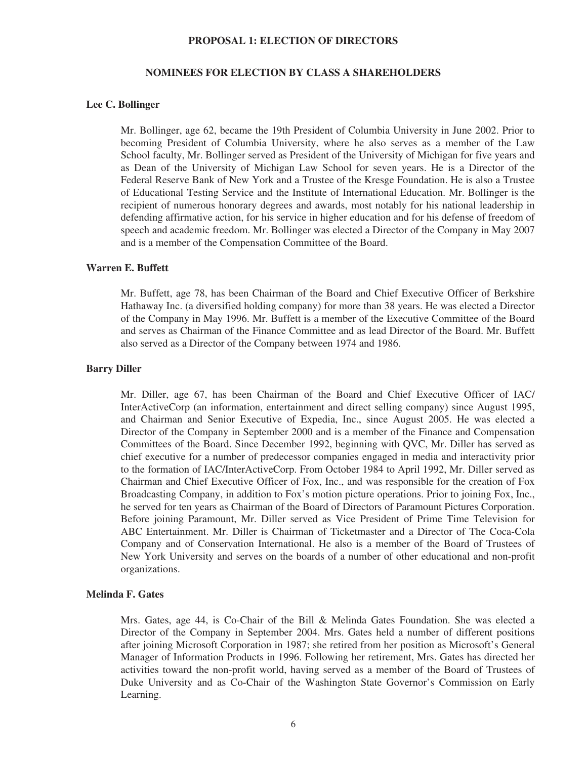## PROPOSAL 1: ELECTION OF DIRECTORS

### NOMINEES FOR ELECTION BY CLASS A SHAREHOLDERS

**Lee C. Bollinger**

Mr. Bollinger, age 62, became the 19th President of Columbia University in June 2002. Prior to becoming President of Columbia University, where he also serves as a member of the Law School faculty, Mr. Bollinger served as President of the University of Michigan for five years and as Dean of the University of Michigan Law School for seven years. He is a Director of the Federal Reserve Bank of New York and a Trustee of the Kresge Foundation. He is also a Trustee of Educational Testing Service and the Institute of International Education. Mr. Bollinger is the recipient of numerous honorary degrees and awards, most notably for his national leadership in defending affirmative action, for his service in higher education and for his defense of freedom of speech and academic freedom. Mr. Bollinger was elected a Director of the Company in May 2007 and is a member of the Compensation Committee of the Board.

**Warren E. Buffett**

Mr. Buffett, age 78, has been Chairman of the Board and Chief Executive Officer of Berkshire Hathaway Inc. (a diversified holding company) for more than 38 years. He was elected a Director of the Company in May 1996. Mr. Buffett is a member of the Executive Committee of the Board and serves as Chairman of the Finance Committee and as lead Director of the Board. Mr. Buffett also served as a Director of the Company between 1974 and 1986.

**Barry Diller**

Mr. Diller, age 67, has been Chairman of the Board and Chief Executive Officer of IAC/InterActiveCorp (an information, entertainment and direct selling company) since August 1995, and Chairman and Senior Executive of Expedia, Inc., since August 2005. He was elected a Director of the Company in September 2000 and is a member of the Finance and Compensation Committees of the Board. Since December 1992, beginning with QVC, Mr. Diller has served as chief executive for a number of predecessor companies engaged in media and interactivity prior to the formation of IAC/InterActiveCorp. From October 1984 to April 1992, Mr. Diller served as Chairman and Chief Executive Officer of Fox, Inc., and was responsible for the creation of Fox Broadcasting Company, in addition to Fox's motion picture operations. Prior to joining Fox, Inc., he served for ten years as Chairman of the Board of Directors of Paramount Pictures Corporation. Before joining Paramount, Mr. Diller served as Vice President of Prime Time Television for ABC Entertainment. Mr. Diller is Chairman of Ticketmaster and a Director of The Coca-Cola Company and of Conservation International. He also is a member of the Board of Trustees of New York University and serves on the boards of a number of other educational and non-profit organizations.

**Melinda F. Gates**

Mrs. Gates, age 44, is Co-Chair of the Bill & Melinda Gates Foundation. She was elected a Director of the Company in September 2004. Mrs. Gates held a number of different positions after joining Microsoft Corporation in 1987; she retired from her position as Microsoft's General Manager of Information Products in 1996. Following her retirement, Mrs. Gates has directed her activities toward the non-profit world, having served as a member of the Board of Trustees of Duke University and as Co-Chair of the Washington State Governor's Commission on Early Learning.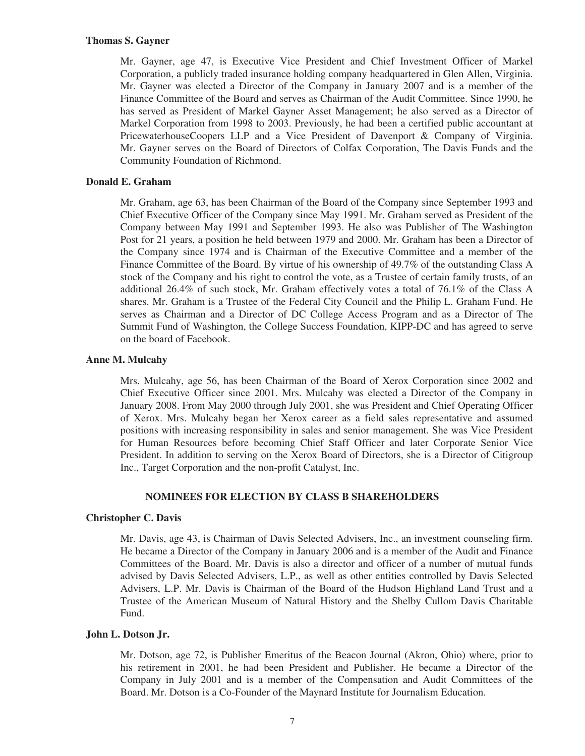**Thomas S. Gayner**

Mr. Gayner, age 47, is Executive Vice President and Chief Investment Officer of Markel Corporation, a publicly traded insurance holding company headquartered in Glen Allen, Virginia. Mr. Gayner was elected a Director of the Company in January 2007 and is a member of the Finance Committee of the Board and serves as Chairman of the Audit Committee. Since 1990, he has served as President of Markel Gayner Asset Management; he also served as a Director of Markel Corporation from 1998 to 2003. Previously, he had been a certified public accountant at PricewaterhouseCoopers LLP and a Vice President of Davenport & Company of Virginia. Mr. Gayner serves on the Board of Directors of Colfax Corporation, The Davis Funds and the Community Foundation of Richmond.

**Donald E. Graham**

Mr. Graham, age 63, has been Chairman of the Board of the Company since September 1993 and Chief Executive Officer of the Company since May 1991. Mr. Graham served as President of the Company between May 1991 and September 1993. He also was Publisher of The Washington Post for 21 years, a position he held between 1979 and 2000. Mr. Graham has been a Director of the Company since 1974 and is Chairman of the Executive Committee and a member of the Finance Committee of the Board. By virtue of his ownership of 49.7% of the outstanding Class A stock of the Company and his right to control the vote, as a Trustee of certain family trusts, of an additional 26.4% of such stock, Mr. Graham effectively votes a total of 76.1% of the Class A shares. Mr. Graham is a Trustee of the Federal City Council and the Philip L. Graham Fund. He serves as Chairman and a Director of DC College Access Program and as a Director of The Summit Fund of Washington, the College Success Foundation, KIPP-DC and has agreed to serve on the board of Facebook.

**Anne M. Mulcahy**

Mrs. Mulcahy, age 56, has been Chairman of the Board of Xerox Corporation since 2002 and Chief Executive Officer since 2001. Mrs. Mulcahy was elected a Director of the Company in January 2008. From May 2000 through July 2001, she was President and Chief Operating Officer of Xerox. Mrs. Mulcahy began her Xerox career as a field sales representative and assumed positions with increasing responsibility in sales and senior management. She was Vice President for Human Resources before becoming Chief Staff Officer and later Corporate Senior Vice President. In addition to serving on the Xerox Board of Directors, she is a Director of Citigroup Inc., Target Corporation and the non-profit Catalyst, Inc.

## NOMINEES FOR ELECTION BY CLASS B SHAREHOLDERS

**Christopher C. Davis**

Mr. Davis, age 43, is Chairman of Davis Selected Advisers, Inc., an investment counseling firm. He became a Director of the Company in January 2006 and is a member of the Audit and Finance Committees of the Board. Mr. Davis is also a director and officer of a number of mutual funds advised by Davis Selected Advisers, L.P., as well as other entities controlled by Davis Selected Advisers, L.P. Mr. Davis is Chairman of the Board of the Hudson Highland Land Trust and a Trustee of the American Museum of Natural History and the Shelby Cullom Davis Charitable Fund.

**John L. Dotson Jr.**

Mr. Dotson, age 72, is Publisher Emeritus of the Beacon Journal (Akron, Ohio) where, prior to his retirement in 2001, he had been President and Publisher. He became a Director of the Company in July 2001 and is a member of the Compensation and Audit Committees of the Board. Mr. Dotson is a Co-Founder of the Maynard Institute for Journalism Education.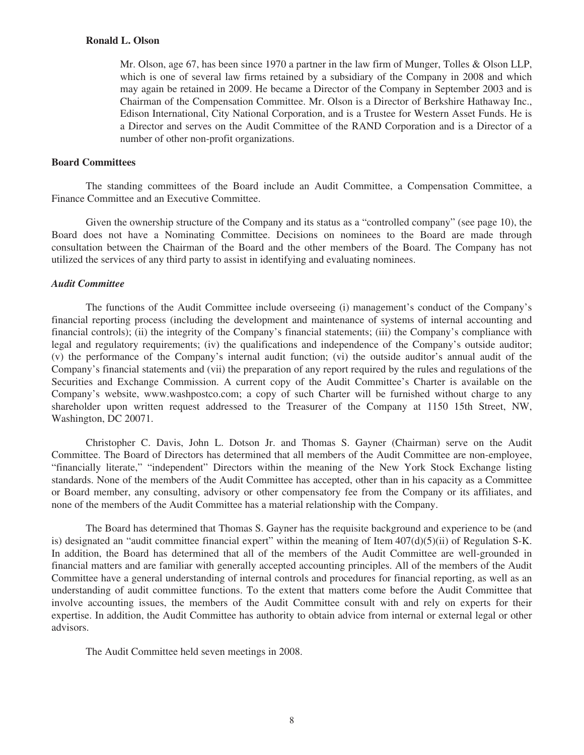**Ronald L. Olson**

Mr. Olson, age 67, has been since 1970 a partner in the law firm of Munger, Tolles & Olson LLP, which is one of several law firms retained by a subsidiary of the Company in 2008 and which may again be retained in 2009. He became a Director of the Company in September 2003 and is Chairman of the Compensation Committee. Mr. Olson is a Director of Berkshire Hathaway Inc., Edison International, City National Corporation, and is a Trustee for Western Asset Funds. He is a Director and serves on the Audit Committee of the RAND Corporation and is a Director of a number of other non-profit organizations.

## Board Committees

The standing committees of the Board include an Audit Committee, a Compensation Committee, a Finance Committee and an Executive Committee.

Given the ownership structure of the Company and its status as a "controlled company" (see page 10), the Board does not have a Nominating Committee. Decisions on nominees to the Board are made through consultation between the Chairman of the Board and the other members of the Board. The Company has not utilized the services of any third party to assist in identifying and evaluating nominees.

### *Audit Committee*

The functions of the Audit Committee include overseeing (i) management's conduct of the Company's financial reporting process (including the development and maintenance of systems of internal accounting and financial controls); (ii) the integrity of the Company's financial statements; (iii) the Company's compliance with legal and regulatory requirements; (iv) the qualifications and independence of the Company's outside auditor; (v) the performance of the Company's internal audit function; (vi) the outside auditor's annual audit of the Company's financial statements and (vii) the preparation of any report required by the rules and regulations of the Securities and Exchange Commission. A current copy of the Audit Committee's Charter is available on the Company's website, www.washpostco.com; a copy of such Charter will be furnished without charge to any shareholder upon written request addressed to the Treasurer of the Company at 1150 15th Street, NW, Washington, DC 20071.

Christopher C. Davis, John L. Dotson Jr. and Thomas S. Gayner (Chairman) serve on the Audit Committee. The Board of Directors has determined that all members of the Audit Committee are non-employee, "financially literate," "independent" Directors within the meaning of the New York Stock Exchange listing standards. None of the members of the Audit Committee has accepted, other than in his capacity as a Committee or Board member, any consulting, advisory or other compensatory fee from the Company or its affiliates, and none of the members of the Audit Committee has a material relationship with the Company.

The Board has determined that Thomas S. Gayner has the requisite background and experience to be (and is) designated an "audit committee financial expert" within the meaning of Item 407(d)(5)(ii) of Regulation S-K. In addition, the Board has determined that all of the members of the Audit Committee are well-grounded in financial matters and are familiar with generally accepted accounting principles. All of the members of the Audit Committee have a general understanding of internal controls and procedures for financial reporting, as well as an understanding of audit committee functions. To the extent that matters come before the Audit Committee that involve accounting issues, the members of the Audit Committee consult with and rely on experts for their expertise. In addition, the Audit Committee has authority to obtain advice from internal or external legal or other advisors.

The Audit Committee held seven meetings in 2008.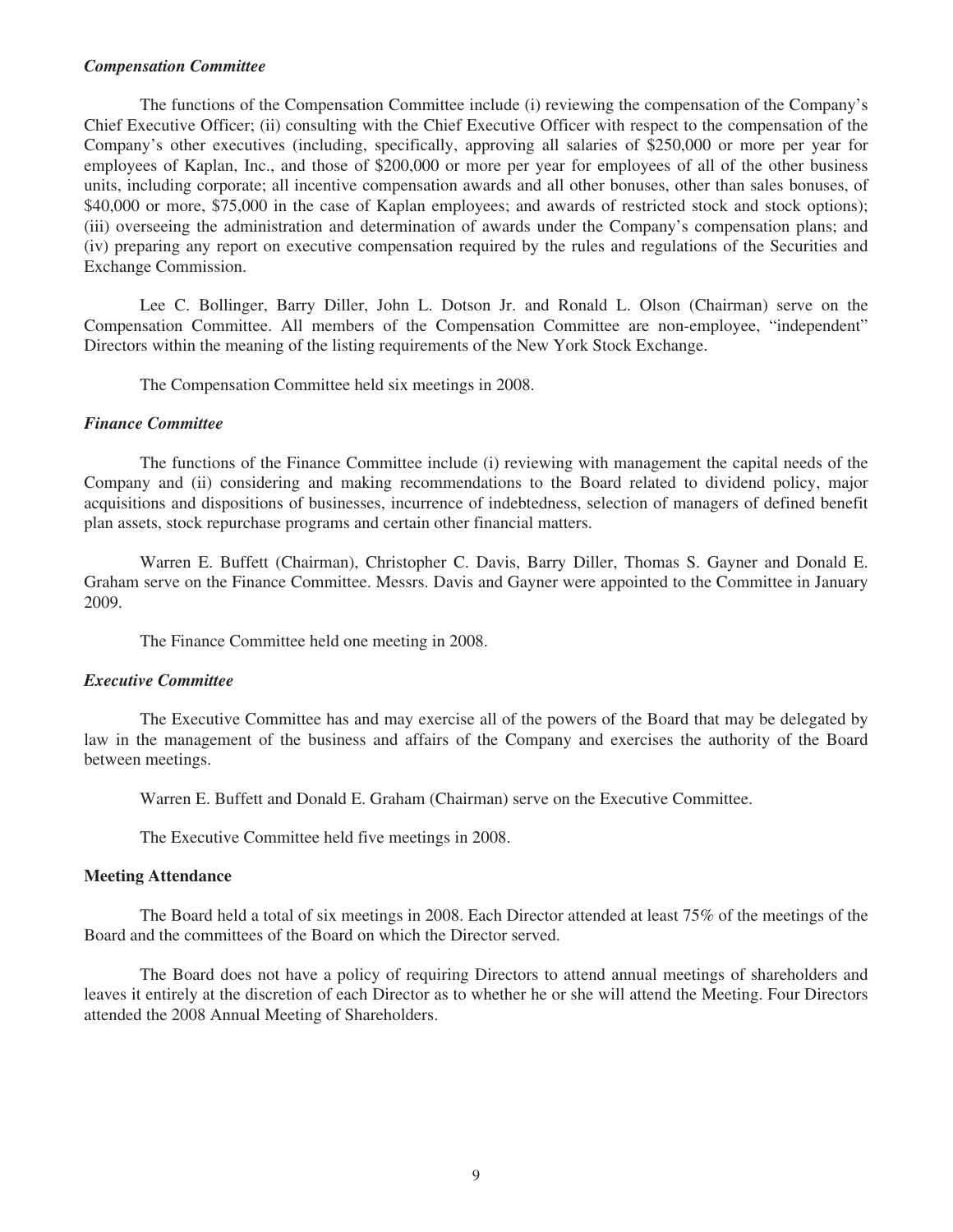### *Compensation Committee*

The functions of the Compensation Committee include (i) reviewing the compensation of the Company's Chief Executive Officer; (ii) consulting with the Chief Executive Officer with respect to the compensation of the Company's other executives (including, specifically, approving all salaries of $250,000 or more per year for employees of Kaplan, Inc., and those of $200,000 or more per year for employees of all of the other business units, including corporate; all incentive compensation awards and all other bonuses, other than sales bonuses, of $40,000 or more, $75,000 in the case of Kaplan employees; and awards of restricted stock and stock options); (iii) overseeing the administration and determination of awards under the Company's compensation plans; and (iv) preparing any report on executive compensation required by the rules and regulations of the Securities and Exchange Commission.

Lee C. Bollinger, Barry Diller, John L. Dotson Jr. and Ronald L. Olson (Chairman) serve on the Compensation Committee. All members of the Compensation Committee are non-employee, "independent" Directors within the meaning of the listing requirements of the New York Stock Exchange.

The Compensation Committee held six meetings in 2008.

### *Finance Committee*

The functions of the Finance Committee include (i) reviewing with management the capital needs of the Company and (ii) considering and making recommendations to the Board related to dividend policy, major acquisitions and dispositions of businesses, incurrence of indebtedness, selection of managers of defined benefit plan assets, stock repurchase programs and certain other financial matters.

Warren E. Buffett (Chairman), Christopher C. Davis, Barry Diller, Thomas S. Gayner and Donald E. Graham serve on the Finance Committee. Messrs. Davis and Gayner were appointed to the Committee in January 2009.

The Finance Committee held one meeting in 2008.

### *Executive Committee*

The Executive Committee has and may exercise all of the powers of the Board that may be delegated by law in the management of the business and affairs of the Company and exercises the authority of the Board between meetings.

Warren E. Buffett and Donald E. Graham (Chairman) serve on the Executive Committee.

The Executive Committee held five meetings in 2008.

## Meeting Attendance

The Board held a total of six meetings in 2008. Each Director attended at least 75% of the meetings of the Board and the committees of the Board on which the Director served.

The Board does not have a policy of requiring Directors to attend annual meetings of shareholders and leaves it entirely at the discretion of each Director as to whether he or she will attend the Meeting. Four Directors attended the 2008 Annual Meeting of Shareholders.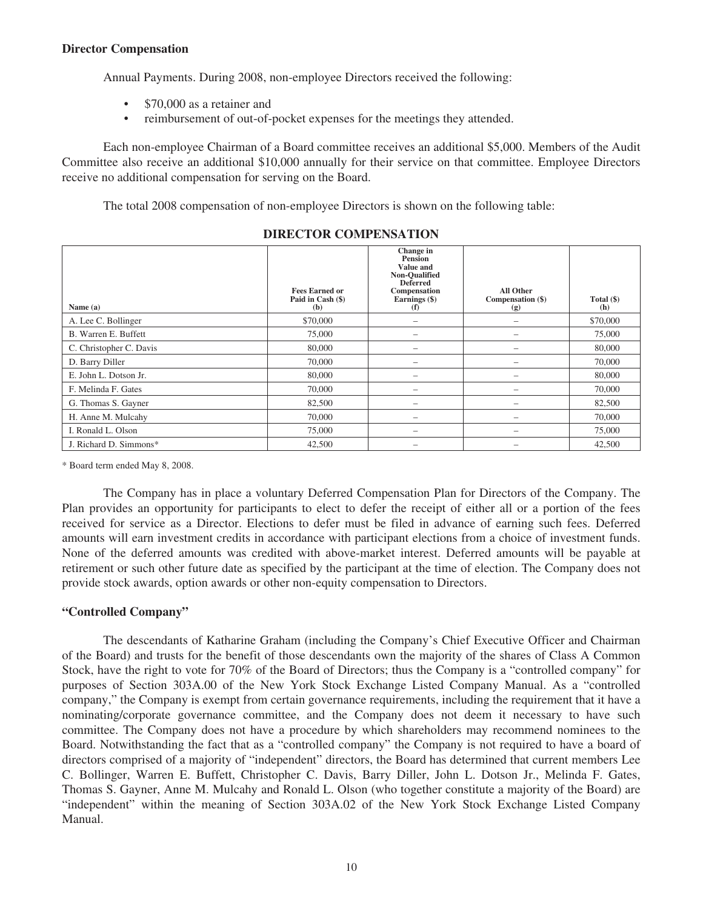**Director Compensation**

Annual Payments. During 2008, non-employee Directors received the following:

- $70,000 as a retainer and
- reimbursement of out-of-pocket expenses for the meetings they attended.

Each non-employee Chairman of a Board committee receives an additional $5,000. Members of the Audit Committee also receive an additional $10,000 annually for their service on that committee. Employee Directors receive no additional compensation for serving on the Board.

The total 2008 compensation of non-employee Directors is shown on the following table:

**DIRECTOR COMPENSATION**

| Name (a) | Fees Earned or Paid in Cash ($) (b) | Change in Pension Value and Non-Qualified Deferred Compensation Earnings ($) (f) | All Other Compensation ($) (g) | Total ($) (h) |
|---|---|---|---|---|
| A. Lee C. Bollinger | $70,000 | – | – | $70,000 |
| B. Warren E. Buffett | 75,000 | – | – | 75,000 |
| C. Christopher C. Davis | 80,000 | – | – | 80,000 |
| D. Barry Diller | 70,000 | – | – | 70,000 |
| E. John L. Dotson Jr. | 80,000 | – | – | 80,000 |
| F. Melinda F. Gates | 70,000 | – | – | 70,000 |
| G. Thomas S. Gayner | 82,500 | – | – | 82,500 |
| H. Anne M. Mulcahy | 70,000 | – | – | 70,000 |
| I. Ronald L. Olson | 75,000 | – | – | 75,000 |
| J. Richard D. Simmons* | 42,500 | – | – | 42,500 |

\* Board term ended May 8, 2008.

The Company has in place a voluntary Deferred Compensation Plan for Directors of the Company. The Plan provides an opportunity for participants to elect to defer the receipt of either all or a portion of the fees received for service as a Director. Elections to defer must be filed in advance of earning such fees. Deferred amounts will earn investment credits in accordance with participant elections from a choice of investment funds. None of the deferred amounts was credited with above-market interest. Deferred amounts will be payable at retirement or such other future date as specified by the participant at the time of election. The Company does not provide stock awards, option awards or other non-equity compensation to Directors.

**"Controlled Company"**

The descendants of Katharine Graham (including the Company's Chief Executive Officer and Chairman of the Board) and trusts for the benefit of those descendants own the majority of the shares of Class A Common Stock, have the right to vote for 70% of the Board of Directors; thus the Company is a "controlled company" for purposes of Section 303A.00 of the New York Stock Exchange Listed Company Manual. As a "controlled company," the Company is exempt from certain governance requirements, including the requirement that it have a nominating/corporate governance committee, and the Company does not deem it necessary to have such committee. The Company does not have a procedure by which shareholders may recommend nominees to the Board. Notwithstanding the fact that as a "controlled company" the Company is not required to have a board of directors comprised of a majority of "independent" directors, the Board has determined that current members Lee C. Bollinger, Warren E. Buffett, Christopher C. Davis, Barry Diller, John L. Dotson Jr., Melinda F. Gates, Thomas S. Gayner, Anne M. Mulcahy and Ronald L. Olson (who together constitute a majority of the Board) are "independent" within the meaning of Section 303A.02 of the New York Stock Exchange Listed Company Manual.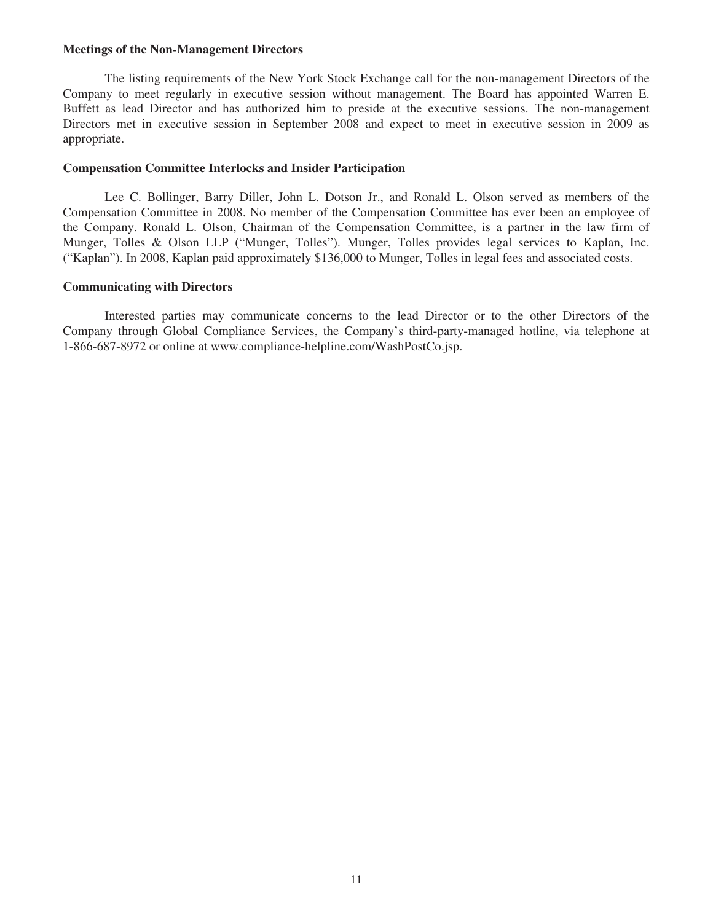**Meetings of the Non-Management Directors**

The listing requirements of the New York Stock Exchange call for the non-management Directors of the Company to meet regularly in executive session without management. The Board has appointed Warren E. Buffett as lead Director and has authorized him to preside at the executive sessions. The non-management Directors met in executive session in September 2008 and expect to meet in executive session in 2009 as appropriate.

**Compensation Committee Interlocks and Insider Participation**

Lee C. Bollinger, Barry Diller, John L. Dotson Jr., and Ronald L. Olson served as members of the Compensation Committee in 2008. No member of the Compensation Committee has ever been an employee of the Company. Ronald L. Olson, Chairman of the Compensation Committee, is a partner in the law firm of Munger, Tolles & Olson LLP ("Munger, Tolles"). Munger, Tolles provides legal services to Kaplan, Inc. ("Kaplan"). In 2008, Kaplan paid approximately $136,000 to Munger, Tolles in legal fees and associated costs.

**Communicating with Directors**

Interested parties may communicate concerns to the lead Director or to the other Directors of the Company through Global Compliance Services, the Company's third-party-managed hotline, via telephone at 1-866-687-8972 or online at www.compliance-helpline.com/WashPostCo.jsp.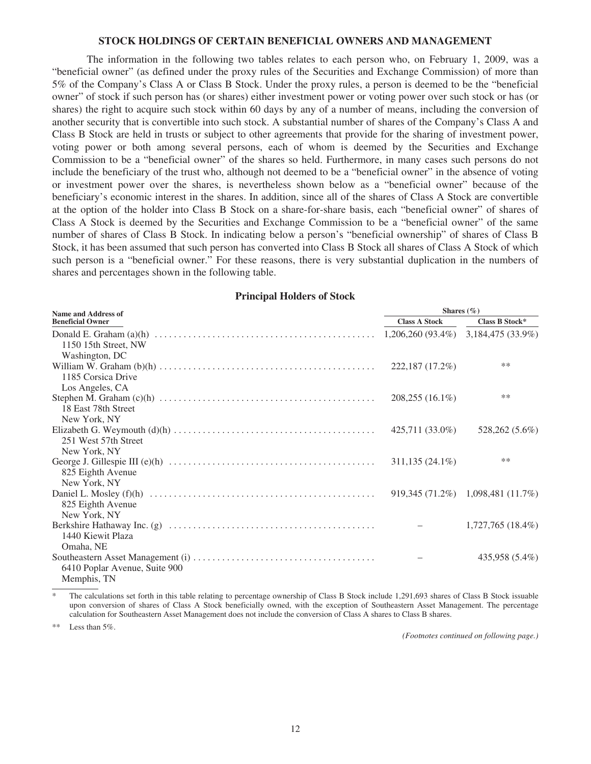### STOCK HOLDINGS OF CERTAIN BENEFICIAL OWNERS AND MANAGEMENT

The information in the following two tables relates to each person who, on February 1, 2009, was a "beneficial owner" (as defined under the proxy rules of the Securities and Exchange Commission) of more than 5% of the Company's Class A or Class B Stock. Under the proxy rules, a person is deemed to be the "beneficial owner" of stock if such person has (or shares) either investment power or voting power over such stock or has (or shares) the right to acquire such stock within 60 days by any of a number of means, including the conversion of another security that is convertible into such stock. A substantial number of shares of the Company's Class A and Class B Stock are held in trusts or subject to other agreements that provide for the sharing of investment power, voting power or both among several persons, each of whom is deemed by the Securities and Exchange Commission to be a "beneficial owner" of the shares so held. Furthermore, in many cases such persons do not include the beneficiary of the trust who, although not deemed to be a "beneficial owner" in the absence of voting or investment power over the shares, is nevertheless shown below as a "beneficial owner" because of the beneficiary's economic interest in the shares. In addition, since all of the shares of Class A Stock are convertible at the option of the holder into Class B Stock on a share-for-share basis, each "beneficial owner" of shares of Class A Stock is deemed by the Securities and Exchange Commission to be a "beneficial owner" of the same number of shares of Class B Stock. In indicating below a person's "beneficial ownership" of shares of Class B Stock, it has been assumed that such person has converted into Class B Stock all shares of Class A Stock of which such person is a "beneficial owner." For these reasons, there is very substantial duplication in the numbers of shares and percentages shown in the following table.

#### Principal Holders of Stock

| Name and Address of Beneficial Owner | Shares (%) | |
|---|---|---|
| | Class A Stock | Class B Stock* |
| Donald E. Graham (a)(h)<br>1150 15th Street, NW<br>Washington, DC | 1,206,260 (93.4%) | 3,184,475 (33.9%) |
| William W. Graham (b)(h)<br>1185 Corsica Drive<br>Los Angeles, CA | 222,187 (17.2%) | ** |
| Stephen M. Graham (c)(h)<br>18 East 78th Street<br>New York, NY | 208,255 (16.1%) | ** |
| Elizabeth G. Weymouth (d)(h)<br>251 West 57th Street<br>New York, NY | 425,711 (33.0%) | 528,262 (5.6%) |
| George J. Gillespie III (e)(h)<br>825 Eighth Avenue<br>New York, NY | 311,135 (24.1%) | ** |
| Daniel L. Mosley (f)(h)<br>825 Eighth Avenue<br>New York, NY | 919,345 (71.2%) | 1,098,481 (11.7%) |
| Berkshire Hathaway Inc. (g)<br>1440 Kiewit Plaza<br>Omaha, NE | – | 1,727,765 (18.4%) |
| Southeastern Asset Management (i)<br>6410 Poplar Avenue, Suite 900<br>Memphis, TN | – | 435,958 (5.4%) |

\* The calculations set forth in this table relating to percentage ownership of Class B Stock include 1,291,693 shares of Class B Stock issuable upon conversion of shares of Class A Stock beneficially owned, with the exception of Southeastern Asset Management. The percentage calculation for Southeastern Asset Management does not include the conversion of Class A shares to Class B shares.

** Less than 5%.

*(Footnotes continued on following page.)*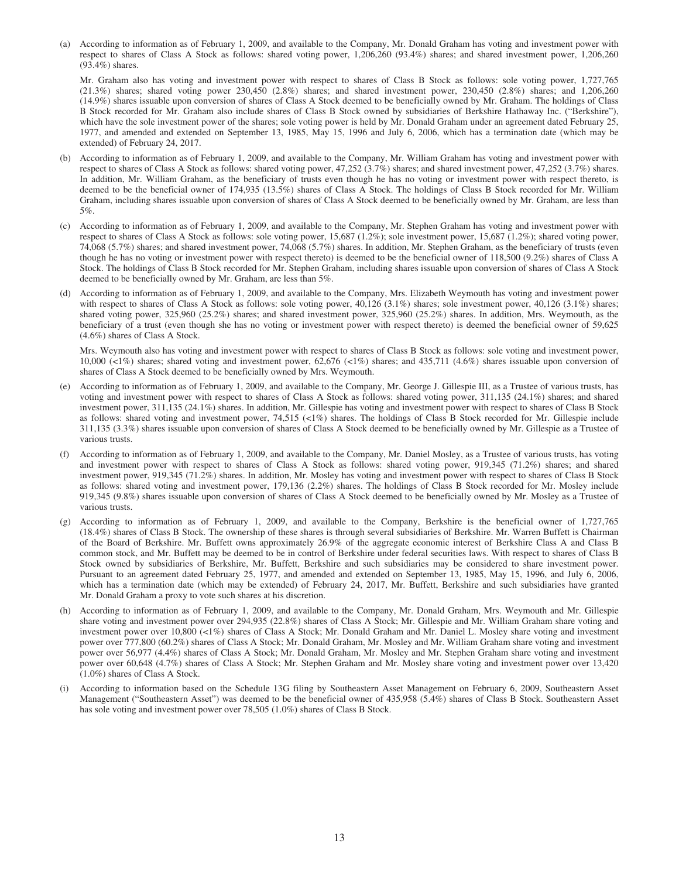(a) According to information as of February 1, 2009, and available to the Company, Mr. Donald Graham has voting and investment power with respect to shares of Class A Stock as follows: shared voting power, 1,206,260 (93.4%) shares; and shared investment power, 1,206,260 (93.4%) shares.

Mr. Graham also has voting and investment power with respect to shares of Class B Stock as follows: sole voting power, 1,727,765 (21.3%) shares; shared voting power 230,450 (2.8%) shares; and shared investment power, 230,450 (2.8%) shares; and 1,206,260 (14.9%) shares issuable upon conversion of shares of Class A Stock deemed to be beneficially owned by Mr. Graham. The holdings of Class B Stock recorded for Mr. Graham also include shares of Class B Stock owned by subsidiaries of Berkshire Hathaway Inc. ("Berkshire"), which have the sole investment power of the shares; sole voting power is held by Mr. Donald Graham under an agreement dated February 25, 1977, and amended and extended on September 13, 1985, May 15, 1996 and July 6, 2006, which has a termination date (which may be extended) of February 24, 2017.

(b) According to information as of February 1, 2009, and available to the Company, Mr. William Graham has voting and investment power with respect to shares of Class A Stock as follows: shared voting power, 47,252 (3.7%) shares; and shared investment power, 47,252 (3.7%) shares. In addition, Mr. William Graham, as the beneficiary of trusts even though he has no voting or investment power with respect thereto, is deemed to be the beneficial owner of 174,935 (13.5%) shares of Class A Stock. The holdings of Class B Stock recorded for Mr. William Graham, including shares issuable upon conversion of shares of Class A Stock deemed to be beneficially owned by Mr. Graham, are less than 5%.

(c) According to information as of February 1, 2009, and available to the Company, Mr. Stephen Graham has voting and investment power with respect to shares of Class A Stock as follows: sole voting power, 15,687 (1.2%); sole investment power, 15,687 (1.2%); shared voting power, 74,068 (5.7%) shares; and shared investment power, 74,068 (5.7%) shares. In addition, Mr. Stephen Graham, as the beneficiary of trusts (even though he has no voting or investment power with respect thereto) is deemed to be the beneficial owner of 118,500 (9.2%) shares of Class A Stock. The holdings of Class B Stock recorded for Mr. Stephen Graham, including shares issuable upon conversion of shares of Class A Stock deemed to be beneficially owned by Mr. Graham, are less than 5%.

(d) According to information as of February 1, 2009, and available to the Company, Mrs. Elizabeth Weymouth has voting and investment power with respect to shares of Class A Stock as follows: sole voting power, 40,126 (3.1%) shares; sole investment power, 40,126 (3.1%) shares; shared voting power, 325,960 (25.2%) shares; and shared investment power, 325,960 (25.2%) shares. In addition, Mrs. Weymouth, as the beneficiary of a trust (even though she has no voting or investment power with respect thereto) is deemed the beneficial owner of 59,625 (4.6%) shares of Class A Stock.

Mrs. Weymouth also has voting and investment power with respect to shares of Class B Stock as follows: sole voting and investment power, 10,000 (<1%) shares; shared voting and investment power, 62,676 (<1%) shares; and 435,711 (4.6%) shares issuable upon conversion of shares of Class A Stock deemed to be beneficially owned by Mrs. Weymouth.

(e) According to information as of February 1, 2009, and available to the Company, Mr. George J. Gillespie III, as a Trustee of various trusts, has voting and investment power with respect to shares of Class A Stock as follows: shared voting power, 311,135 (24.1%) shares; and shared investment power, 311,135 (24.1%) shares. In addition, Mr. Gillespie has voting and investment power with respect to shares of Class B Stock as follows: shared voting and investment power, 74,515 (<1%) shares. The holdings of Class B Stock recorded for Mr. Gillespie include 311,135 (3.3%) shares issuable upon conversion of shares of Class A Stock deemed to be beneficially owned by Mr. Gillespie as a Trustee of various trusts.

(f) According to information as of February 1, 2009, and available to the Company, Mr. Daniel Mosley, as a Trustee of various trusts, has voting and investment power with respect to shares of Class A Stock as follows: shared voting power, 919,345 (71.2%) shares; and shared investment power, 919,345 (71.2%) shares. In addition, Mr. Mosley has voting and investment power with respect to shares of Class B Stock as follows: shared voting and investment power, 179,136 (2.2%) shares. The holdings of Class B Stock recorded for Mr. Mosley include 919,345 (9.8%) shares issuable upon conversion of shares of Class A Stock deemed to be beneficially owned by Mr. Mosley as a Trustee of various trusts.

(g) According to information as of February 1, 2009, and available to the Company, Berkshire is the beneficial owner of 1,727,765 (18.4%) shares of Class B Stock. The ownership of these shares is through several subsidiaries of Berkshire. Mr. Warren Buffett is Chairman of the Board of Berkshire. Mr. Buffett owns approximately 26.9% of the aggregate economic interest of Berkshire Class A and Class B common stock, and Mr. Buffett may be deemed to be in control of Berkshire under federal securities laws. With respect to shares of Class B Stock owned by subsidiaries of Berkshire, Mr. Buffett, Berkshire and such subsidiaries may be considered to share investment power. Pursuant to an agreement dated February 25, 1977, and amended and extended on September 13, 1985, May 15, 1996, and July 6, 2006, which has a termination date (which may be extended) of February 24, 2017, Mr. Buffett, Berkshire and such subsidiaries have granted Mr. Donald Graham a proxy to vote such shares at his discretion.

(h) According to information as of February 1, 2009, and available to the Company, Mr. Donald Graham, Mrs. Weymouth and Mr. Gillespie share voting and investment power over 294,935 (22.8%) shares of Class A Stock; Mr. Gillespie and Mr. William Graham share voting and investment power over 10,800 (<1%) shares of Class A Stock; Mr. Donald Graham and Mr. Daniel L. Mosley share voting and investment power over 777,800 (60.2%) shares of Class A Stock; Mr. Donald Graham, Mr. Mosley and Mr. William Graham share voting and investment power over 56,977 (4.4%) shares of Class A Stock; Mr. Donald Graham, Mr. Mosley and Mr. Stephen Graham share voting and investment power over 60,648 (4.7%) shares of Class A Stock; Mr. Stephen Graham and Mr. Mosley share voting and investment power over 13,420 (1.0%) shares of Class A Stock.

(i) According to information based on the Schedule 13G filing by Southeastern Asset Management on February 6, 2009, Southeastern Asset Management ("Southeastern Asset") was deemed to be the beneficial owner of 435,958 (5.4%) shares of Class B Stock. Southeastern Asset has sole voting and investment power over 78,505 (1.0%) shares of Class B Stock.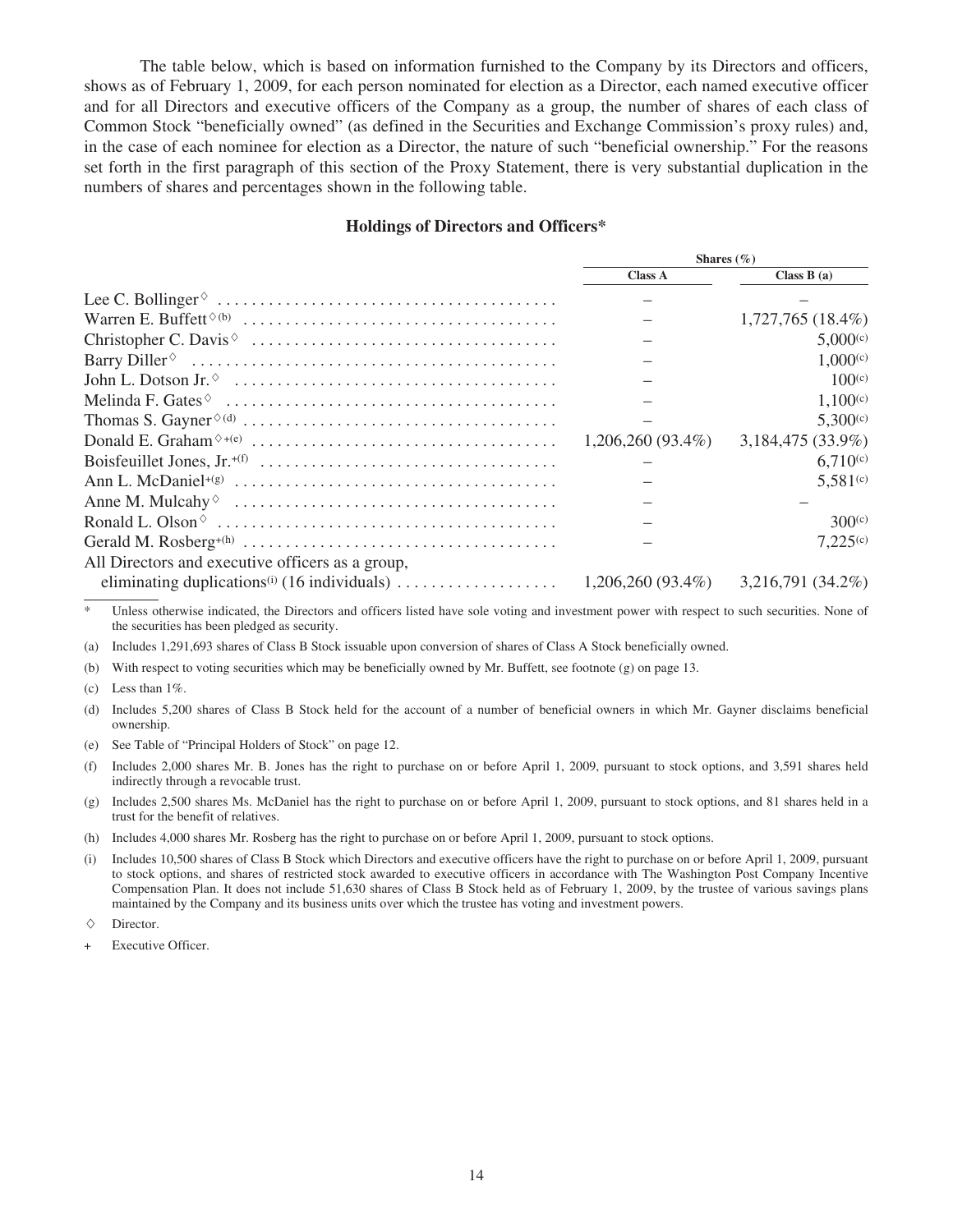The table below, which is based on information furnished to the Company by its Directors and officers, shows as of February 1, 2009, for each person nominated for election as a Director, each named executive officer and for all Directors and executive officers of the Company as a group, the number of shares of each class of Common Stock "beneficially owned" (as defined in the Securities and Exchange Commission's proxy rules) and, in the case of each nominee for election as a Director, the nature of such "beneficial ownership." For the reasons set forth in the first paragraph of this section of the Proxy Statement, there is very substantial duplication in the numbers of shares and percentages shown in the following table.

### Holdings of Directors and Officers*

| | Shares (%) | |
|---|---|---|
| | Class A | Class B (a) |
| Lee C. Bollinger◊ | – | – |
| Warren E. Buffett◊ (b) | – | 1,727,765 (18.4%) |
| Christopher C. Davis◊ | – | 5,000(c) |
| Barry Diller◊ | – | 1,000(c) |
| John L. Dotson Jr.◊ | – | 100(c) |
| Melinda F. Gates◊ | – | 1,100(c) |
| Thomas S. Gayner◊ (d) | – | 5,300(c) |
| Donald E. Graham◊+(e) | 1,206,260 (93.4%) | 3,184,475 (33.9%) |
| Boisfeuillet Jones, Jr.+(f) | – | 6,710(c) |
| Ann L. McDaniel+(g) | – | 5,581(c) |
| Anne M. Mulcahy◊ | – | – |
| Ronald L. Olson◊ | – | 300(c) |
| Gerald M. Rosberg+(h) | – | 7,225(c) |
| All Directors and executive officers as a group, eliminating duplications(i) (16 individuals) | 1,206,260 (93.4%) | 3,216,791 (34.2%) |

\* Unless otherwise indicated, the Directors and officers listed have sole voting and investment power with respect to such securities. None of the securities has been pledged as security.

(a) Includes 1,291,693 shares of Class B Stock issuable upon conversion of shares of Class A Stock beneficially owned.

(b) With respect to voting securities which may be beneficially owned by Mr. Buffett, see footnote (g) on page 13.

(c) Less than 1%.

(d) Includes 5,200 shares of Class B Stock held for the account of a number of beneficial owners in which Mr. Gayner disclaims beneficial ownership.

(e) See Table of "Principal Holders of Stock" on page 12.

(f) Includes 2,000 shares Mr. B. Jones has the right to purchase on or before April 1, 2009, pursuant to stock options, and 3,591 shares held indirectly through a revocable trust.

(g) Includes 2,500 shares Ms. McDaniel has the right to purchase on or before April 1, 2009, pursuant to stock options, and 81 shares held in a trust for the benefit of relatives.

(h) Includes 4,000 shares Mr. Rosberg has the right to purchase on or before April 1, 2009, pursuant to stock options.

(i) Includes 10,500 shares of Class B Stock which Directors and executive officers have the right to purchase on or before April 1, 2009, pursuant to stock options, and shares of restricted stock awarded to executive officers in accordance with The Washington Post Company Incentive Compensation Plan. It does not include 51,630 shares of Class B Stock held as of February 1, 2009, by the trustee of various savings plans maintained by the Company and its business units over which the trustee has voting and investment powers.

◊ Director.

\+ Executive Officer.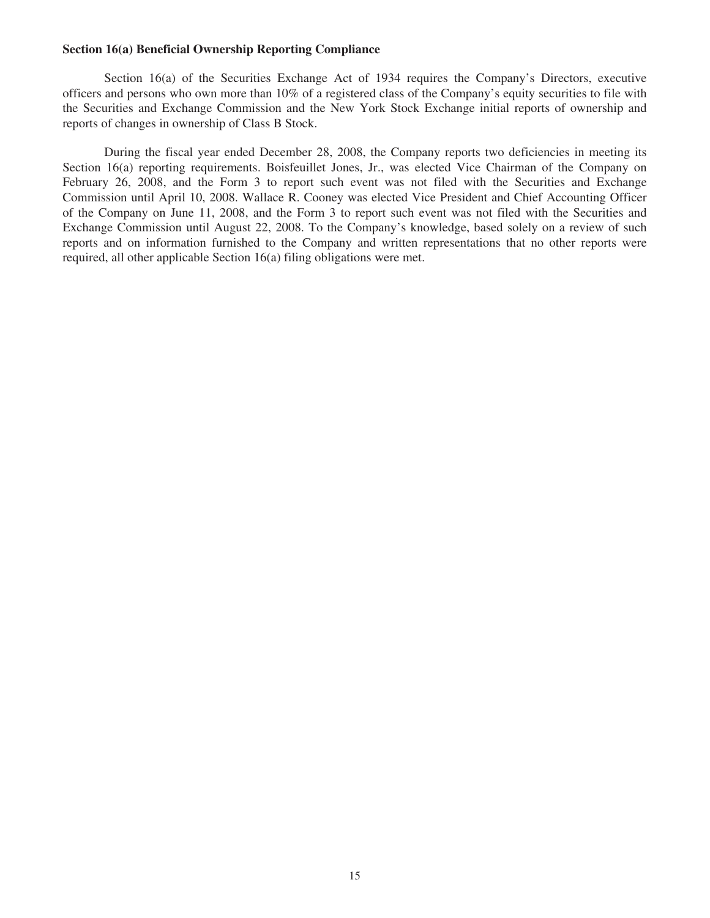**Section 16(a) Beneficial Ownership Reporting Compliance**

Section 16(a) of the Securities Exchange Act of 1934 requires the Company's Directors, executive officers and persons who own more than 10% of a registered class of the Company's equity securities to file with the Securities and Exchange Commission and the New York Stock Exchange initial reports of ownership and reports of changes in ownership of Class B Stock.

During the fiscal year ended December 28, 2008, the Company reports two deficiencies in meeting its Section 16(a) reporting requirements. Boisfeuillet Jones, Jr., was elected Vice Chairman of the Company on February 26, 2008, and the Form 3 to report such event was not filed with the Securities and Exchange Commission until April 10, 2008. Wallace R. Cooney was elected Vice President and Chief Accounting Officer of the Company on June 11, 2008, and the Form 3 to report such event was not filed with the Securities and Exchange Commission until August 22, 2008. To the Company's knowledge, based solely on a review of such reports and on information furnished to the Company and written representations that no other reports were required, all other applicable Section 16(a) filing obligations were met.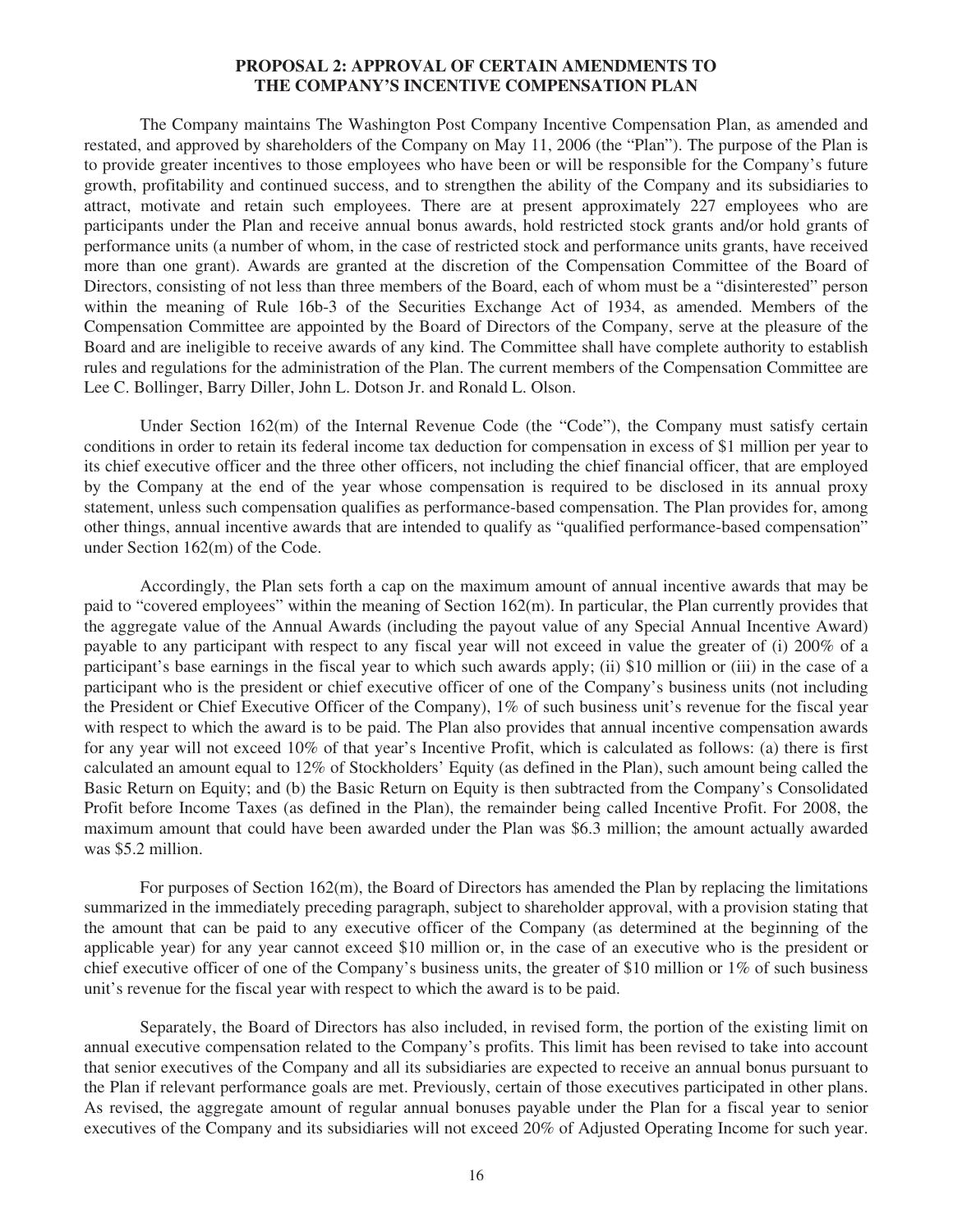## PROPOSAL 2: APPROVAL OF CERTAIN AMENDMENTS TO THE COMPANY'S INCENTIVE COMPENSATION PLAN

The Company maintains The Washington Post Company Incentive Compensation Plan, as amended and restated, and approved by shareholders of the Company on May 11, 2006 (the "Plan"). The purpose of the Plan is to provide greater incentives to those employees who have been or will be responsible for the Company's future growth, profitability and continued success, and to strengthen the ability of the Company and its subsidiaries to attract, motivate and retain such employees. There are at present approximately 227 employees who are participants under the Plan and receive annual bonus awards, hold restricted stock grants and/or hold grants of performance units (a number of whom, in the case of restricted stock and performance units grants, have received more than one grant). Awards are granted at the discretion of the Compensation Committee of the Board of Directors, consisting of not less than three members of the Board, each of whom must be a "disinterested" person within the meaning of Rule 16b-3 of the Securities Exchange Act of 1934, as amended. Members of the Compensation Committee are appointed by the Board of Directors of the Company, serve at the pleasure of the Board and are ineligible to receive awards of any kind. The Committee shall have complete authority to establish rules and regulations for the administration of the Plan. The current members of the Compensation Committee are Lee C. Bollinger, Barry Diller, John L. Dotson Jr. and Ronald L. Olson.

Under Section 162(m) of the Internal Revenue Code (the "Code"), the Company must satisfy certain conditions in order to retain its federal income tax deduction for compensation in excess of $1 million per year to its chief executive officer and the three other officers, not including the chief financial officer, that are employed by the Company at the end of the year whose compensation is required to be disclosed in its annual proxy statement, unless such compensation qualifies as performance-based compensation. The Plan provides for, among other things, annual incentive awards that are intended to qualify as "qualified performance-based compensation" under Section 162(m) of the Code.

Accordingly, the Plan sets forth a cap on the maximum amount of annual incentive awards that may be paid to "covered employees" within the meaning of Section 162(m). In particular, the Plan currently provides that the aggregate value of the Annual Awards (including the payout value of any Special Annual Incentive Award) payable to any participant with respect to any fiscal year will not exceed in value the greater of (i) 200% of a participant's base earnings in the fiscal year to which such awards apply; (ii) $10 million or (iii) in the case of a participant who is the president or chief executive officer of one of the Company's business units (not including the President or Chief Executive Officer of the Company), 1% of such business unit's revenue for the fiscal year with respect to which the award is to be paid. The Plan also provides that annual incentive compensation awards for any year will not exceed 10% of that year's Incentive Profit, which is calculated as follows: (a) there is first calculated an amount equal to 12% of Stockholders' Equity (as defined in the Plan), such amount being called the Basic Return on Equity; and (b) the Basic Return on Equity is then subtracted from the Company's Consolidated Profit before Income Taxes (as defined in the Plan), the remainder being called Incentive Profit. For 2008, the maximum amount that could have been awarded under the Plan was $6.3 million; the amount actually awarded was $5.2 million.

For purposes of Section 162(m), the Board of Directors has amended the Plan by replacing the limitations summarized in the immediately preceding paragraph, subject to shareholder approval, with a provision stating that the amount that can be paid to any executive officer of the Company (as determined at the beginning of the applicable year) for any year cannot exceed $10 million or, in the case of an executive who is the president or chief executive officer of one of the Company's business units, the greater of $10 million or 1% of such business unit's revenue for the fiscal year with respect to which the award is to be paid.

Separately, the Board of Directors has also included, in revised form, the portion of the existing limit on annual executive compensation related to the Company's profits. This limit has been revised to take into account that senior executives of the Company and all its subsidiaries are expected to receive an annual bonus pursuant to the Plan if relevant performance goals are met. Previously, certain of those executives participated in other plans. As revised, the aggregate amount of regular annual bonuses payable under the Plan for a fiscal year to senior executives of the Company and its subsidiaries will not exceed 20% of Adjusted Operating Income for such year.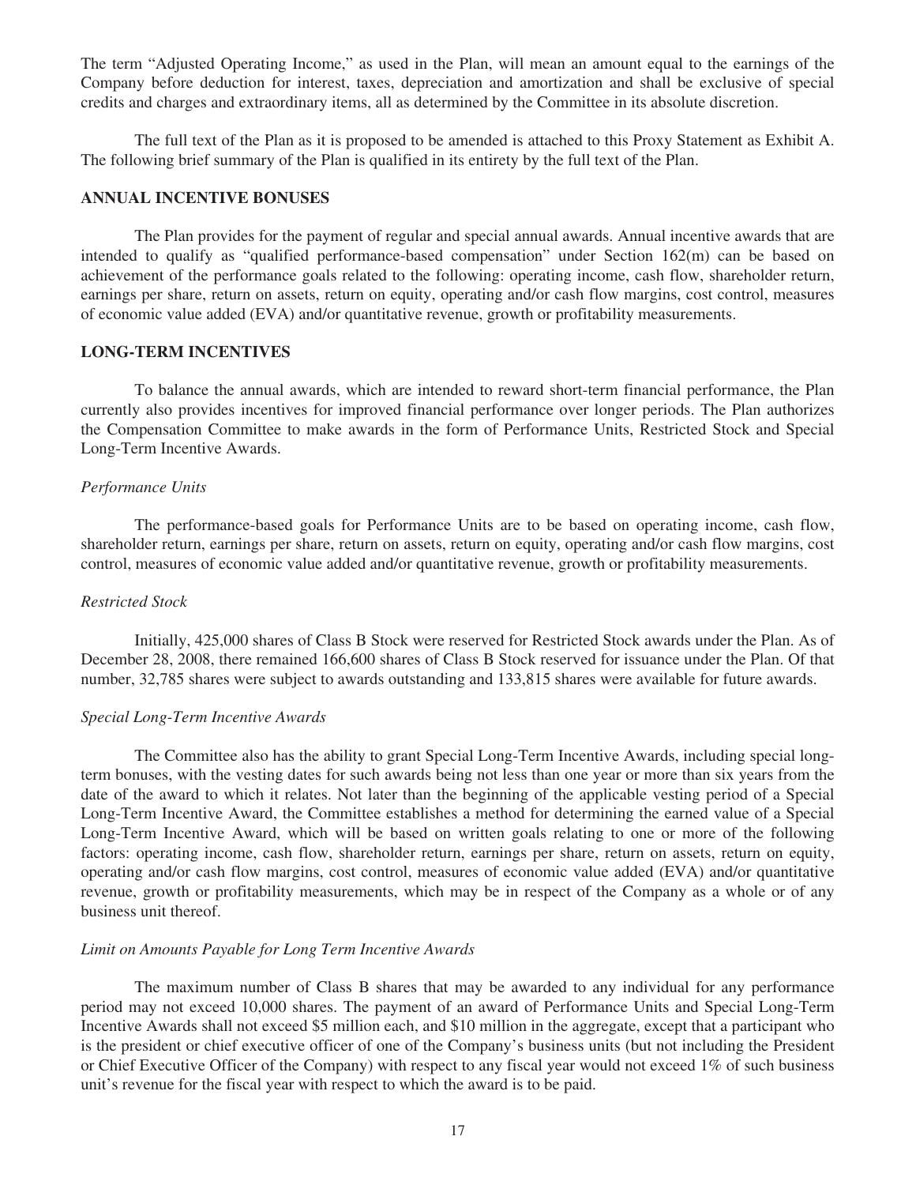The term "Adjusted Operating Income," as used in the Plan, will mean an amount equal to the earnings of the Company before deduction for interest, taxes, depreciation and amortization and shall be exclusive of special credits and charges and extraordinary items, all as determined by the Committee in its absolute discretion.

The full text of the Plan as it is proposed to be amended is attached to this Proxy Statement as Exhibit A. The following brief summary of the Plan is qualified in its entirety by the full text of the Plan.

**ANNUAL INCENTIVE BONUSES**

The Plan provides for the payment of regular and special annual awards. Annual incentive awards that are intended to qualify as "qualified performance-based compensation" under Section 162(m) can be based on achievement of the performance goals related to the following: operating income, cash flow, shareholder return, earnings per share, return on assets, return on equity, operating and/or cash flow margins, cost control, measures of economic value added (EVA) and/or quantitative revenue, growth or profitability measurements.

**LONG-TERM INCENTIVES**

To balance the annual awards, which are intended to reward short-term financial performance, the Plan currently also provides incentives for improved financial performance over longer periods. The Plan authorizes the Compensation Committee to make awards in the form of Performance Units, Restricted Stock and Special Long-Term Incentive Awards.

*Performance Units*

The performance-based goals for Performance Units are to be based on operating income, cash flow, shareholder return, earnings per share, return on assets, return on equity, operating and/or cash flow margins, cost control, measures of economic value added and/or quantitative revenue, growth or profitability measurements.

*Restricted Stock*

Initially, 425,000 shares of Class B Stock were reserved for Restricted Stock awards under the Plan. As of December 28, 2008, there remained 166,600 shares of Class B Stock reserved for issuance under the Plan. Of that number, 32,785 shares were subject to awards outstanding and 133,815 shares were available for future awards.

*Special Long-Term Incentive Awards*

The Committee also has the ability to grant Special Long-Term Incentive Awards, including special long-term bonuses, with the vesting dates for such awards being not less than one year or more than six years from the date of the award to which it relates. Not later than the beginning of the applicable vesting period of a Special Long-Term Incentive Award, the Committee establishes a method for determining the earned value of a Special Long-Term Incentive Award, which will be based on written goals relating to one or more of the following factors: operating income, cash flow, shareholder return, earnings per share, return on assets, return on equity, operating and/or cash flow margins, cost control, measures of economic value added (EVA) and/or quantitative revenue, growth or profitability measurements, which may be in respect of the Company as a whole or of any business unit thereof.

*Limit on Amounts Payable for Long Term Incentive Awards*

The maximum number of Class B shares that may be awarded to any individual for any performance period may not exceed 10,000 shares. The payment of an award of Performance Units and Special Long-Term Incentive Awards shall not exceed $5 million each, and $10 million in the aggregate, except that a participant who is the president or chief executive officer of one of the Company's business units (but not including the President or Chief Executive Officer of the Company) with respect to any fiscal year would not exceed 1% of such business unit's revenue for the fiscal year with respect to which the award is to be paid.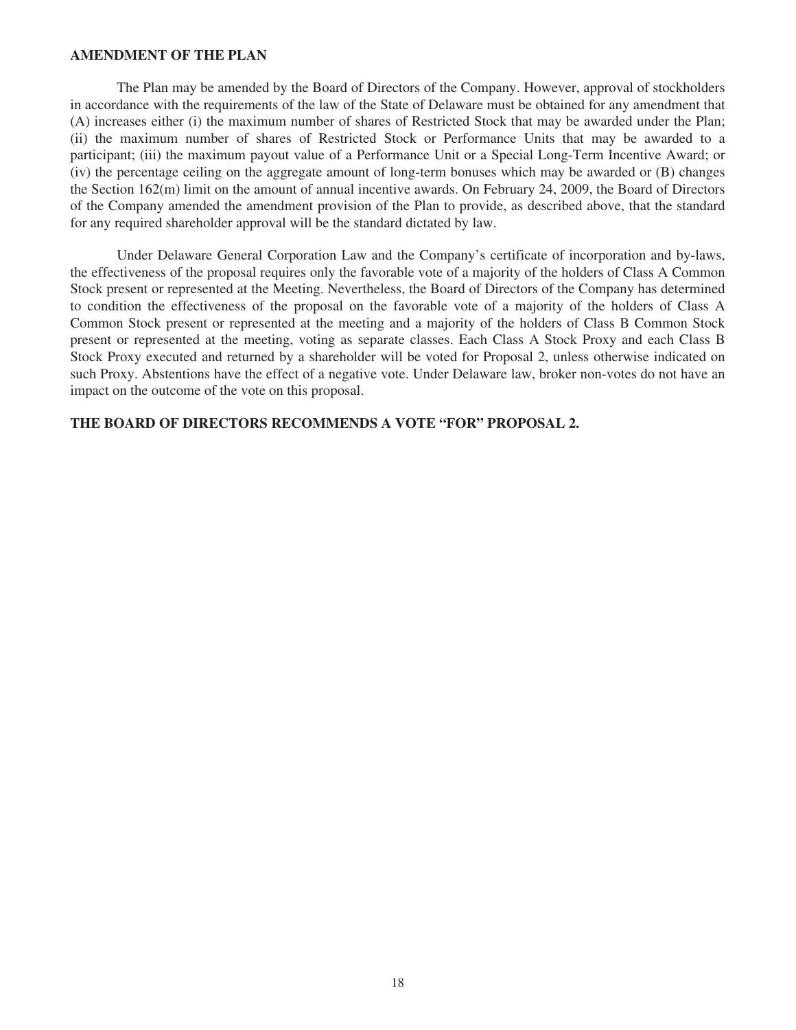**AMENDMENT OF THE PLAN**

The Plan may be amended by the Board of Directors of the Company. However, approval of stockholders in accordance with the requirements of the law of the State of Delaware must be obtained for any amendment that (A) increases either (i) the maximum number of shares of Restricted Stock that may be awarded under the Plan; (ii) the maximum number of shares of Restricted Stock or Performance Units that may be awarded to a participant; (iii) the maximum payout value of a Performance Unit or a Special Long-Term Incentive Award; or (iv) the percentage ceiling on the aggregate amount of long-term bonuses which may be awarded or (B) changes the Section 162(m) limit on the amount of annual incentive awards. On February 24, 2009, the Board of Directors of the Company amended the amendment provision of the Plan to provide, as described above, that the standard for any required shareholder approval will be the standard dictated by law.

Under Delaware General Corporation Law and the Company's certificate of incorporation and by-laws, the effectiveness of the proposal requires only the favorable vote of a majority of the holders of Class A Common Stock present or represented at the Meeting. Nevertheless, the Board of Directors of the Company has determined to condition the effectiveness of the proposal on the favorable vote of a majority of the holders of Class A Common Stock present or represented at the meeting and a majority of the holders of Class B Common Stock present or represented at the meeting, voting as separate classes. Each Class A Stock Proxy and each Class B Stock Proxy executed and returned by a shareholder will be voted for Proposal 2, unless otherwise indicated on such Proxy. Abstentions have the effect of a negative vote. Under Delaware law, broker non-votes do not have an impact on the outcome of the vote on this proposal.

**THE BOARD OF DIRECTORS RECOMMENDS A VOTE "FOR" PROPOSAL 2.**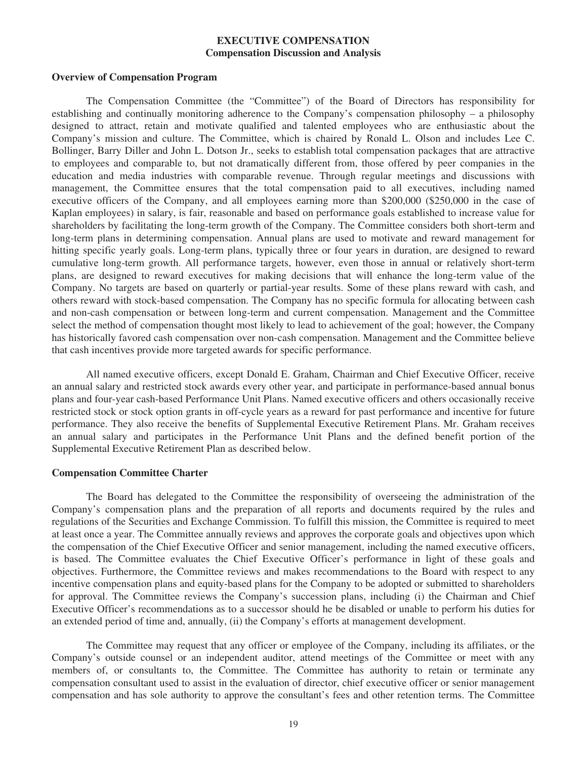# EXECUTIVE COMPENSATION

## Compensation Discussion and Analysis

### Overview of Compensation Program

The Compensation Committee (the "Committee") of the Board of Directors has responsibility for establishing and continually monitoring adherence to the Company's compensation philosophy – a philosophy designed to attract, retain and motivate qualified and talented employees who are enthusiastic about the Company's mission and culture. The Committee, which is chaired by Ronald L. Olson and includes Lee C. Bollinger, Barry Diller and John L. Dotson Jr., seeks to establish total compensation packages that are attractive to employees and comparable to, but not dramatically different from, those offered by peer companies in the education and media industries with comparable revenue. Through regular meetings and discussions with management, the Committee ensures that the total compensation paid to all executives, including named executive officers of the Company, and all employees earning more than $200,000 ($250,000 in the case of Kaplan employees) in salary, is fair, reasonable and based on performance goals established to increase value for shareholders by facilitating the long-term growth of the Company. The Committee considers both short-term and long-term plans in determining compensation. Annual plans are used to motivate and reward management for hitting specific yearly goals. Long-term plans, typically three or four years in duration, are designed to reward cumulative long-term growth. All performance targets, however, even those in annual or relatively short-term plans, are designed to reward executives for making decisions that will enhance the long-term value of the Company. No targets are based on quarterly or partial-year results. Some of these plans reward with cash, and others reward with stock-based compensation. The Company has no specific formula for allocating between cash and non-cash compensation or between long-term and current compensation. Management and the Committee select the method of compensation thought most likely to lead to achievement of the goal; however, the Company has historically favored cash compensation over non-cash compensation. Management and the Committee believe that cash incentives provide more targeted awards for specific performance.

All named executive officers, except Donald E. Graham, Chairman and Chief Executive Officer, receive an annual salary and restricted stock awards every other year, and participate in performance-based annual bonus plans and four-year cash-based Performance Unit Plans. Named executive officers and others occasionally receive restricted stock or stock option grants in off-cycle years as a reward for past performance and incentive for future performance. They also receive the benefits of Supplemental Executive Retirement Plans. Mr. Graham receives an annual salary and participates in the Performance Unit Plans and the defined benefit portion of the Supplemental Executive Retirement Plan as described below.

### Compensation Committee Charter

The Board has delegated to the Committee the responsibility of overseeing the administration of the Company's compensation plans and the preparation of all reports and documents required by the rules and regulations of the Securities and Exchange Commission. To fulfill this mission, the Committee is required to meet at least once a year. The Committee annually reviews and approves the corporate goals and objectives upon which the compensation of the Chief Executive Officer and senior management, including the named executive officers, is based. The Committee evaluates the Chief Executive Officer's performance in light of these goals and objectives. Furthermore, the Committee reviews and makes recommendations to the Board with respect to any incentive compensation plans and equity-based plans for the Company to be adopted or submitted to shareholders for approval. The Committee reviews the Company's succession plans, including (i) the Chairman and Chief Executive Officer's recommendations as to a successor should he be disabled or unable to perform his duties for an extended period of time and, annually, (ii) the Company's efforts at management development.

The Committee may request that any officer or employee of the Company, including its affiliates, or the Company's outside counsel or an independent auditor, attend meetings of the Committee or meet with any members of, or consultants to, the Committee. The Committee has authority to retain or terminate any compensation consultant used to assist in the evaluation of director, chief executive officer or senior management compensation and has sole authority to approve the consultant's fees and other retention terms. The Committee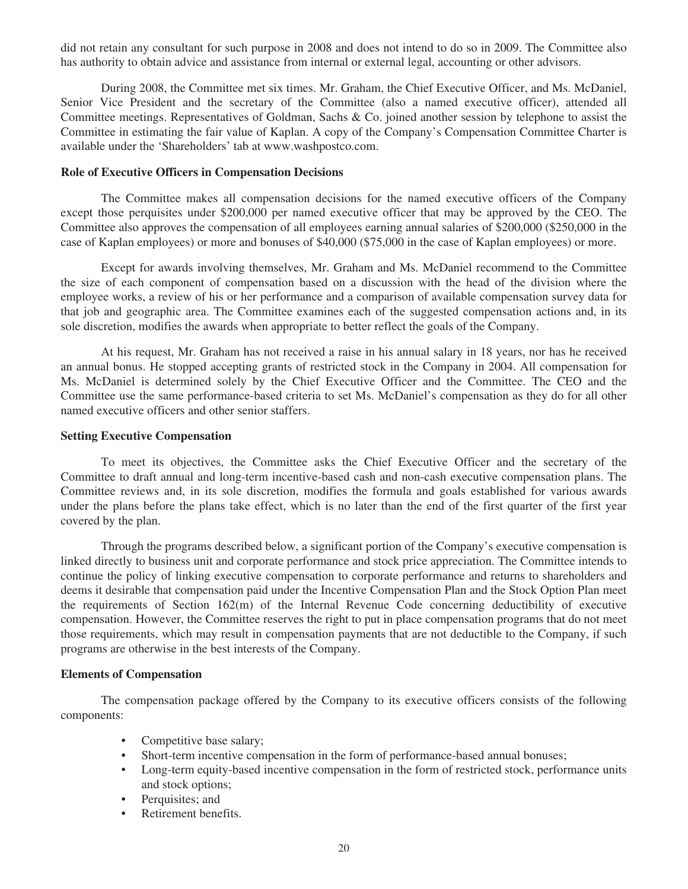did not retain any consultant for such purpose in 2008 and does not intend to do so in 2009. The Committee also has authority to obtain advice and assistance from internal or external legal, accounting or other advisors.

During 2008, the Committee met six times. Mr. Graham, the Chief Executive Officer, and Ms. McDaniel, Senior Vice President and the secretary of the Committee (also a named executive officer), attended all Committee meetings. Representatives of Goldman, Sachs & Co. joined another session by telephone to assist the Committee in estimating the fair value of Kaplan. A copy of the Company's Compensation Committee Charter is available under the 'Shareholders' tab at www.washpostco.com.

**Role of Executive Officers in Compensation Decisions**

The Committee makes all compensation decisions for the named executive officers of the Company except those perquisites under $200,000 per named executive officer that may be approved by the CEO. The Committee also approves the compensation of all employees earning annual salaries of $200,000 ($250,000 in the case of Kaplan employees) or more and bonuses of $40,000 ($75,000 in the case of Kaplan employees) or more.

Except for awards involving themselves, Mr. Graham and Ms. McDaniel recommend to the Committee the size of each component of compensation based on a discussion with the head of the division where the employee works, a review of his or her performance and a comparison of available compensation survey data for that job and geographic area. The Committee examines each of the suggested compensation actions and, in its sole discretion, modifies the awards when appropriate to better reflect the goals of the Company.

At his request, Mr. Graham has not received a raise in his annual salary in 18 years, nor has he received an annual bonus. He stopped accepting grants of restricted stock in the Company in 2004. All compensation for Ms. McDaniel is determined solely by the Chief Executive Officer and the Committee. The CEO and the Committee use the same performance-based criteria to set Ms. McDaniel's compensation as they do for all other named executive officers and other senior staffers.

**Setting Executive Compensation**

To meet its objectives, the Committee asks the Chief Executive Officer and the secretary of the Committee to draft annual and long-term incentive-based cash and non-cash executive compensation plans. The Committee reviews and, in its sole discretion, modifies the formula and goals established for various awards under the plans before the plans take effect, which is no later than the end of the first quarter of the first year covered by the plan.

Through the programs described below, a significant portion of the Company's executive compensation is linked directly to business unit and corporate performance and stock price appreciation. The Committee intends to continue the policy of linking executive compensation to corporate performance and returns to shareholders and deems it desirable that compensation paid under the Incentive Compensation Plan and the Stock Option Plan meet the requirements of Section 162(m) of the Internal Revenue Code concerning deductibility of executive compensation. However, the Committee reserves the right to put in place compensation programs that do not meet those requirements, which may result in compensation payments that are not deductible to the Company, if such programs are otherwise in the best interests of the Company.

**Elements of Compensation**

The compensation package offered by the Company to its executive officers consists of the following components:

- Competitive base salary;
- Short-term incentive compensation in the form of performance-based annual bonuses;
- Long-term equity-based incentive compensation in the form of restricted stock, performance units and stock options;
- Perquisites; and
- Retirement benefits.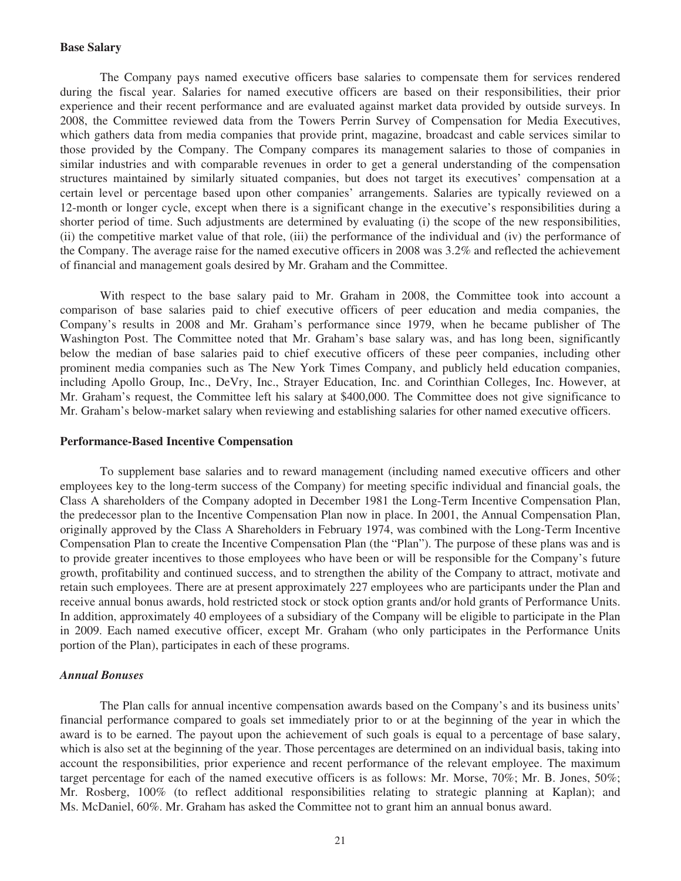**Base Salary**

The Company pays named executive officers base salaries to compensate them for services rendered during the fiscal year. Salaries for named executive officers are based on their responsibilities, their prior experience and their recent performance and are evaluated against market data provided by outside surveys. In 2008, the Committee reviewed data from the Towers Perrin Survey of Compensation for Media Executives, which gathers data from media companies that provide print, magazine, broadcast and cable services similar to those provided by the Company. The Company compares its management salaries to those of companies in similar industries and with comparable revenues in order to get a general understanding of the compensation structures maintained by similarly situated companies, but does not target its executives' compensation at a certain level or percentage based upon other companies' arrangements. Salaries are typically reviewed on a 12-month or longer cycle, except when there is a significant change in the executive's responsibilities during a shorter period of time. Such adjustments are determined by evaluating (i) the scope of the new responsibilities, (ii) the competitive market value of that role, (iii) the performance of the individual and (iv) the performance of the Company. The average raise for the named executive officers in 2008 was 3.2% and reflected the achievement of financial and management goals desired by Mr. Graham and the Committee.

With respect to the base salary paid to Mr. Graham in 2008, the Committee took into account a comparison of base salaries paid to chief executive officers of peer education and media companies, the Company's results in 2008 and Mr. Graham's performance since 1979, when he became publisher of The Washington Post. The Committee noted that Mr. Graham's base salary was, and has long been, significantly below the median of base salaries paid to chief executive officers of these peer companies, including other prominent media companies such as The New York Times Company, and publicly held education companies, including Apollo Group, Inc., DeVry, Inc., Strayer Education, Inc. and Corinthian Colleges, Inc. However, at Mr. Graham's request, the Committee left his salary at \$400,000. The Committee does not give significance to Mr. Graham's below-market salary when reviewing and establishing salaries for other named executive officers.

**Performance-Based Incentive Compensation**

To supplement base salaries and to reward management (including named executive officers and other employees key to the long-term success of the Company) for meeting specific individual and financial goals, the Class A shareholders of the Company adopted in December 1981 the Long-Term Incentive Compensation Plan, the predecessor plan to the Incentive Compensation Plan now in place. In 2001, the Annual Compensation Plan, originally approved by the Class A Shareholders in February 1974, was combined with the Long-Term Incentive Compensation Plan to create the Incentive Compensation Plan (the "Plan"). The purpose of these plans was and is to provide greater incentives to those employees who have been or will be responsible for the Company's future growth, profitability and continued success, and to strengthen the ability of the Company to attract, motivate and retain such employees. There are at present approximately 227 employees who are participants under the Plan and receive annual bonus awards, hold restricted stock or stock option grants and/or hold grants of Performance Units. In addition, approximately 40 employees of a subsidiary of the Company will be eligible to participate in the Plan in 2009. Each named executive officer, except Mr. Graham (who only participates in the Performance Units portion of the Plan), participates in each of these programs.

***Annual Bonuses***

The Plan calls for annual incentive compensation awards based on the Company's and its business units' financial performance compared to goals set immediately prior to or at the beginning of the year in which the award is to be earned. The payout upon the achievement of such goals is equal to a percentage of base salary, which is also set at the beginning of the year. Those percentages are determined on an individual basis, taking into account the responsibilities, prior experience and recent performance of the relevant employee. The maximum target percentage for each of the named executive officers is as follows: Mr. Morse, 70%; Mr. B. Jones, 50%; Mr. Rosberg, 100% (to reflect additional responsibilities relating to strategic planning at Kaplan); and Ms. McDaniel, 60%. Mr. Graham has asked the Committee not to grant him an annual bonus award.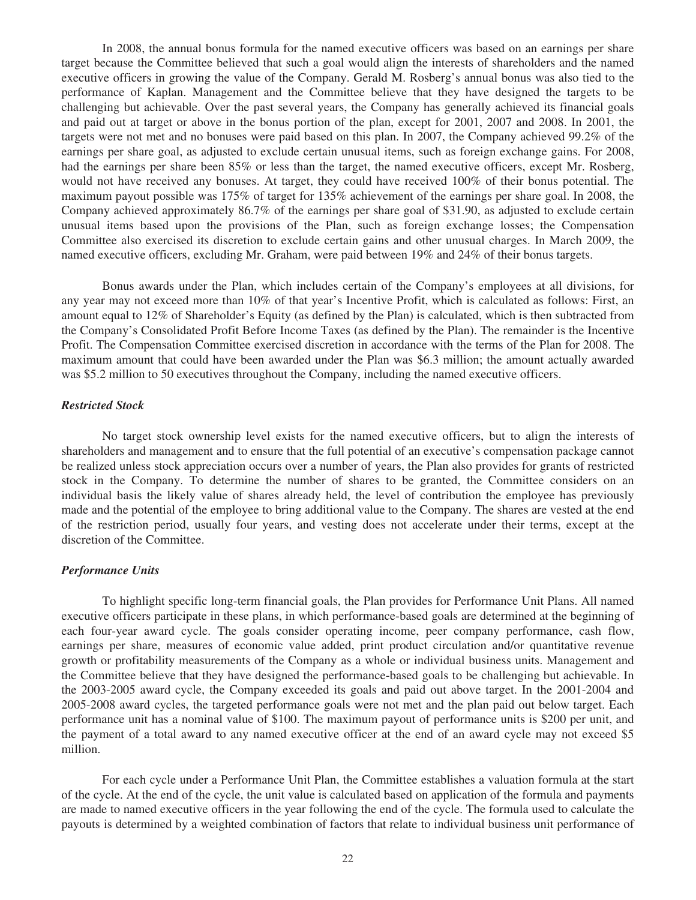In 2008, the annual bonus formula for the named executive officers was based on an earnings per share target because the Committee believed that such a goal would align the interests of shareholders and the named executive officers in growing the value of the Company. Gerald M. Rosberg's annual bonus was also tied to the performance of Kaplan. Management and the Committee believe that they have designed the targets to be challenging but achievable. Over the past several years, the Company has generally achieved its financial goals and paid out at target or above in the bonus portion of the plan, except for 2001, 2007 and 2008. In 2001, the targets were not met and no bonuses were paid based on this plan. In 2007, the Company achieved 99.2% of the earnings per share goal, as adjusted to exclude certain unusual items, such as foreign exchange gains. For 2008, had the earnings per share been 85% or less than the target, the named executive officers, except Mr. Rosberg, would not have received any bonuses. At target, they could have received 100% of their bonus potential. The maximum payout possible was 175% of target for 135% achievement of the earnings per share goal. In 2008, the Company achieved approximately 86.7% of the earnings per share goal of $31.90, as adjusted to exclude certain unusual items based upon the provisions of the Plan, such as foreign exchange losses; the Compensation Committee also exercised its discretion to exclude certain gains and other unusual charges. In March 2009, the named executive officers, excluding Mr. Graham, were paid between 19% and 24% of their bonus targets.

Bonus awards under the Plan, which includes certain of the Company's employees at all divisions, for any year may not exceed more than 10% of that year's Incentive Profit, which is calculated as follows: First, an amount equal to 12% of Shareholder's Equity (as defined by the Plan) is calculated, which is then subtracted from the Company's Consolidated Profit Before Income Taxes (as defined by the Plan). The remainder is the Incentive Profit. The Compensation Committee exercised discretion in accordance with the terms of the Plan for 2008. The maximum amount that could have been awarded under the Plan was $6.3 million; the amount actually awarded was $5.2 million to 50 executives throughout the Company, including the named executive officers.

***Restricted Stock***

No target stock ownership level exists for the named executive officers, but to align the interests of shareholders and management and to ensure that the full potential of an executive's compensation package cannot be realized unless stock appreciation occurs over a number of years, the Plan also provides for grants of restricted stock in the Company. To determine the number of shares to be granted, the Committee considers on an individual basis the likely value of shares already held, the level of contribution the employee has previously made and the potential of the employee to bring additional value to the Company. The shares are vested at the end of the restriction period, usually four years, and vesting does not accelerate under their terms, except at the discretion of the Committee.

***Performance Units***

To highlight specific long-term financial goals, the Plan provides for Performance Unit Plans. All named executive officers participate in these plans, in which performance-based goals are determined at the beginning of each four-year award cycle. The goals consider operating income, peer company performance, cash flow, earnings per share, measures of economic value added, print product circulation and/or quantitative revenue growth or profitability measurements of the Company as a whole or individual business units. Management and the Committee believe that they have designed the performance-based goals to be challenging but achievable. In the 2003-2005 award cycle, the Company exceeded its goals and paid out above target. In the 2001-2004 and 2005-2008 award cycles, the targeted performance goals were not met and the plan paid out below target. Each performance unit has a nominal value of $100. The maximum payout of performance units is $200 per unit, and the payment of a total award to any named executive officer at the end of an award cycle may not exceed $5 million.

For each cycle under a Performance Unit Plan, the Committee establishes a valuation formula at the start of the cycle. At the end of the cycle, the unit value is calculated based on application of the formula and payments are made to named executive officers in the year following the end of the cycle. The formula used to calculate the payouts is determined by a weighted combination of factors that relate to individual business unit performance of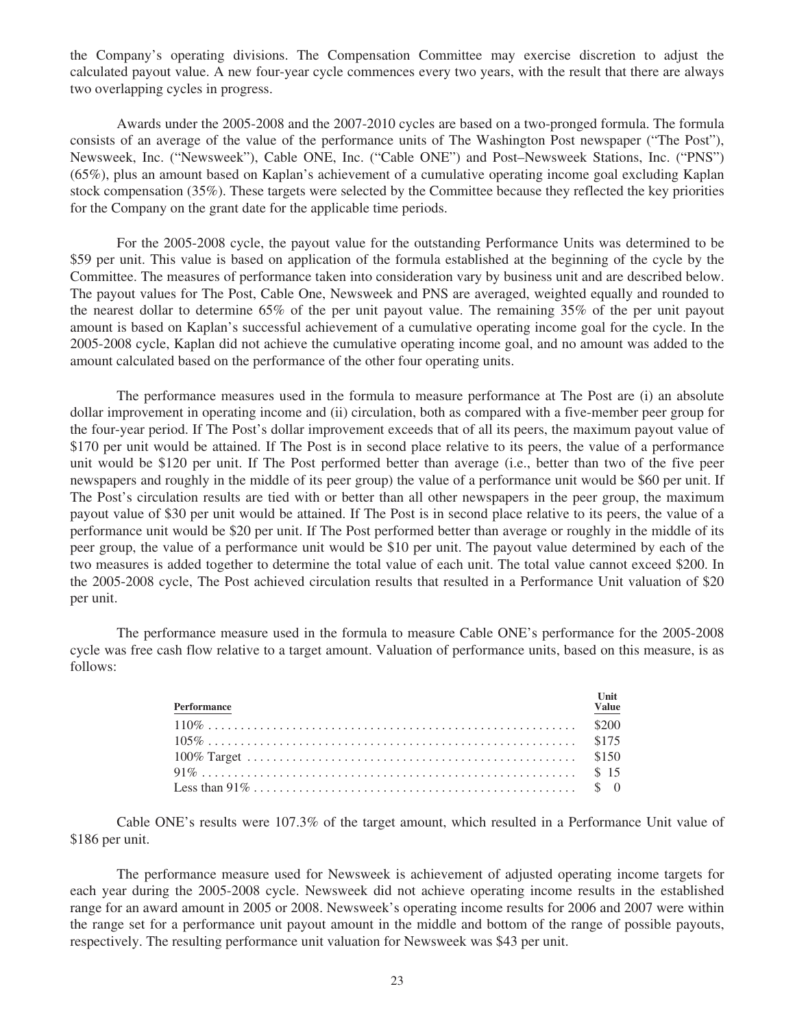the Company's operating divisions. The Compensation Committee may exercise discretion to adjust the calculated payout value. A new four-year cycle commences every two years, with the result that there are always two overlapping cycles in progress.

Awards under the 2005-2008 and the 2007-2010 cycles are based on a two-pronged formula. The formula consists of an average of the value of the performance units of The Washington Post newspaper ("The Post"), Newsweek, Inc. ("Newsweek"), Cable ONE, Inc. ("Cable ONE") and Post–Newsweek Stations, Inc. ("PNS") (65%), plus an amount based on Kaplan's achievement of a cumulative operating income goal excluding Kaplan stock compensation (35%). These targets were selected by the Committee because they reflected the key priorities for the Company on the grant date for the applicable time periods.

For the 2005-2008 cycle, the payout value for the outstanding Performance Units was determined to be $59 per unit. This value is based on application of the formula established at the beginning of the cycle by the Committee. The measures of performance taken into consideration vary by business unit and are described below. The payout values for The Post, Cable One, Newsweek and PNS are averaged, weighted equally and rounded to the nearest dollar to determine 65% of the per unit payout value. The remaining 35% of the per unit payout amount is based on Kaplan's successful achievement of a cumulative operating income goal for the cycle. In the 2005-2008 cycle, Kaplan did not achieve the cumulative operating income goal, and no amount was added to the amount calculated based on the performance of the other four operating units.

The performance measures used in the formula to measure performance at The Post are (i) an absolute dollar improvement in operating income and (ii) circulation, both as compared with a five-member peer group for the four-year period. If The Post's dollar improvement exceeds that of all its peers, the maximum payout value of $170 per unit would be attained. If The Post is in second place relative to its peers, the value of a performance unit would be $120 per unit. If The Post performed better than average (i.e., better than two of the five peer newspapers and roughly in the middle of its peer group) the value of a performance unit would be $60 per unit. If The Post's circulation results are tied with or better than all other newspapers in the peer group, the maximum payout value of $30 per unit would be attained. If The Post is in second place relative to its peers, the value of a performance unit would be $20 per unit. If The Post performed better than average or roughly in the middle of its peer group, the value of a performance unit would be $10 per unit. The payout value determined by each of the two measures is added together to determine the total value of each unit. The total value cannot exceed $200. In the 2005-2008 cycle, The Post achieved circulation results that resulted in a Performance Unit valuation of $20 per unit.

The performance measure used in the formula to measure Cable ONE's performance for the 2005-2008 cycle was free cash flow relative to a target amount. Valuation of performance units, based on this measure, is as follows:

| Performance | Unit Value |
|---|---|
| 110% | $200 |
| 105% | $175 |
| 100% Target | $150 |
| 91% | $ 15 |
| Less than 91% | $ 0 |

Cable ONE's results were 107.3% of the target amount, which resulted in a Performance Unit value of $186 per unit.

The performance measure used for Newsweek is achievement of adjusted operating income targets for each year during the 2005-2008 cycle. Newsweek did not achieve operating income results in the established range for an award amount in 2005 or 2008. Newsweek's operating income results for 2006 and 2007 were within the range set for a performance unit payout amount in the middle and bottom of the range of possible payouts, respectively. The resulting performance unit valuation for Newsweek was $43 per unit.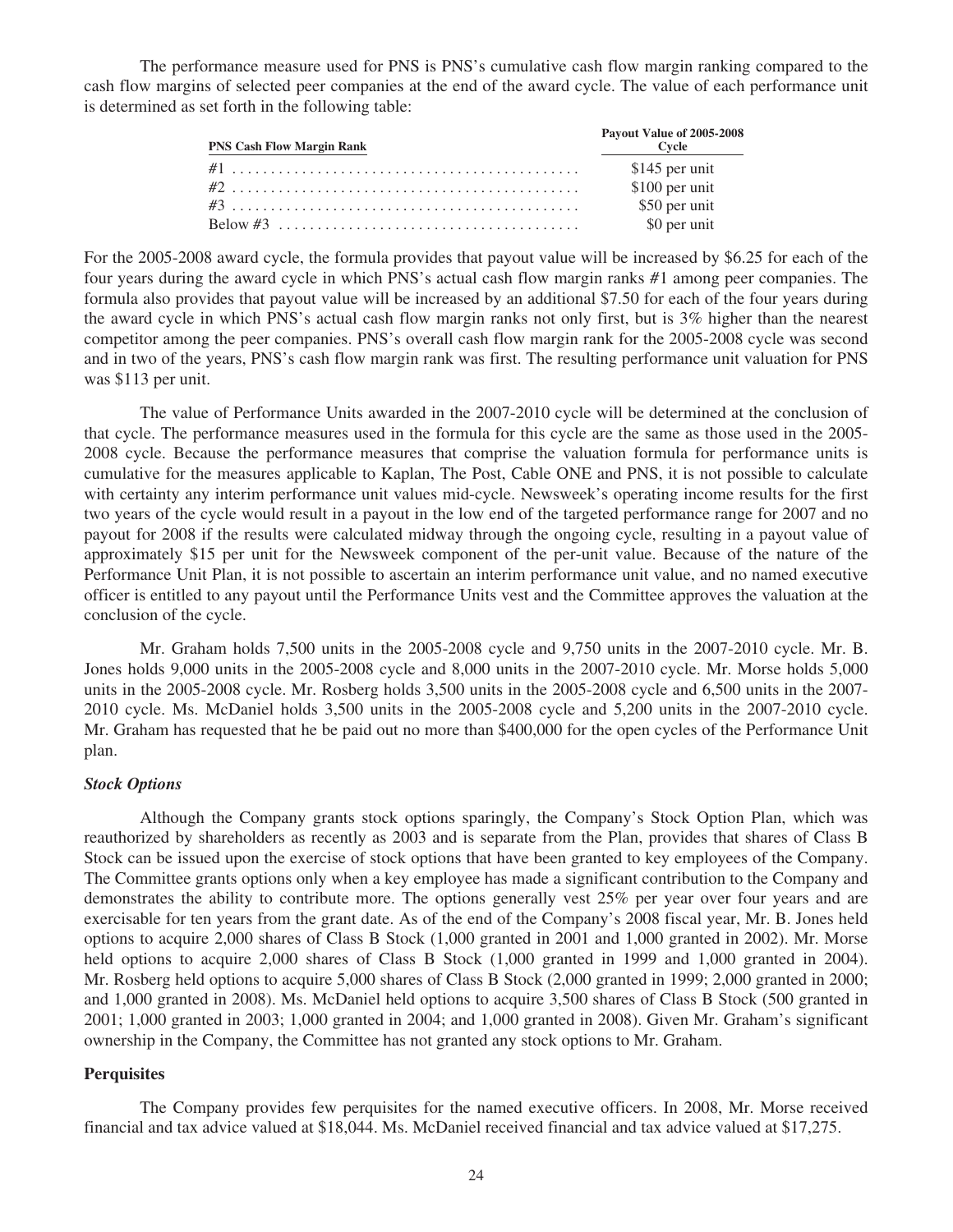The performance measure used for PNS is PNS's cumulative cash flow margin ranking compared to the cash flow margins of selected peer companies at the end of the award cycle. The value of each performance unit is determined as set forth in the following table:

| PNS Cash Flow Margin Rank | Payout Value of 2005-2008 Cycle |
| --- | --- |
| #1 | $145 per unit |
| #2 | $100 per unit |
| #3 | $50 per unit |
| Below #3 | $0 per unit |

For the 2005-2008 award cycle, the formula provides that payout value will be increased by $6.25 for each of the four years during the award cycle in which PNS's actual cash flow margin ranks #1 among peer companies. The formula also provides that payout value will be increased by an additional $7.50 for each of the four years during the award cycle in which PNS's actual cash flow margin ranks not only first, but is 3% higher than the nearest competitor among the peer companies. PNS's overall cash flow margin rank for the 2005-2008 cycle was second and in two of the years, PNS's cash flow margin rank was first. The resulting performance unit valuation for PNS was $113 per unit.

The value of Performance Units awarded in the 2007-2010 cycle will be determined at the conclusion of that cycle. The performance measures used in the formula for this cycle are the same as those used in the 2005-2008 cycle. Because the performance measures that comprise the valuation formula for performance units is cumulative for the measures applicable to Kaplan, The Post, Cable ONE and PNS, it is not possible to calculate with certainty any interim performance unit values mid-cycle. Newsweek's operating income results for the first two years of the cycle would result in a payout in the low end of the targeted performance range for 2007 and no payout for 2008 if the results were calculated midway through the ongoing cycle, resulting in a payout value of approximately $15 per unit for the Newsweek component of the per-unit value. Because of the nature of the Performance Unit Plan, it is not possible to ascertain an interim performance unit value, and no named executive officer is entitled to any payout until the Performance Units vest and the Committee approves the valuation at the conclusion of the cycle.

Mr. Graham holds 7,500 units in the 2005-2008 cycle and 9,750 units in the 2007-2010 cycle. Mr. B. Jones holds 9,000 units in the 2005-2008 cycle and 8,000 units in the 2007-2010 cycle. Mr. Morse holds 5,000 units in the 2005-2008 cycle. Mr. Rosberg holds 3,500 units in the 2005-2008 cycle and 6,500 units in the 2007-2010 cycle. Ms. McDaniel holds 3,500 units in the 2005-2008 cycle and 5,200 units in the 2007-2010 cycle. Mr. Graham has requested that he be paid out no more than $400,000 for the open cycles of the Performance Unit plan.

***Stock Options***

Although the Company grants stock options sparingly, the Company's Stock Option Plan, which was reauthorized by shareholders as recently as 2003 and is separate from the Plan, provides that shares of Class B Stock can be issued upon the exercise of stock options that have been granted to key employees of the Company. The Committee grants options only when a key employee has made a significant contribution to the Company and demonstrates the ability to contribute more. The options generally vest 25% per year over four years and are exercisable for ten years from the grant date. As of the end of the Company's 2008 fiscal year, Mr. B. Jones held options to acquire 2,000 shares of Class B Stock (1,000 granted in 2001 and 1,000 granted in 2002). Mr. Morse held options to acquire 2,000 shares of Class B Stock (1,000 granted in 1999 and 1,000 granted in 2004). Mr. Rosberg held options to acquire 5,000 shares of Class B Stock (2,000 granted in 1999; 2,000 granted in 2000; and 1,000 granted in 2008). Ms. McDaniel held options to acquire 3,500 shares of Class B Stock (500 granted in 2001; 1,000 granted in 2003; 1,000 granted in 2004; and 1,000 granted in 2008). Given Mr. Graham's significant ownership in the Company, the Committee has not granted any stock options to Mr. Graham.

## Perquisites

The Company provides few perquisites for the named executive officers. In 2008, Mr. Morse received financial and tax advice valued at $18,044. Ms. McDaniel received financial and tax advice valued at $17,275.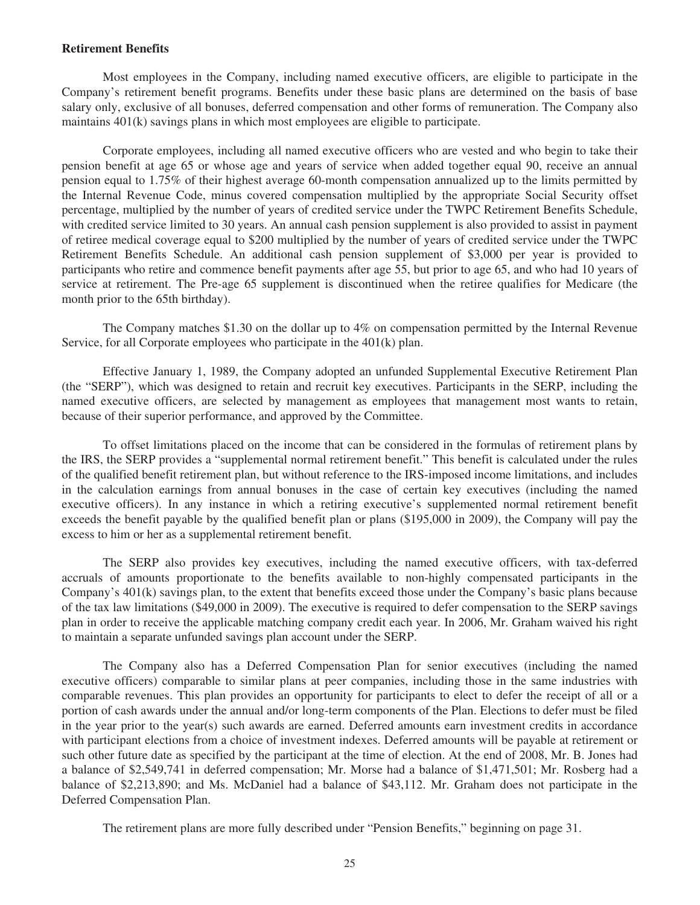**Retirement Benefits**

Most employees in the Company, including named executive officers, are eligible to participate in the Company's retirement benefit programs. Benefits under these basic plans are determined on the basis of base salary only, exclusive of all bonuses, deferred compensation and other forms of remuneration. The Company also maintains 401(k) savings plans in which most employees are eligible to participate.

Corporate employees, including all named executive officers who are vested and who begin to take their pension benefit at age 65 or whose age and years of service when added together equal 90, receive an annual pension equal to 1.75% of their highest average 60-month compensation annualized up to the limits permitted by the Internal Revenue Code, minus covered compensation multiplied by the appropriate Social Security offset percentage, multiplied by the number of years of credited service under the TWPC Retirement Benefits Schedule, with credited service limited to 30 years. An annual cash pension supplement is also provided to assist in payment of retiree medical coverage equal to $200 multiplied by the number of years of credited service under the TWPC Retirement Benefits Schedule. An additional cash pension supplement of $3,000 per year is provided to participants who retire and commence benefit payments after age 55, but prior to age 65, and who had 10 years of service at retirement. The Pre-age 65 supplement is discontinued when the retiree qualifies for Medicare (the month prior to the 65th birthday).

The Company matches $1.30 on the dollar up to 4% on compensation permitted by the Internal Revenue Service, for all Corporate employees who participate in the 401(k) plan.

Effective January 1, 1989, the Company adopted an unfunded Supplemental Executive Retirement Plan (the "SERP"), which was designed to retain and recruit key executives. Participants in the SERP, including the named executive officers, are selected by management as employees that management most wants to retain, because of their superior performance, and approved by the Committee.

To offset limitations placed on the income that can be considered in the formulas of retirement plans by the IRS, the SERP provides a "supplemental normal retirement benefit." This benefit is calculated under the rules of the qualified benefit retirement plan, but without reference to the IRS-imposed income limitations, and includes in the calculation earnings from annual bonuses in the case of certain key executives (including the named executive officers). In any instance in which a retiring executive's supplemented normal retirement benefit exceeds the benefit payable by the qualified benefit plan or plans ($195,000 in 2009), the Company will pay the excess to him or her as a supplemental retirement benefit.

The SERP also provides key executives, including the named executive officers, with tax-deferred accruals of amounts proportionate to the benefits available to non-highly compensated participants in the Company's 401(k) savings plan, to the extent that benefits exceed those under the Company's basic plans because of the tax law limitations ($49,000 in 2009). The executive is required to defer compensation to the SERP savings plan in order to receive the applicable matching company credit each year. In 2006, Mr. Graham waived his right to maintain a separate unfunded savings plan account under the SERP.

The Company also has a Deferred Compensation Plan for senior executives (including the named executive officers) comparable to similar plans at peer companies, including those in the same industries with comparable revenues. This plan provides an opportunity for participants to elect to defer the receipt of all or a portion of cash awards under the annual and/or long-term components of the Plan. Elections to defer must be filed in the year prior to the year(s) such awards are earned. Deferred amounts earn investment credits in accordance with participant elections from a choice of investment indexes. Deferred amounts will be payable at retirement or such other future date as specified by the participant at the time of election. At the end of 2008, Mr. B. Jones had a balance of $2,549,741 in deferred compensation; Mr. Morse had a balance of $1,471,501; Mr. Rosberg had a balance of $2,213,890; and Ms. McDaniel had a balance of $43,112. Mr. Graham does not participate in the Deferred Compensation Plan.

The retirement plans are more fully described under "Pension Benefits," beginning on page 31.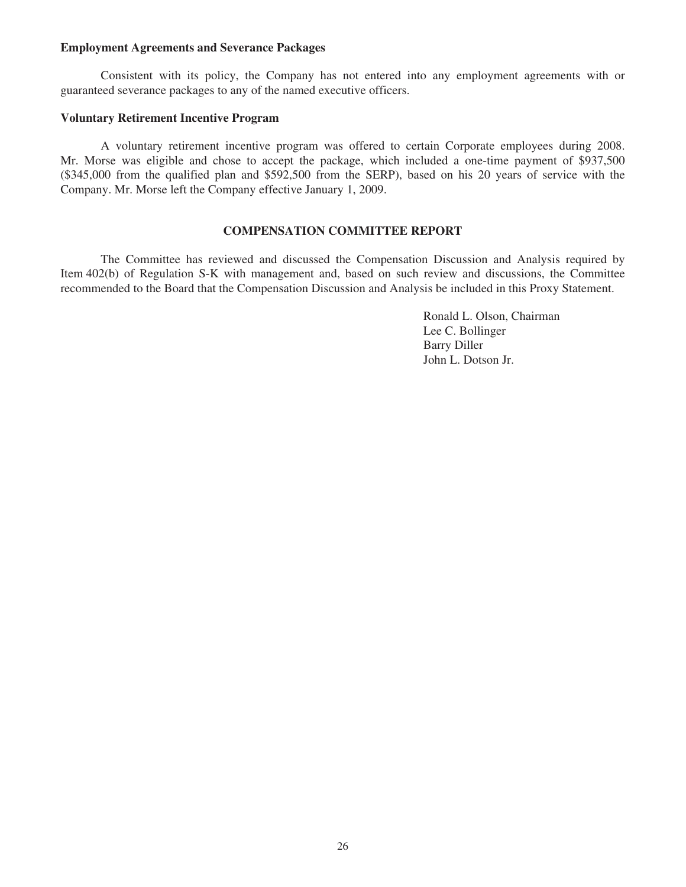**Employment Agreements and Severance Packages**

Consistent with its policy, the Company has not entered into any employment agreements with or guaranteed severance packages to any of the named executive officers.

**Voluntary Retirement Incentive Program**

A voluntary retirement incentive program was offered to certain Corporate employees during 2008. Mr. Morse was eligible and chose to accept the package, which included a one-time payment of $937,500 ($345,000 from the qualified plan and $592,500 from the SERP), based on his 20 years of service with the Company. Mr. Morse left the Company effective January 1, 2009.

## COMPENSATION COMMITTEE REPORT

The Committee has reviewed and discussed the Compensation Discussion and Analysis required by Item 402(b) of Regulation S-K with management and, based on such review and discussions, the Committee recommended to the Board that the Compensation Discussion and Analysis be included in this Proxy Statement.

Ronald L. Olson, Chairman
Lee C. Bollinger
Barry Diller
John L. Dotson Jr.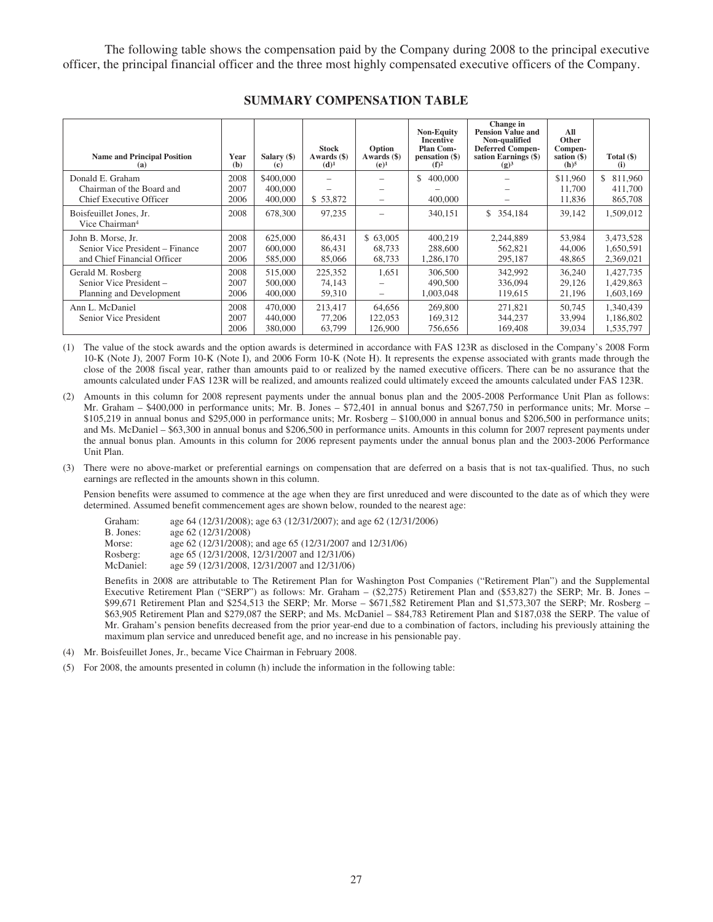The following table shows the compensation paid by the Company during 2008 to the principal executive officer, the principal financial officer and the three most highly compensated executive officers of the Company.

## SUMMARY COMPENSATION TABLE

| Name and Principal Position (a) | Year (b) | Salary ($) (c) | Stock Awards ($) (d)[1] | Option Awards ($) (e)[1] | Non-Equity Incentive Plan Compensation ($) (f)[2] | Change in Pension Value and Non-qualified Deferred Compensation Earnings ($) (g)[3] | All Other Compensation ($) (h)[5] | Total ($) (i) |
|---|---|---|---|---|---|---|---|---|
| Donald E. Graham | 2008 | $400,000 | – | – | $ 400,000 | – | $11,960 | $ 811,960 |
| Chairman of the Board and | 2007 | 400,000 | – | – | – | – | 11,700 | 411,700 |
| Chief Executive Officer | 2006 | 400,000 | $ 53,872 | – | 400,000 | – | 11,836 | 865,708 |
| Boisfeuillet Jones, Jr. Vice Chairman[4] | 2008 | 678,300 | 97,235 | – | 340,151 | $ 354,184 | 39,142 | 1,509,012 |
| John B. Morse, Jr. | 2008 | 625,000 | 86,431 | $ 63,005 | 400,219 | 2,244,889 | 53,984 | 3,473,528 |
| Senior Vice President – Finance | 2007 | 600,000 | 86,431 | 68,733 | 288,600 | 562,821 | 44,006 | 1,650,591 |
| and Chief Financial Officer | 2006 | 585,000 | 85,066 | 68,733 | 1,286,170 | 295,187 | 48,865 | 2,369,021 |
| Gerald M. Rosberg | 2008 | 515,000 | 225,352 | 1,651 | 306,500 | 342,992 | 36,240 | 1,427,735 |
| Senior Vice President – | 2007 | 500,000 | 74,143 | – | 490,500 | 336,094 | 29,126 | 1,429,863 |
| Planning and Development | 2006 | 400,000 | 59,310 | – | 1,003,048 | 119,615 | 21,196 | 1,603,169 |
| Ann L. McDaniel | 2008 | 470,000 | 213,417 | 64,656 | 269,800 | 271,821 | 50,745 | 1,340,439 |
| Senior Vice President | 2007 | 440,000 | 77,206 | 122,053 | 169,312 | 344,237 | 33,994 | 1,186,802 |
| | 2006 | 380,000 | 63,799 | 126,900 | 756,656 | 169,408 | 39,034 | 1,535,797 |

(1) The value of the stock awards and the option awards is determined in accordance with FAS 123R as disclosed in the Company's 2008 Form 10-K (Note J), 2007 Form 10-K (Note I), and 2006 Form 10-K (Note H). It represents the expense associated with grants made through the close of the 2008 fiscal year, rather than amounts paid to or realized by the named executive officers. There can be no assurance that the amounts calculated under FAS 123R will be realized, and amounts realized could ultimately exceed the amounts calculated under FAS 123R.

(2) Amounts in this column for 2008 represent payments under the annual bonus plan and the 2005-2008 Performance Unit Plan as follows: Mr. Graham – $400,000 in performance units; Mr. B. Jones – $72,401 in annual bonus and $267,750 in performance units; Mr. Morse – $105,219 in annual bonus and $295,000 in performance units; Mr. Rosberg – $100,000 in annual bonus and $206,500 in performance units; and Ms. McDaniel – $63,300 in annual bonus and $206,500 in performance units. Amounts in this column for 2007 represent payments under the annual bonus plan. Amounts in this column for 2006 represent payments under the annual bonus plan and the 2003-2006 Performance Unit Plan.

(3) There were no above-market or preferential earnings on compensation that are deferred on a basis that is not tax-qualified. Thus, no such earnings are reflected in the amounts shown in this column.

Pension benefits were assumed to commence at the age when they are first unreduced and were discounted to the date as of which they were determined. Assumed benefit commencement ages are shown below, rounded to the nearest age:

| | |
|---|---|
| Graham: | age 64 (12/31/2008); age 63 (12/31/2007); and age 62 (12/31/2006) |
| B. Jones: | age 62 (12/31/2008) |
| Morse: | age 62 (12/31/2008); and age 65 (12/31/2007 and 12/31/06) |
| Rosberg: | age 65 (12/31/2008, 12/31/2007 and 12/31/06) |
| McDaniel: | age 59 (12/31/2008, 12/31/2007 and 12/31/06) |

Benefits in 2008 are attributable to The Retirement Plan for Washington Post Companies ("Retirement Plan") and the Supplemental Executive Retirement Plan ("SERP") as follows: Mr. Graham – ($2,275) Retirement Plan and ($53,827) the SERP; Mr. B. Jones – $99,671 Retirement Plan and $254,513 the SERP; Mr. Morse – $671,582 Retirement Plan and $1,573,307 the SERP; Mr. Rosberg – $63,905 Retirement Plan and $279,087 the SERP; and Ms. McDaniel – $84,783 Retirement Plan and $187,038 the SERP. The value of Mr. Graham's pension benefits decreased from the prior year-end due to a combination of factors, including his previously attaining the maximum plan service and unreduced benefit age, and no increase in his pensionable pay.

(4) Mr. Boisfeuillet Jones, Jr., became Vice Chairman in February 2008.

(5) For 2008, the amounts presented in column (h) include the information in the following table: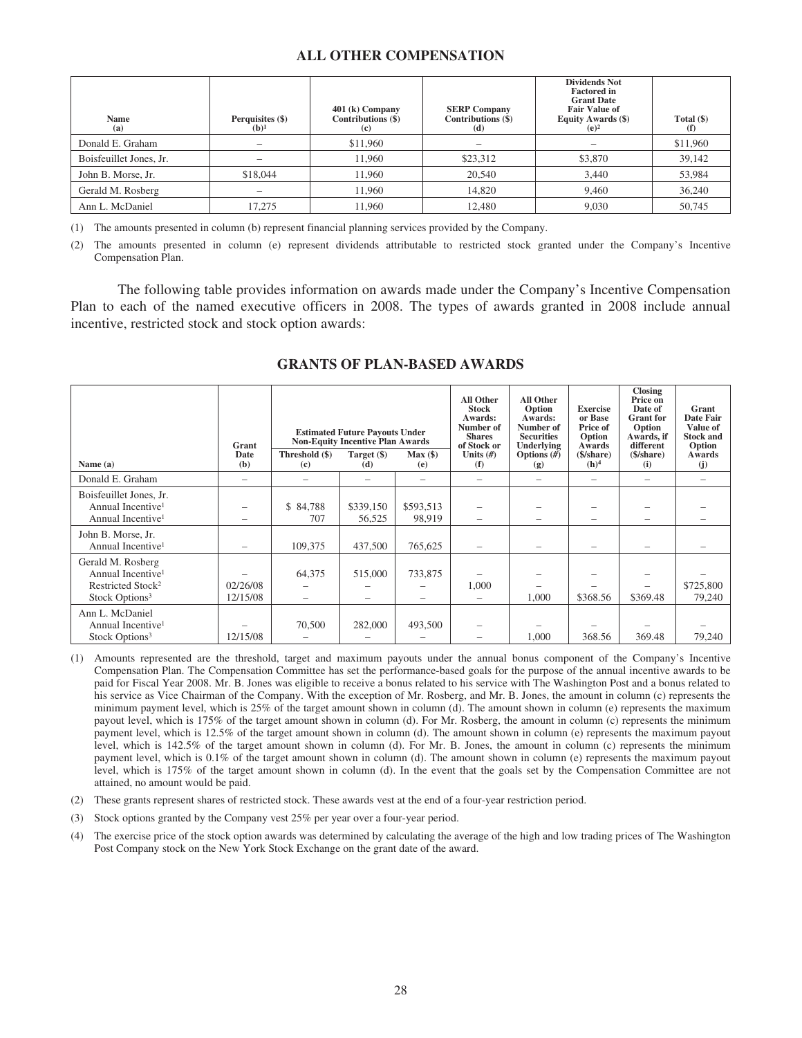## ALL OTHER COMPENSATION

| Name<br>(a) | Perquisites ($)<br>(b)[1] | 401 (k) Company Contributions ($)<br>(c) | SERP Company Contributions ($)<br>(d) | Dividends Not Factored in Grant Date Fair Value of Equity Awards ($)<br>(e)[2] | Total ($)<br>(f) |
|---|---|---|---|---|---|
| Donald E. Graham | – | $11,960 | – | – | $11,960 |
| Boisfeuillet Jones, Jr. | – | 11,960 | $23,312 | $3,870 | 39,142 |
| John B. Morse, Jr. | $18,044 | 11,960 | 20,540 | 3,440 | 53,984 |
| Gerald M. Rosberg | – | 11,960 | 14,820 | 9,460 | 36,240 |
| Ann L. McDaniel | 17,275 | 11,960 | 12,480 | 9,030 | 50,745 |

(1) The amounts presented in column (b) represent financial planning services provided by the Company.

(2) The amounts presented in column (e) represent dividends attributable to restricted stock granted under the Company's Incentive Compensation Plan.

The following table provides information on awards made under the Company's Incentive Compensation Plan to each of the named executive officers in 2008. The types of awards granted in 2008 include annual incentive, restricted stock and stock option awards:

## GRANTS OF PLAN-BASED AWARDS

| Name (a) | Grant Date (b) | Estimated Future Payouts Under Non-Equity Incentive Plan Awards Threshold ($) (c) | Target ($) (d) | Max ($) (e) | All Other Stock Awards: Number of Shares of Stock or Units (#) (f) | All Other Option Awards: Number of Securities Underlying Options (#) (g) | Exercise or Base Price of Option Awards ($/share) (h)[4] | Closing Price on Date of Grant for Option Awards, if different ($/share) (i) | Grant Date Fair Value of Stock and Option Awards (j) |
|---|---|---|---|---|---|---|---|---|---|
| Donald E. Graham | – | – | – | – | – | – | – | – | – |
| Boisfeuillet Jones, Jr. | | | | | | | | | |
| Annual Incentive[1] | – | $ 84,788 | $339,150 | $593,513 | – | – | – | – | – |
| Annual Incentive[1] | – | 707 | 56,525 | 98,919 | – | – | – | – | – |
| John B. Morse, Jr. | | | | | | | | | |
| Annual Incentive[1] | – | 109,375 | 437,500 | 765,625 | – | – | – | – | – |
| Gerald M. Rosberg | | | | | | | | | |
| Annual Incentive[1] | – | 64,375 | 515,000 | 733,875 | – | – | – | – | – |
| Restricted Stock[2] | 02/26/08 | – | – | – | 1,000 | – | – | – | $725,800 |
| Stock Options[3] | 12/15/08 | – | – | – | – | 1,000 | $368.56 | $369.48 | 79,240 |
| Ann L. McDaniel | | | | | | | | | |
| Annual Incentive[1] | – | 70,500 | 282,000 | 493,500 | – | – | – | – | – |
| Stock Options[3] | 12/15/08 | – | – | – | – | 1,000 | 368.56 | 369.48 | 79,240 |

(1) Amounts represented are the threshold, target and maximum payouts under the annual bonus component of the Company's Incentive Compensation Plan. The Compensation Committee has set the performance-based goals for the purpose of the annual incentive awards to be paid for Fiscal Year 2008. Mr. B. Jones was eligible to receive a bonus related to his service with The Washington Post and a bonus related to his service as Vice Chairman of the Company. With the exception of Mr. Rosberg, and Mr. B. Jones, the amount in column (c) represents the minimum payment level, which is 25% of the target amount shown in column (d). The amount shown in column (e) represents the maximum payout level, which is 175% of the target amount shown in column (d). For Mr. Rosberg, the amount in column (c) represents the minimum payment level, which is 12.5% of the target amount shown in column (d). The amount shown in column (e) represents the maximum payout level, which is 142.5% of the target amount shown in column (d). For Mr. B. Jones, the amount in column (c) represents the minimum payment level, which is 0.1% of the target amount shown in column (d). The amount shown in column (e) represents the maximum payout level, which is 175% of the target amount shown in column (d). In the event that the goals set by the Compensation Committee are not attained, no amount would be paid.

(2) These grants represent shares of restricted stock. These awards vest at the end of a four-year restriction period.

(3) Stock options granted by the Company vest 25% per year over a four-year period.

(4) The exercise price of the stock option awards was determined by calculating the average of the high and low trading prices of The Washington Post Company stock on the New York Stock Exchange on the grant date of the award.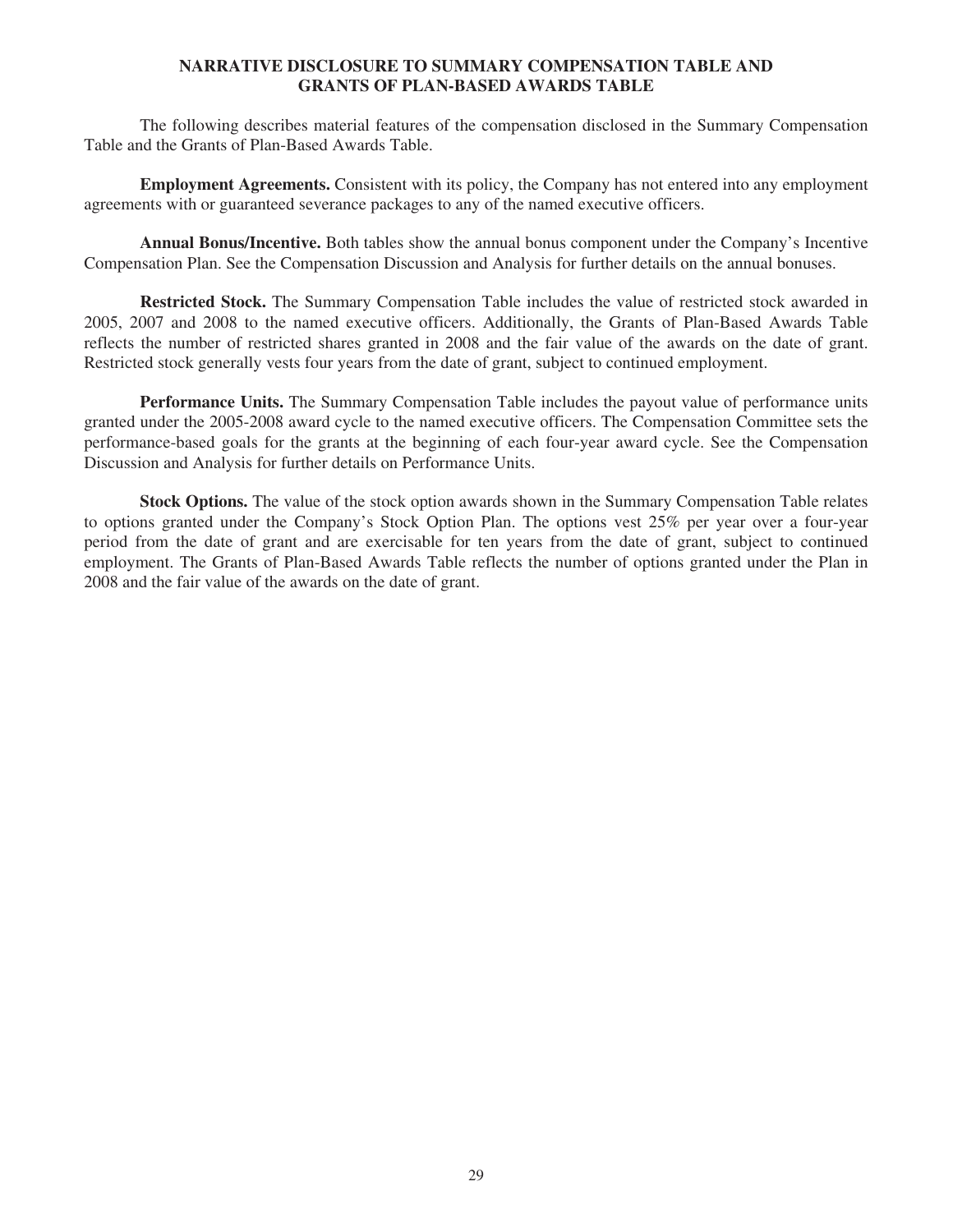## NARRATIVE DISCLOSURE TO SUMMARY COMPENSATION TABLE AND GRANTS OF PLAN-BASED AWARDS TABLE

The following describes material features of the compensation disclosed in the Summary Compensation Table and the Grants of Plan-Based Awards Table.

**Employment Agreements.** Consistent with its policy, the Company has not entered into any employment agreements with or guaranteed severance packages to any of the named executive officers.

**Annual Bonus/Incentive.** Both tables show the annual bonus component under the Company's Incentive Compensation Plan. See the Compensation Discussion and Analysis for further details on the annual bonuses.

**Restricted Stock.** The Summary Compensation Table includes the value of restricted stock awarded in 2005, 2007 and 2008 to the named executive officers. Additionally, the Grants of Plan-Based Awards Table reflects the number of restricted shares granted in 2008 and the fair value of the awards on the date of grant. Restricted stock generally vests four years from the date of grant, subject to continued employment.

**Performance Units.** The Summary Compensation Table includes the payout value of performance units granted under the 2005-2008 award cycle to the named executive officers. The Compensation Committee sets the performance-based goals for the grants at the beginning of each four-year award cycle. See the Compensation Discussion and Analysis for further details on Performance Units.

**Stock Options.** The value of the stock option awards shown in the Summary Compensation Table relates to options granted under the Company's Stock Option Plan. The options vest 25% per year over a four-year period from the date of grant and are exercisable for ten years from the date of grant, subject to continued employment. The Grants of Plan-Based Awards Table reflects the number of options granted under the Plan in 2008 and the fair value of the awards on the date of grant.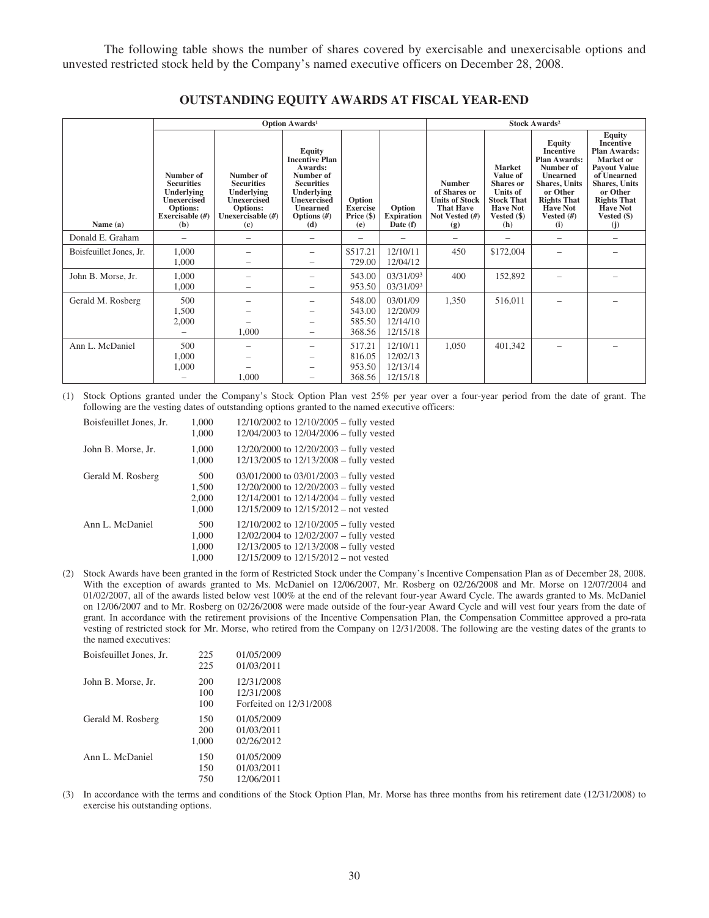The following table shows the number of shares covered by exercisable and unexercisable options and unvested restricted stock held by the Company's named executive officers on December 28, 2008.

## OUTSTANDING EQUITY AWARDS AT FISCAL YEAR-END

| | Option Awards[1] | | | | | Stock Awards[2] | | | |
|---|---|---|---|---|---|---|---|---|---|
| **Name (a)** | **Number of Securities Underlying Unexercised Options: Exercisable (#) (b)** | **Number of Securities Underlying Unexercised Options: Unexercisable (#) (c)** | **Equity Incentive Plan Awards: Number of Securities Underlying Unexercised Unearned Options (#) (d)** | **Option Exercise Price ($) (e)** | **Option Expiration Date (f)** | **Number of Shares or Units of Stock That Have Not Vested (#) (g)** | **Market Value of Shares or Units of Stock That Have Not Vested ($) (h)** | **Equity Incentive Plan Awards: Number of Unearned Shares, Units or Other Rights That Have Not Vested (#) (i)** | **Equity Incentive Plan Awards: Market or Payout Value of Unearned Shares, Units or Other Rights That Have Not Vested ($) (j)** |
| Donald E. Graham | – | – | – | – | – | – | – | – | – |
| Boisfeuillet Jones, Jr. | 1,000<br>1,000 | –<br>– | –<br>– | $517.21<br>729.00 | 12/10/11<br>12/04/12 | 450 | $172,004 | – | – |
| John B. Morse, Jr. | 1,000<br>1,000 | –<br>– | –<br>– | 543.00<br>953.50 | 03/31/09[3]<br>03/31/09[3] | 400 | 152,892 | – | – |
| Gerald M. Rosberg | 500<br>1,500<br>2,000<br>– | –<br>–<br>–<br>1,000 | –<br>–<br>–<br>– | 548.00<br>543.00<br>585.50<br>368.56 | 03/01/09<br>12/20/09<br>12/14/10<br>12/15/18 | 1,350 | 516,011 | – | – |
| Ann L. McDaniel | 500<br>1,000<br>1,000<br>– | –<br>–<br>–<br>1,000 | –<br>–<br>–<br>– | 517.21<br>816.05<br>953.50<br>368.56 | 12/10/11<br>12/02/13<br>12/13/14<br>12/15/18 | 1,050 | 401,342 | – | – |

(1) Stock Options granted under the Company's Stock Option Plan vest 25% per year over a four-year period from the date of grant. The following are the vesting dates of outstanding options granted to the named executive officers:

| | | |
|---|---|---|
| Boisfeuillet Jones, Jr. | 1,000<br>1,000 | 12/10/2002 to 12/10/2005 – fully vested<br>12/04/2003 to 12/04/2006 – fully vested |
| John B. Morse, Jr. | 1,000<br>1,000 | 12/20/2000 to 12/20/2003 – fully vested<br>12/13/2005 to 12/13/2008 – fully vested |
| Gerald M. Rosberg | 500<br>1,500<br>2,000<br>1,000 | 03/01/2000 to 03/01/2003 – fully vested<br>12/20/2000 to 12/20/2003 – fully vested<br>12/14/2001 to 12/14/2004 – fully vested<br>12/15/2009 to 12/15/2012 – not vested |
| Ann L. McDaniel | 500<br>1,000<br>1,000<br>1,000 | 12/10/2002 to 12/10/2005 – fully vested<br>12/02/2004 to 12/02/2007 – fully vested<br>12/13/2005 to 12/13/2008 – fully vested<br>12/15/2009 to 12/15/2012 – not vested |

(2) Stock Awards have been granted in the form of Restricted Stock under the Company's Incentive Compensation Plan as of December 28, 2008. With the exception of awards granted to Ms. McDaniel on 12/06/2007, Mr. Rosberg on 02/26/2008 and Mr. Morse on 12/07/2004 and 01/02/2007, all of the awards listed below vest 100% at the end of the relevant four-year Award Cycle. The awards granted to Ms. McDaniel on 12/06/2007 and to Mr. Rosberg on 02/26/2008 were made outside of the four-year Award Cycle and will vest four years from the date of grant. In accordance with the retirement provisions of the Incentive Compensation Plan, the Compensation Committee approved a pro-rata vesting of restricted stock for Mr. Morse, who retired from the Company on 12/31/2008. The following are the vesting dates of the grants to the named executives:

| | | |
|---|---|---|
| Boisfeuillet Jones, Jr. | 225<br>225 | 01/05/2009<br>01/03/2011 |
| John B. Morse, Jr. | 200<br>100<br>100 | 12/31/2008<br>12/31/2008<br>Forfeited on 12/31/2008 |
| Gerald M. Rosberg | 150<br>200<br>1,000 | 01/05/2009<br>01/03/2011<br>02/26/2012 |
| Ann L. McDaniel | 150<br>150<br>750 | 01/05/2009<br>01/03/2011<br>12/06/2011 |

(3) In accordance with the terms and conditions of the Stock Option Plan, Mr. Morse has three months from his retirement date (12/31/2008) to exercise his outstanding options.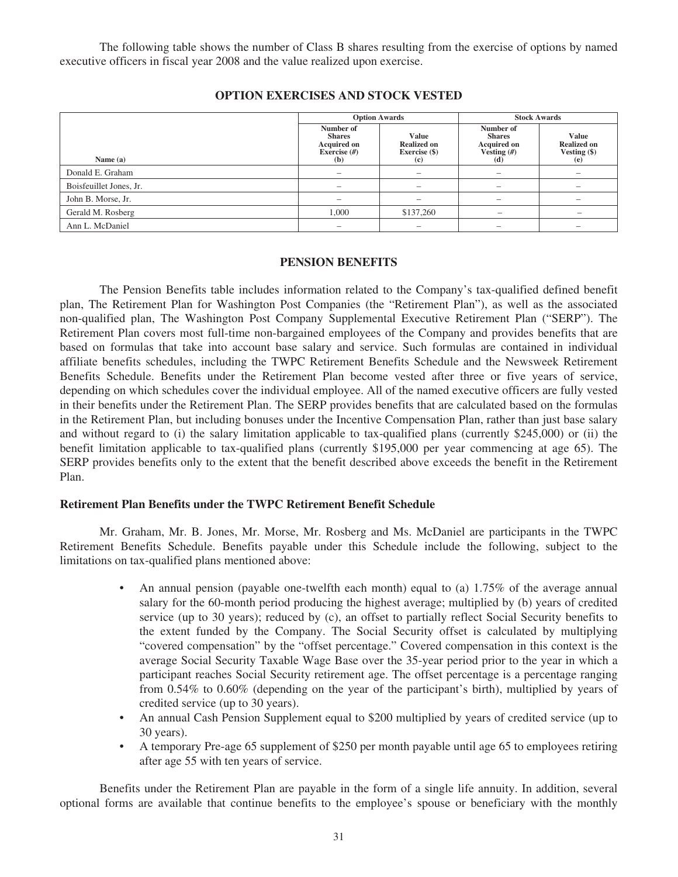The following table shows the number of Class B shares resulting from the exercise of options by named executive officers in fiscal year 2008 and the value realized upon exercise.

## OPTION EXERCISES AND STOCK VESTED

| | Option Awards | | Stock Awards | |
|---|---|---|---|---|
| Name (a) | Number of Shares Acquired on Exercise (#) (b) | Value Realized on Exercise ($) (c) | Number of Shares Acquired on Vesting (#) (d) | Value Realized on Vesting ($) (e) |
| Donald E. Graham | – | – | – | – |
| Boisfeuillet Jones, Jr. | – | – | – | – |
| John B. Morse, Jr. | – | – | – | – |
| Gerald M. Rosberg | 1,000 | $137,260 | – | – |
| Ann L. McDaniel | – | – | – | – |

## PENSION BENEFITS

The Pension Benefits table includes information related to the Company's tax-qualified defined benefit plan, The Retirement Plan for Washington Post Companies (the "Retirement Plan"), as well as the associated non-qualified plan, The Washington Post Company Supplemental Executive Retirement Plan ("SERP"). The Retirement Plan covers most full-time non-bargained employees of the Company and provides benefits that are based on formulas that take into account base salary and service. Such formulas are contained in individual affiliate benefits schedules, including the TWPC Retirement Benefits Schedule and the Newsweek Retirement Benefits Schedule. Benefits under the Retirement Plan become vested after three or five years of service, depending on which schedules cover the individual employee. All of the named executive officers are fully vested in their benefits under the Retirement Plan. The SERP provides benefits that are calculated based on the formulas in the Retirement Plan, but including bonuses under the Incentive Compensation Plan, rather than just base salary and without regard to (i) the salary limitation applicable to tax-qualified plans (currently $245,000) or (ii) the benefit limitation applicable to tax-qualified plans (currently $195,000 per year commencing at age 65). The SERP provides benefits only to the extent that the benefit described above exceeds the benefit in the Retirement Plan.

### Retirement Plan Benefits under the TWPC Retirement Benefit Schedule

Mr. Graham, Mr. B. Jones, Mr. Morse, Mr. Rosberg and Ms. McDaniel are participants in the TWPC Retirement Benefits Schedule. Benefits payable under this Schedule include the following, subject to the limitations on tax-qualified plans mentioned above:

- An annual pension (payable one-twelfth each month) equal to (a) 1.75% of the average annual salary for the 60-month period producing the highest average; multiplied by (b) years of credited service (up to 30 years); reduced by (c), an offset to partially reflect Social Security benefits to the extent funded by the Company. The Social Security offset is calculated by multiplying "covered compensation" by the "offset percentage." Covered compensation in this context is the average Social Security Taxable Wage Base over the 35-year period prior to the year in which a participant reaches Social Security retirement age. The offset percentage is a percentage ranging from 0.54% to 0.60% (depending on the year of the participant's birth), multiplied by years of credited service (up to 30 years).
- An annual Cash Pension Supplement equal to $200 multiplied by years of credited service (up to 30 years).
- A temporary Pre-age 65 supplement of $250 per month payable until age 65 to employees retiring after age 55 with ten years of service.

Benefits under the Retirement Plan are payable in the form of a single life annuity. In addition, several optional forms are available that continue benefits to the employee's spouse or beneficiary with the monthly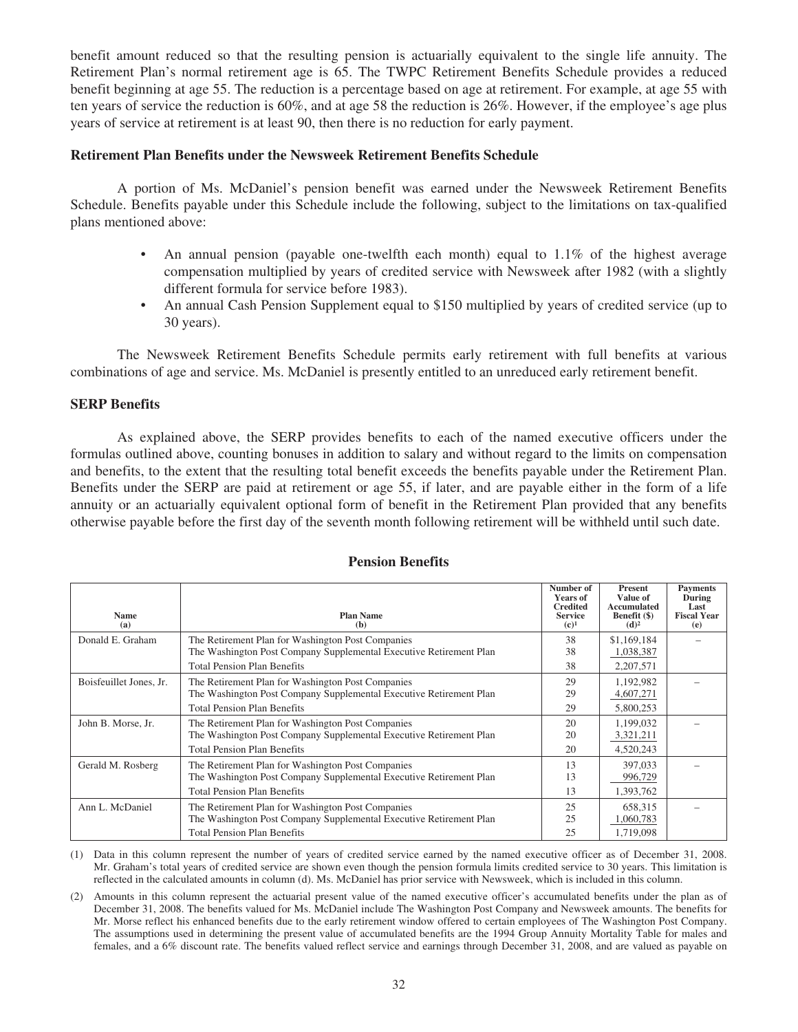benefit amount reduced so that the resulting pension is actuarially equivalent to the single life annuity. The Retirement Plan's normal retirement age is 65. The TWPC Retirement Benefits Schedule provides a reduced benefit beginning at age 55. The reduction is a percentage based on age at retirement. For example, at age 55 with ten years of service the reduction is 60%, and at age 58 the reduction is 26%. However, if the employee's age plus years of service at retirement is at least 90, then there is no reduction for early payment.

**Retirement Plan Benefits under the Newsweek Retirement Benefits Schedule**

A portion of Ms. McDaniel's pension benefit was earned under the Newsweek Retirement Benefits Schedule. Benefits payable under this Schedule include the following, subject to the limitations on tax-qualified plans mentioned above:

- An annual pension (payable one-twelfth each month) equal to 1.1% of the highest average compensation multiplied by years of credited service with Newsweek after 1982 (with a slightly different formula for service before 1983).
- An annual Cash Pension Supplement equal to \$150 multiplied by years of credited service (up to 30 years).

The Newsweek Retirement Benefits Schedule permits early retirement with full benefits at various combinations of age and service. Ms. McDaniel is presently entitled to an unreduced early retirement benefit.

**SERP Benefits**

As explained above, the SERP provides benefits to each of the named executive officers under the formulas outlined above, counting bonuses in addition to salary and without regard to the limits on compensation and benefits, to the extent that the resulting total benefit exceeds the benefits payable under the Retirement Plan. Benefits under the SERP are paid at retirement or age 55, if later, and are payable either in the form of a life annuity or an actuarially equivalent optional form of benefit in the Retirement Plan provided that any benefits otherwise payable before the first day of the seventh month following retirement will be withheld until such date.

**Pension Benefits**

| Name (a) | Plan Name (b) | Number of Years of Credited Service (c)[1] | Present Value of Accumulated Benefit ($) (d)[2] | Payments During Last Fiscal Year (e) |
|---|---|---|---|---|
| Donald E. Graham | The Retirement Plan for Washington Post Companies | 38 | $1,169,184 | – |
| | The Washington Post Company Supplemental Executive Retirement Plan | 38 | 1,038,387 | |
| | Total Pension Plan Benefits | 38 | 2,207,571 | |
| Boisfeuillet Jones, Jr. | The Retirement Plan for Washington Post Companies | 29 | 1,192,982 | – |
| | The Washington Post Company Supplemental Executive Retirement Plan | 29 | 4,607,271 | |
| | Total Pension Plan Benefits | 29 | 5,800,253 | |
| John B. Morse, Jr. | The Retirement Plan for Washington Post Companies | 20 | 1,199,032 | – |
| | The Washington Post Company Supplemental Executive Retirement Plan | 20 | 3,321,211 | |
| | Total Pension Plan Benefits | 20 | 4,520,243 | |
| Gerald M. Rosberg | The Retirement Plan for Washington Post Companies | 13 | 397,033 | – |
| | The Washington Post Company Supplemental Executive Retirement Plan | 13 | 996,729 | |
| | Total Pension Plan Benefits | 13 | 1,393,762 | |
| Ann L. McDaniel | The Retirement Plan for Washington Post Companies | 25 | 658,315 | – |
| | The Washington Post Company Supplemental Executive Retirement Plan | 25 | 1,060,783 | |
| | Total Pension Plan Benefits | 25 | 1,719,098 | |

(1) Data in this column represent the number of years of credited service earned by the named executive officer as of December 31, 2008. Mr. Graham's total years of credited service are shown even though the pension formula limits credited service to 30 years. This limitation is reflected in the calculated amounts in column (d). Ms. McDaniel has prior service with Newsweek, which is included in this column.

(2) Amounts in this column represent the actuarial present value of the named executive officer's accumulated benefits under the plan as of December 31, 2008. The benefits valued for Ms. McDaniel include The Washington Post Company and Newsweek amounts. The benefits for Mr. Morse reflect his enhanced benefits due to the early retirement window offered to certain employees of The Washington Post Company. The assumptions used in determining the present value of accumulated benefits are the 1994 Group Annuity Mortality Table for males and females, and a 6% discount rate. The benefits valued reflect service and earnings through December 31, 2008, and are valued as payable on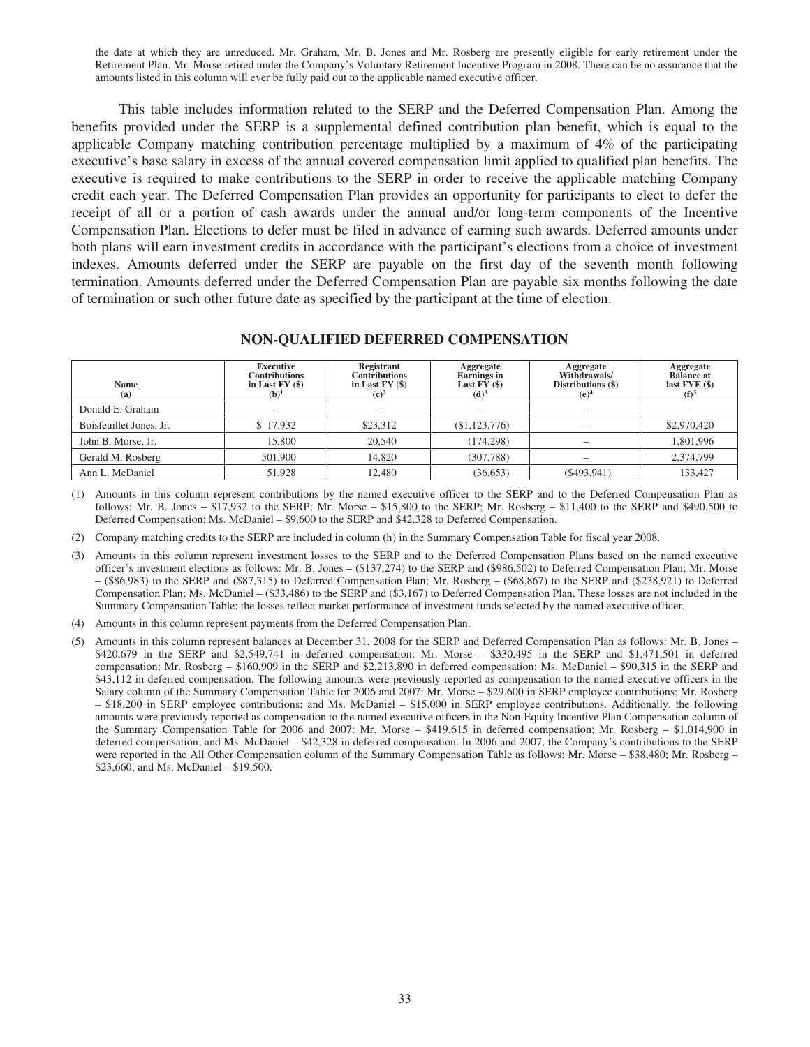the date at which they are unreduced. Mr. Graham, Mr. B. Jones and Mr. Rosberg are presently eligible for early retirement under the Retirement Plan. Mr. Morse retired under the Company's Voluntary Retirement Incentive Program in 2008. There can be no assurance that the amounts listed in this column will ever be fully paid out to the applicable named executive officer.

This table includes information related to the SERP and the Deferred Compensation Plan. Among the benefits provided under the SERP is a supplemental defined contribution plan benefit, which is equal to the applicable Company matching contribution percentage multiplied by a maximum of 4% of the participating executive's base salary in excess of the annual covered compensation limit applied to qualified plan benefits. The executive is required to make contributions to the SERP in order to receive the applicable matching Company credit each year. The Deferred Compensation Plan provides an opportunity for participants to elect to defer the receipt of all or a portion of cash awards under the annual and/or long-term components of the Incentive Compensation Plan. Elections to defer must be filed in advance of earning such awards. Deferred amounts under both plans will earn investment credits in accordance with the participant's elections from a choice of investment indexes. Amounts deferred under the SERP are payable on the first day of the seventh month following termination. Amounts deferred under the Deferred Compensation Plan are payable six months following the date of termination or such other future date as specified by the participant at the time of election.

## NON-QUALIFIED DEFERRED COMPENSATION

| Name (a) | Executive Contributions in Last FY ($) (b)[1] | Registrant Contributions in Last FY ($) (c)[2] | Aggregate Earnings in Last FY ($) (d)[3] | Aggregate Withdrawals/ Distributions ($) (e)[4] | Aggregate Balance at last FYE ($) (f)[5] |
|---|---|---|---|---|---|
| Donald E. Graham | – | – | – | – | – |
| Boisfeuillet Jones, Jr. | $ 17,932 | $23,312 | ($1,123,776) | – | $2,970,420 |
| John B. Morse, Jr. | 15,800 | 20,540 | (174,298) | – | 1,801,996 |
| Gerald M. Rosberg | 501,900 | 14,820 | (307,788) | – | 2,374,799 |
| Ann L. McDaniel | 51,928 | 12,480 | (36,653) | ($493,941) | 133,427 |

(1) Amounts in this column represent contributions by the named executive officer to the SERP and to the Deferred Compensation Plan as follows: Mr. B. Jones – $17,932 to the SERP; Mr. Morse – $15,800 to the SERP; Mr. Rosberg – $11,400 to the SERP and $490,500 to Deferred Compensation; Ms. McDaniel – $9,600 to the SERP and $42,328 to Deferred Compensation.

(2) Company matching credits to the SERP are included in column (h) in the Summary Compensation Table for fiscal year 2008.

(3) Amounts in this column represent investment losses to the SERP and to the Deferred Compensation Plans based on the named executive officer's investment elections as follows: Mr. B. Jones – ($137,274) to the SERP and ($986,502) to Deferred Compensation Plan; Mr. Morse – ($86,983) to the SERP and ($87,315) to Deferred Compensation Plan; Mr. Rosberg – ($68,867) to the SERP and ($238,921) to Deferred Compensation Plan; Ms. McDaniel – ($33,486) to the SERP and ($3,167) to Deferred Compensation Plan. These losses are not included in the Summary Compensation Table; the losses reflect market performance of investment funds selected by the named executive officer.

(4) Amounts in this column represent payments from the Deferred Compensation Plan.

(5) Amounts in this column represent balances at December 31, 2008 for the SERP and Deferred Compensation Plan as follows: Mr. B. Jones – $420,679 in the SERP and $2,549,741 in deferred compensation; Mr. Morse – $330,495 in the SERP and $1,471,501 in deferred compensation; Mr. Rosberg – $160,909 in the SERP and $2,213,890 in deferred compensation; Ms. McDaniel – $90,315 in the SERP and $43,112 in deferred compensation. The following amounts were previously reported as compensation to the named executive officers in the Salary column of the Summary Compensation Table for 2006 and 2007: Mr. Morse – $29,600 in SERP employee contributions; Mr. Rosberg – $18,200 in SERP employee contributions; and Ms. McDaniel – $15,000 in SERP employee contributions. Additionally, the following amounts were previously reported as compensation to the named executive officers in the Non-Equity Incentive Plan Compensation column of the Summary Compensation Table for 2006 and 2007: Mr. Morse – $419,615 in deferred compensation; Mr. Rosberg – $1,014,900 in deferred compensation; and Ms. McDaniel – $42,328 in deferred compensation. In 2006 and 2007, the Company's contributions to the SERP were reported in the All Other Compensation column of the Summary Compensation Table as follows: Mr. Morse – $38,480; Mr. Rosberg – $23,660; and Ms. McDaniel – $19,500.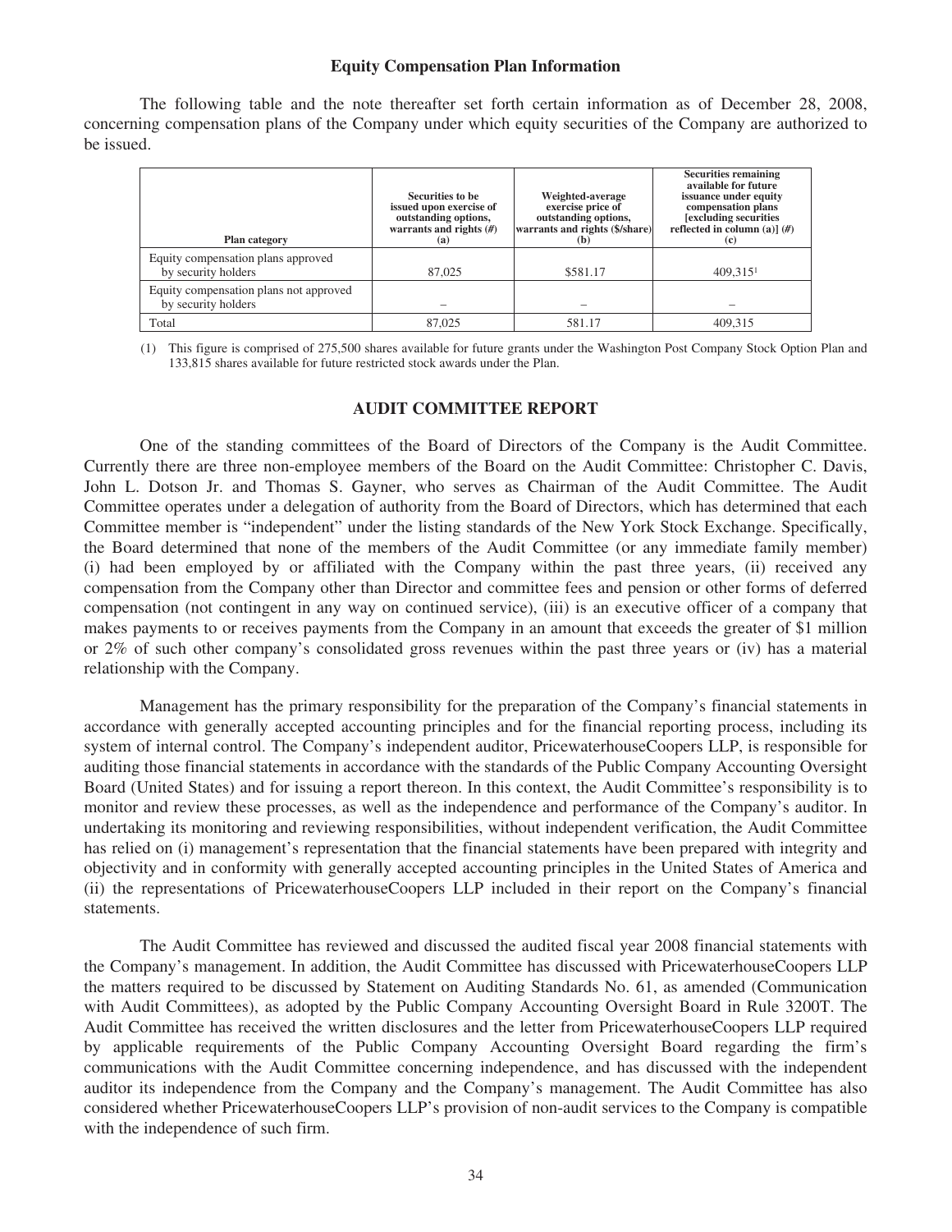### Equity Compensation Plan Information

The following table and the note thereafter set forth certain information as of December 28, 2008, concerning compensation plans of the Company under which equity securities of the Company are authorized to be issued.

| Plan category | Securities to be issued upon exercise of outstanding options, warrants and rights (#) (a) | Weighted-average exercise price of outstanding options, warrants and rights ($/share) (b) | Securities remaining available for future issuance under equity compensation plans [excluding securities reflected in column (a)] (#) (c) |
|---|---|---|---|
| Equity compensation plans approved by security holders | 87,025 | $581.17 | 409,315[1] |
| Equity compensation plans not approved by security holders | – | – | – |
| Total | 87,025 | 581.17 | 409,315 |

(1) This figure is comprised of 275,500 shares available for future grants under the Washington Post Company Stock Option Plan and 133,815 shares available for future restricted stock awards under the Plan.

## AUDIT COMMITTEE REPORT

One of the standing committees of the Board of Directors of the Company is the Audit Committee. Currently there are three non-employee members of the Board on the Audit Committee: Christopher C. Davis, John L. Dotson Jr. and Thomas S. Gayner, who serves as Chairman of the Audit Committee. The Audit Committee operates under a delegation of authority from the Board of Directors, which has determined that each Committee member is "independent" under the listing standards of the New York Stock Exchange. Specifically, the Board determined that none of the members of the Audit Committee (or any immediate family member) (i) had been employed by or affiliated with the Company within the past three years, (ii) received any compensation from the Company other than Director and committee fees and pension or other forms of deferred compensation (not contingent in any way on continued service), (iii) is an executive officer of a company that makes payments to or receives payments from the Company in an amount that exceeds the greater of $1 million or 2% of such other company's consolidated gross revenues within the past three years or (iv) has a material relationship with the Company.

Management has the primary responsibility for the preparation of the Company's financial statements in accordance with generally accepted accounting principles and for the financial reporting process, including its system of internal control. The Company's independent auditor, PricewaterhouseCoopers LLP, is responsible for auditing those financial statements in accordance with the standards of the Public Company Accounting Oversight Board (United States) and for issuing a report thereon. In this context, the Audit Committee's responsibility is to monitor and review these processes, as well as the independence and performance of the Company's auditor. In undertaking its monitoring and reviewing responsibilities, without independent verification, the Audit Committee has relied on (i) management's representation that the financial statements have been prepared with integrity and objectivity and in conformity with generally accepted accounting principles in the United States of America and (ii) the representations of PricewaterhouseCoopers LLP included in their report on the Company's financial statements.

The Audit Committee has reviewed and discussed the audited fiscal year 2008 financial statements with the Company's management. In addition, the Audit Committee has discussed with PricewaterhouseCoopers LLP the matters required to be discussed by Statement on Auditing Standards No. 61, as amended (Communication with Audit Committees), as adopted by the Public Company Accounting Oversight Board in Rule 3200T. The Audit Committee has received the written disclosures and the letter from PricewaterhouseCoopers LLP required by applicable requirements of the Public Company Accounting Oversight Board regarding the firm's communications with the Audit Committee concerning independence, and has discussed with the independent auditor its independence from the Company and the Company's management. The Audit Committee has also considered whether PricewaterhouseCoopers LLP's provision of non-audit services to the Company is compatible with the independence of such firm.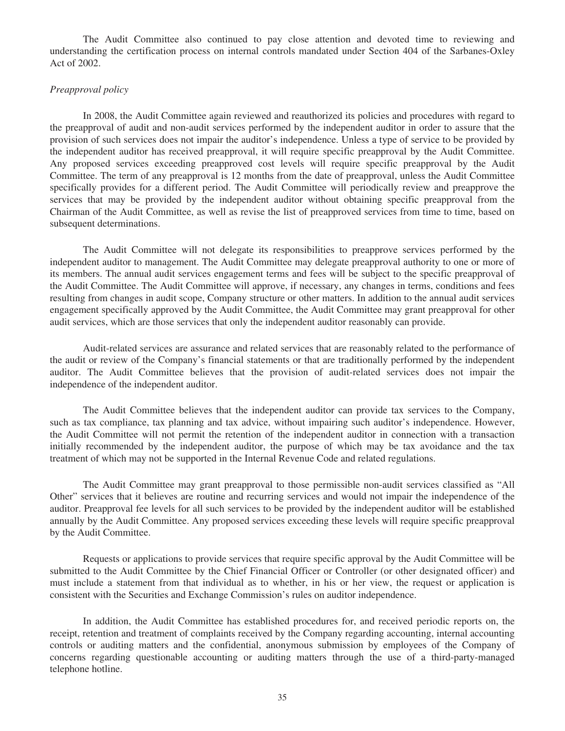The Audit Committee also continued to pay close attention and devoted time to reviewing and understanding the certification process on internal controls mandated under Section 404 of the Sarbanes-Oxley Act of 2002.

*Preapproval policy*

In 2008, the Audit Committee again reviewed and reauthorized its policies and procedures with regard to the preapproval of audit and non-audit services performed by the independent auditor in order to assure that the provision of such services does not impair the auditor's independence. Unless a type of service to be provided by the independent auditor has received preapproval, it will require specific preapproval by the Audit Committee. Any proposed services exceeding preapproved cost levels will require specific preapproval by the Audit Committee. The term of any preapproval is 12 months from the date of preapproval, unless the Audit Committee specifically provides for a different period. The Audit Committee will periodically review and preapprove the services that may be provided by the independent auditor without obtaining specific preapproval from the Chairman of the Audit Committee, as well as revise the list of preapproved services from time to time, based on subsequent determinations.

The Audit Committee will not delegate its responsibilities to preapprove services performed by the independent auditor to management. The Audit Committee may delegate preapproval authority to one or more of its members. The annual audit services engagement terms and fees will be subject to the specific preapproval of the Audit Committee. The Audit Committee will approve, if necessary, any changes in terms, conditions and fees resulting from changes in audit scope, Company structure or other matters. In addition to the annual audit services engagement specifically approved by the Audit Committee, the Audit Committee may grant preapproval for other audit services, which are those services that only the independent auditor reasonably can provide.

Audit-related services are assurance and related services that are reasonably related to the performance of the audit or review of the Company's financial statements or that are traditionally performed by the independent auditor. The Audit Committee believes that the provision of audit-related services does not impair the independence of the independent auditor.

The Audit Committee believes that the independent auditor can provide tax services to the Company, such as tax compliance, tax planning and tax advice, without impairing such auditor's independence. However, the Audit Committee will not permit the retention of the independent auditor in connection with a transaction initially recommended by the independent auditor, the purpose of which may be tax avoidance and the tax treatment of which may not be supported in the Internal Revenue Code and related regulations.

The Audit Committee may grant preapproval to those permissible non-audit services classified as "All Other" services that it believes are routine and recurring services and would not impair the independence of the auditor. Preapproval fee levels for all such services to be provided by the independent auditor will be established annually by the Audit Committee. Any proposed services exceeding these levels will require specific preapproval by the Audit Committee.

Requests or applications to provide services that require specific approval by the Audit Committee will be submitted to the Audit Committee by the Chief Financial Officer or Controller (or other designated officer) and must include a statement from that individual as to whether, in his or her view, the request or application is consistent with the Securities and Exchange Commission's rules on auditor independence.

In addition, the Audit Committee has established procedures for, and received periodic reports on, the receipt, retention and treatment of complaints received by the Company regarding accounting, internal accounting controls or auditing matters and the confidential, anonymous submission by employees of the Company of concerns regarding questionable accounting or auditing matters through the use of a third-party-managed telephone hotline.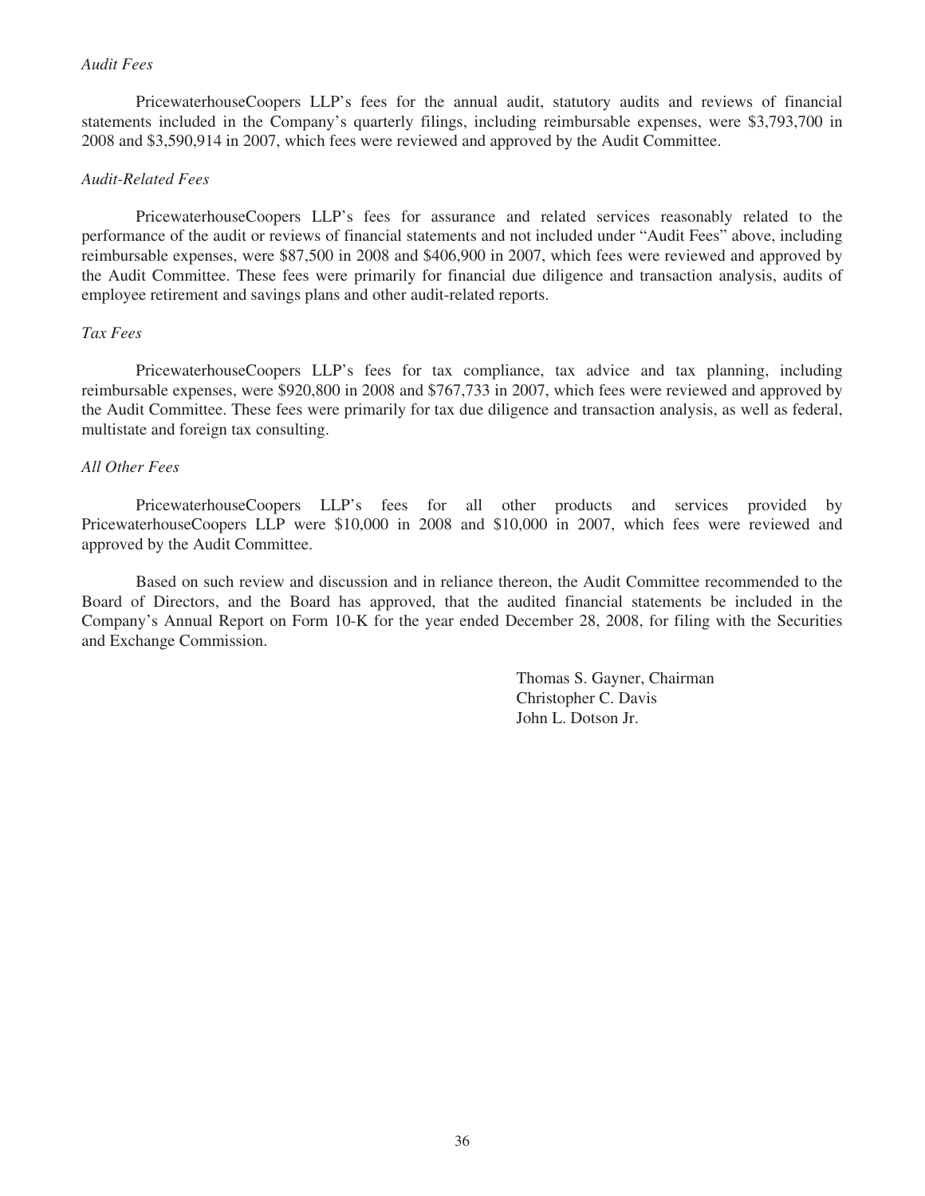*Audit Fees*

PricewaterhouseCoopers LLP's fees for the annual audit, statutory audits and reviews of financial statements included in the Company's quarterly filings, including reimbursable expenses, were $3,793,700 in 2008 and $3,590,914 in 2007, which fees were reviewed and approved by the Audit Committee.

*Audit-Related Fees*

PricewaterhouseCoopers LLP's fees for assurance and related services reasonably related to the performance of the audit or reviews of financial statements and not included under "Audit Fees" above, including reimbursable expenses, were $87,500 in 2008 and $406,900 in 2007, which fees were reviewed and approved by the Audit Committee. These fees were primarily for financial due diligence and transaction analysis, audits of employee retirement and savings plans and other audit-related reports.

*Tax Fees*

PricewaterhouseCoopers LLP's fees for tax compliance, tax advice and tax planning, including reimbursable expenses, were $920,800 in 2008 and $767,733 in 2007, which fees were reviewed and approved by the Audit Committee. These fees were primarily for tax due diligence and transaction analysis, as well as federal, multistate and foreign tax consulting.

*All Other Fees*

PricewaterhouseCoopers LLP's fees for all other products and services provided by PricewaterhouseCoopers LLP were $10,000 in 2008 and $10,000 in 2007, which fees were reviewed and approved by the Audit Committee.

Based on such review and discussion and in reliance thereon, the Audit Committee recommended to the Board of Directors, and the Board has approved, that the audited financial statements be included in the Company's Annual Report on Form 10-K for the year ended December 28, 2008, for filing with the Securities and Exchange Commission.

Thomas S. Gayner, Chairman
Christopher C. Davis
John L. Dotson Jr.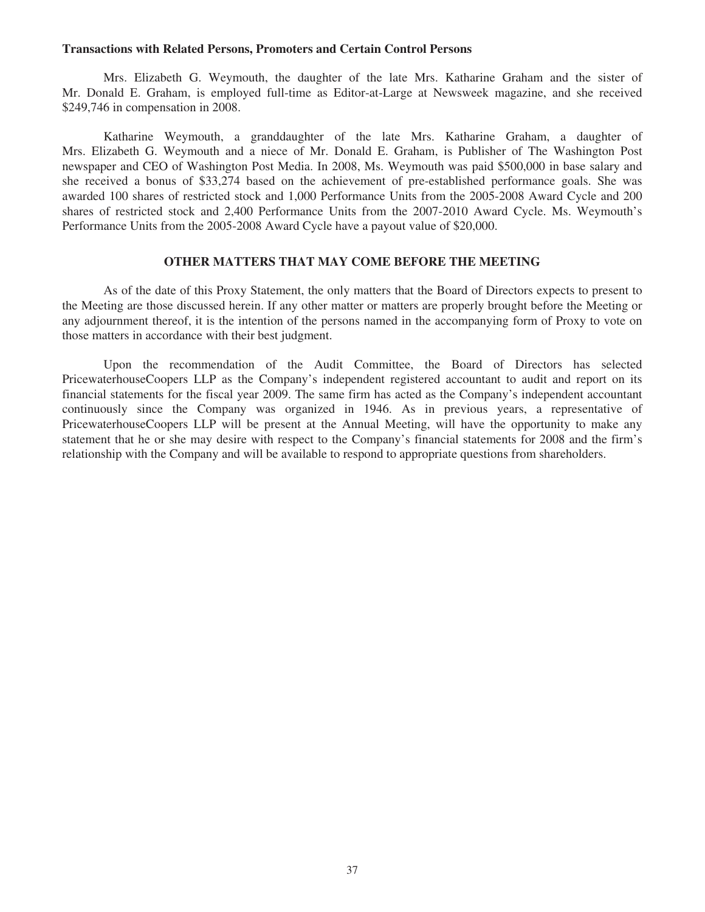**Transactions with Related Persons, Promoters and Certain Control Persons**

Mrs. Elizabeth G. Weymouth, the daughter of the late Mrs. Katharine Graham and the sister of Mr. Donald E. Graham, is employed full-time as Editor-at-Large at Newsweek magazine, and she received $249,746 in compensation in 2008.

Katharine Weymouth, a granddaughter of the late Mrs. Katharine Graham, a daughter of Mrs. Elizabeth G. Weymouth and a niece of Mr. Donald E. Graham, is Publisher of The Washington Post newspaper and CEO of Washington Post Media. In 2008, Ms. Weymouth was paid $500,000 in base salary and she received a bonus of $33,274 based on the achievement of pre-established performance goals. She was awarded 100 shares of restricted stock and 1,000 Performance Units from the 2005-2008 Award Cycle and 200 shares of restricted stock and 2,400 Performance Units from the 2007-2010 Award Cycle. Ms. Weymouth's Performance Units from the 2005-2008 Award Cycle have a payout value of $20,000.

## OTHER MATTERS THAT MAY COME BEFORE THE MEETING

As of the date of this Proxy Statement, the only matters that the Board of Directors expects to present to the Meeting are those discussed herein. If any other matter or matters are properly brought before the Meeting or any adjournment thereof, it is the intention of the persons named in the accompanying form of Proxy to vote on those matters in accordance with their best judgment.

Upon the recommendation of the Audit Committee, the Board of Directors has selected PricewaterhouseCoopers LLP as the Company's independent registered accountant to audit and report on its financial statements for the fiscal year 2009. The same firm has acted as the Company's independent accountant continuously since the Company was organized in 1946. As in previous years, a representative of PricewaterhouseCoopers LLP will be present at the Annual Meeting, will have the opportunity to make any statement that he or she may desire with respect to the Company's financial statements for 2008 and the firm's relationship with the Company and will be available to respond to appropriate questions from shareholders.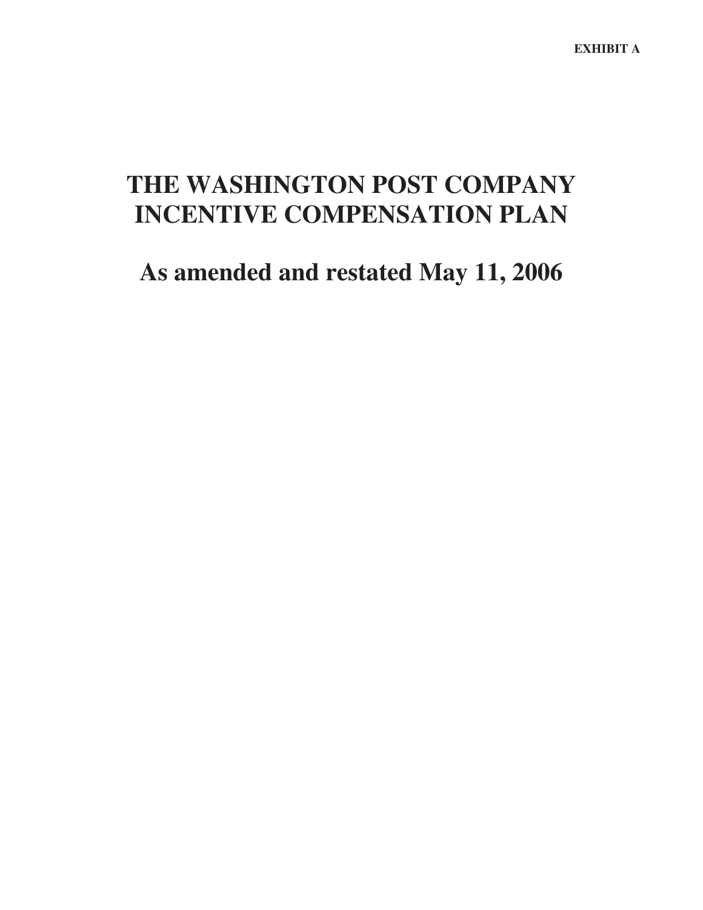**EXHIBIT A**

# THE WASHINGTON POST COMPANY INCENTIVE COMPENSATION PLAN

## As amended and restated May 11, 2006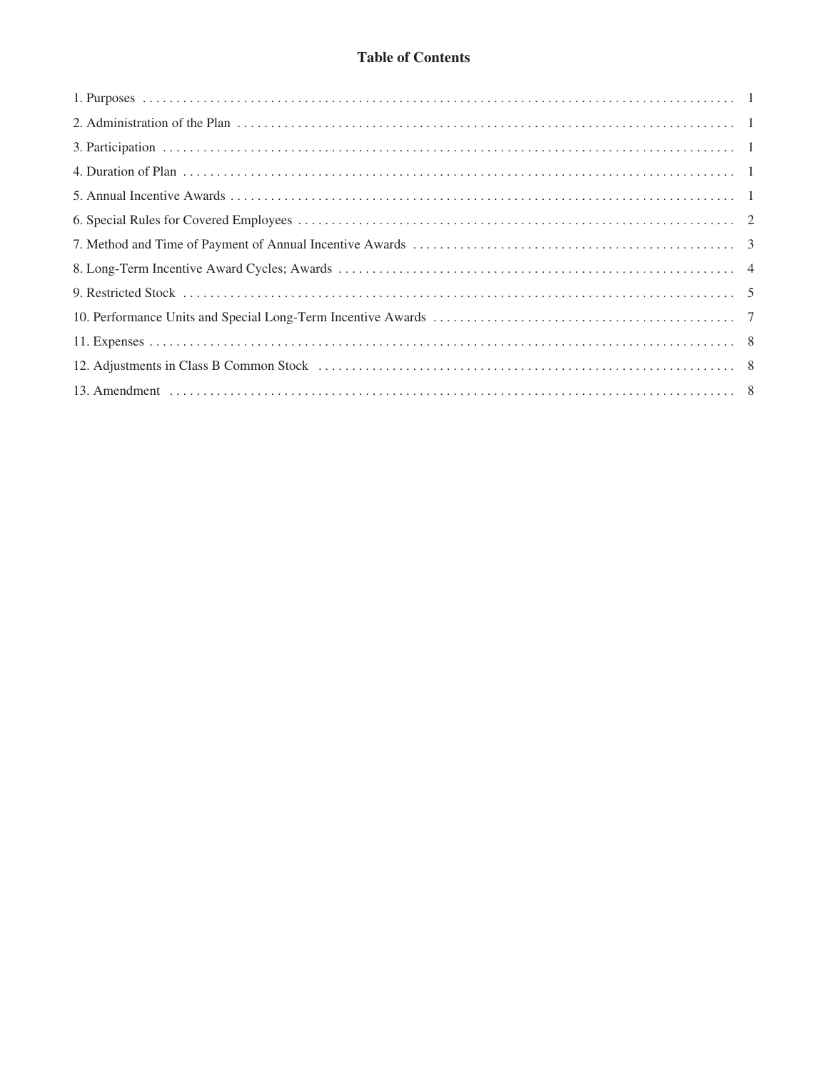## Table of Contents

| | |
|---|---|
| 1. Purposes | 1 |
| 2. Administration of the Plan | 1 |
| 3. Participation | 1 |
| 4. Duration of Plan | 1 |
| 5. Annual Incentive Awards | 1 |
| 6. Special Rules for Covered Employees | 2 |
| 7. Method and Time of Payment of Annual Incentive Awards | 3 |
| 8. Long-Term Incentive Award Cycles; Awards | 4 |
| 9. Restricted Stock | 5 |
| 10. Performance Units and Special Long-Term Incentive Awards | 7 |
| 11. Expenses | 8 |
| 12. Adjustments in Class B Common Stock | 8 |
| 13. Amendment | 8 |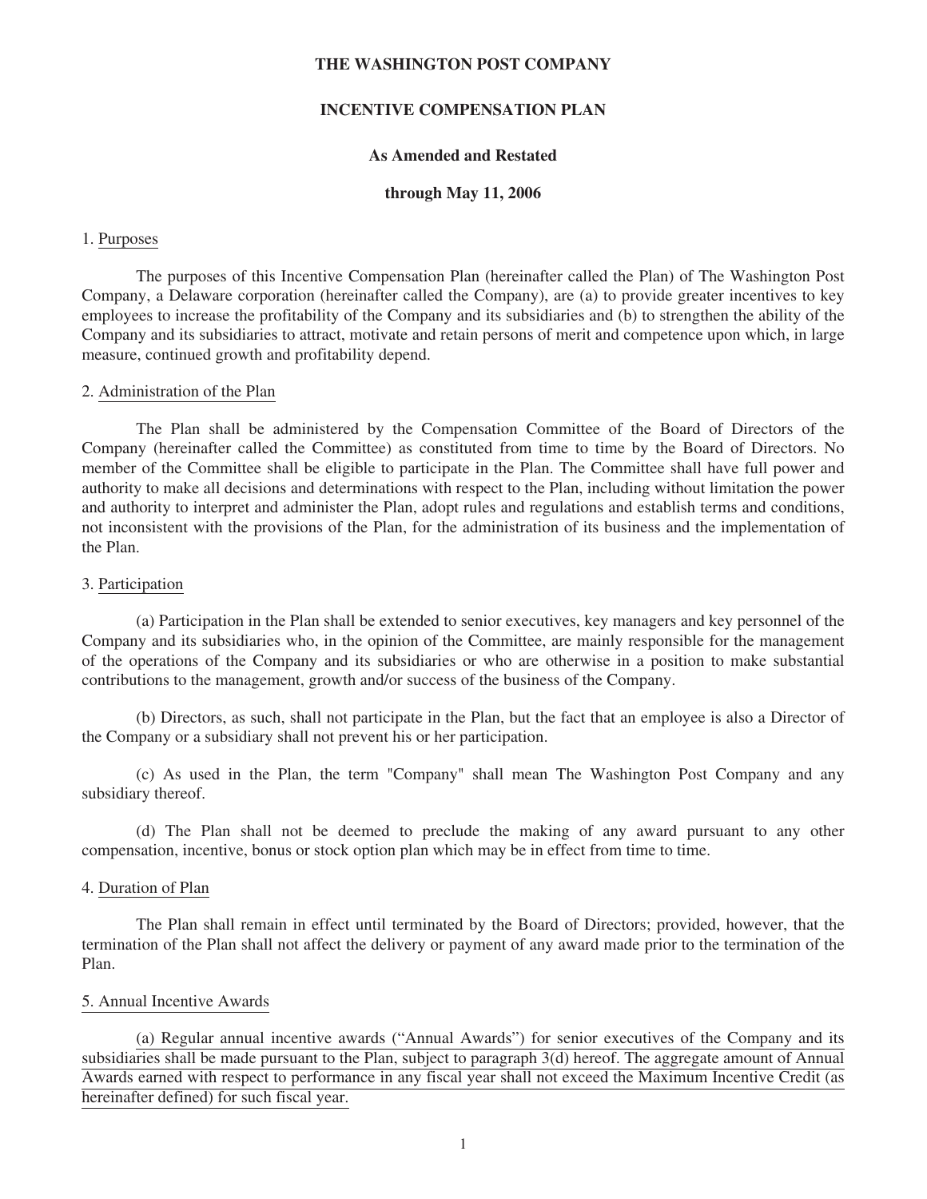**THE WASHINGTON POST COMPANY**

**INCENTIVE COMPENSATION PLAN**

**As Amended and Restated**

**through May 11, 2006**

1. Purposes

The purposes of this Incentive Compensation Plan (hereinafter called the Plan) of The Washington Post Company, a Delaware corporation (hereinafter called the Company), are (a) to provide greater incentives to key employees to increase the profitability of the Company and its subsidiaries and (b) to strengthen the ability of the Company and its subsidiaries to attract, motivate and retain persons of merit and competence upon which, in large measure, continued growth and profitability depend.

2. Administration of the Plan

The Plan shall be administered by the Compensation Committee of the Board of Directors of the Company (hereinafter called the Committee) as constituted from time to time by the Board of Directors. No member of the Committee shall be eligible to participate in the Plan. The Committee shall have full power and authority to make all decisions and determinations with respect to the Plan, including without limitation the power and authority to interpret and administer the Plan, adopt rules and regulations and establish terms and conditions, not inconsistent with the provisions of the Plan, for the administration of its business and the implementation of the Plan.

3. Participation

(a) Participation in the Plan shall be extended to senior executives, key managers and key personnel of the Company and its subsidiaries who, in the opinion of the Committee, are mainly responsible for the management of the operations of the Company and its subsidiaries or who are otherwise in a position to make substantial contributions to the management, growth and/or success of the business of the Company.

(b) Directors, as such, shall not participate in the Plan, but the fact that an employee is also a Director of the Company or a subsidiary shall not prevent his or her participation.

(c) As used in the Plan, the term "Company" shall mean The Washington Post Company and any subsidiary thereof.

(d) The Plan shall not be deemed to preclude the making of any award pursuant to any other compensation, incentive, bonus or stock option plan which may be in effect from time to time.

4. Duration of Plan

The Plan shall remain in effect until terminated by the Board of Directors; provided, however, that the termination of the Plan shall not affect the delivery or payment of any award made prior to the termination of the Plan.

5. Annual Incentive Awards

(a) Regular annual incentive awards ("Annual Awards") for senior executives of the Company and its subsidiaries shall be made pursuant to the Plan, subject to paragraph 3(d) hereof. The aggregate amount of Annual Awards earned with respect to performance in any fiscal year shall not exceed the Maximum Incentive Credit (as hereinafter defined) for such fiscal year.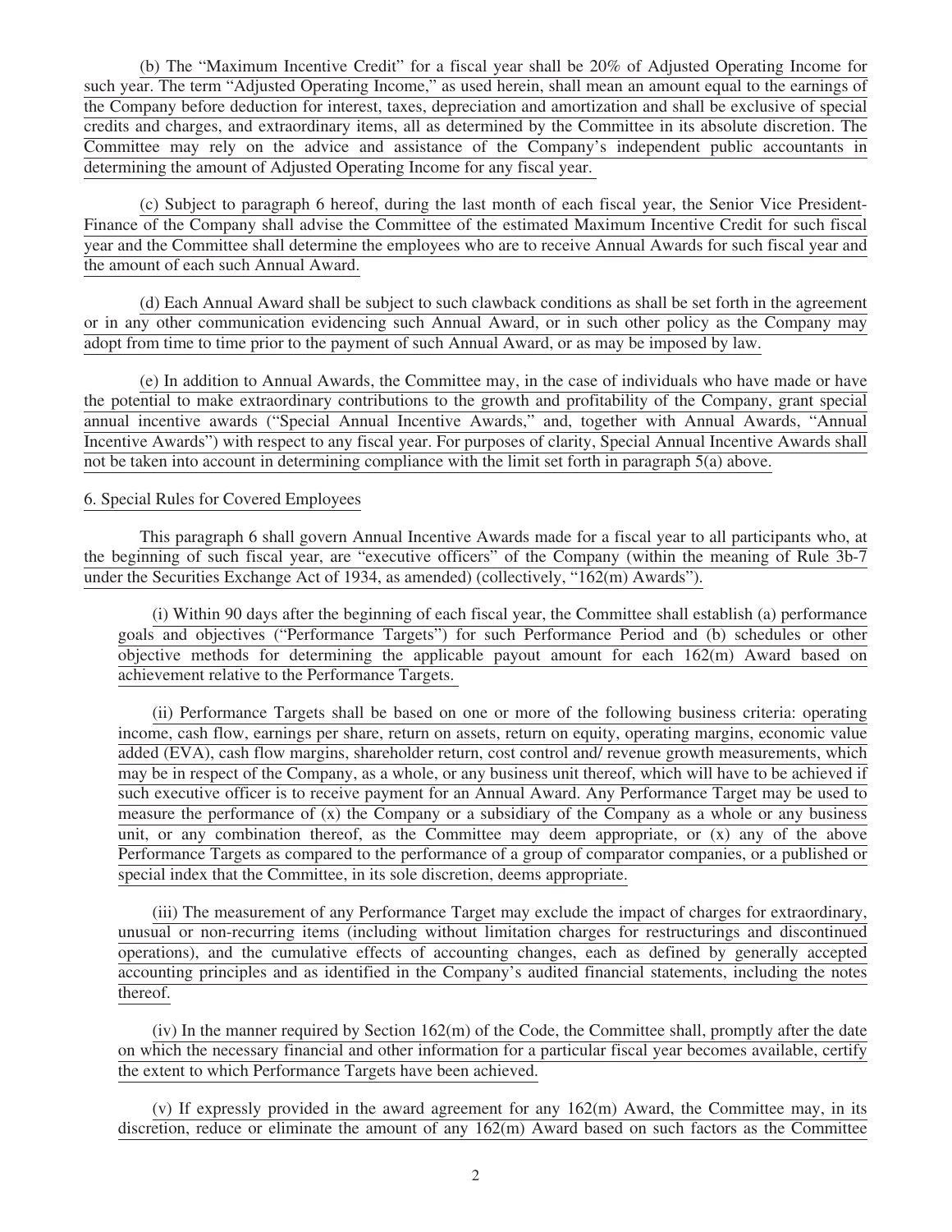(b) The "Maximum Incentive Credit" for a fiscal year shall be 20% of Adjusted Operating Income for such year. The term "Adjusted Operating Income," as used herein, shall mean an amount equal to the earnings of the Company before deduction for interest, taxes, depreciation and amortization and shall be exclusive of special credits and charges, and extraordinary items, all as determined by the Committee in its absolute discretion. The Committee may rely on the advice and assistance of the Company's independent public accountants in determining the amount of Adjusted Operating Income for any fiscal year.

(c) Subject to paragraph 6 hereof, during the last month of each fiscal year, the Senior Vice President-Finance of the Company shall advise the Committee of the estimated Maximum Incentive Credit for such fiscal year and the Committee shall determine the employees who are to receive Annual Awards for such fiscal year and the amount of each such Annual Award.

(d) Each Annual Award shall be subject to such clawback conditions as shall be set forth in the agreement or in any other communication evidencing such Annual Award, or in such other policy as the Company may adopt from time to time prior to the payment of such Annual Award, or as may be imposed by law.

(e) In addition to Annual Awards, the Committee may, in the case of individuals who have made or have the potential to make extraordinary contributions to the growth and profitability of the Company, grant special annual incentive awards ("Special Annual Incentive Awards," and, together with Annual Awards, "Annual Incentive Awards") with respect to any fiscal year. For purposes of clarity, Special Annual Incentive Awards shall not be taken into account in determining compliance with the limit set forth in paragraph 5(a) above.

6. Special Rules for Covered Employees

This paragraph 6 shall govern Annual Incentive Awards made for a fiscal year to all participants who, at the beginning of such fiscal year, are "executive officers" of the Company (within the meaning of Rule 3b-7 under the Securities Exchange Act of 1934, as amended) (collectively, "162(m) Awards").

(i) Within 90 days after the beginning of each fiscal year, the Committee shall establish (a) performance goals and objectives ("Performance Targets") for such Performance Period and (b) schedules or other objective methods for determining the applicable payout amount for each 162(m) Award based on achievement relative to the Performance Targets.

(ii) Performance Targets shall be based on one or more of the following business criteria: operating income, cash flow, earnings per share, return on assets, return on equity, operating margins, economic value added (EVA), cash flow margins, shareholder return, cost control and/ revenue growth measurements, which may be in respect of the Company, as a whole, or any business unit thereof, which will have to be achieved if such executive officer is to receive payment for an Annual Award. Any Performance Target may be used to measure the performance of (x) the Company or a subsidiary of the Company as a whole or any business unit, or any combination thereof, as the Committee may deem appropriate, or (x) any of the above Performance Targets as compared to the performance of a group of comparator companies, or a published or special index that the Committee, in its sole discretion, deems appropriate.

(iii) The measurement of any Performance Target may exclude the impact of charges for extraordinary, unusual or non-recurring items (including without limitation charges for restructurings and discontinued operations), and the cumulative effects of accounting changes, each as defined by generally accepted accounting principles and as identified in the Company's audited financial statements, including the notes thereof.

(iv) In the manner required by Section 162(m) of the Code, the Committee shall, promptly after the date on which the necessary financial and other information for a particular fiscal year becomes available, certify the extent to which Performance Targets have been achieved.

(v) If expressly provided in the award agreement for any 162(m) Award, the Committee may, in its discretion, reduce or eliminate the amount of any 162(m) Award based on such factors as the Committee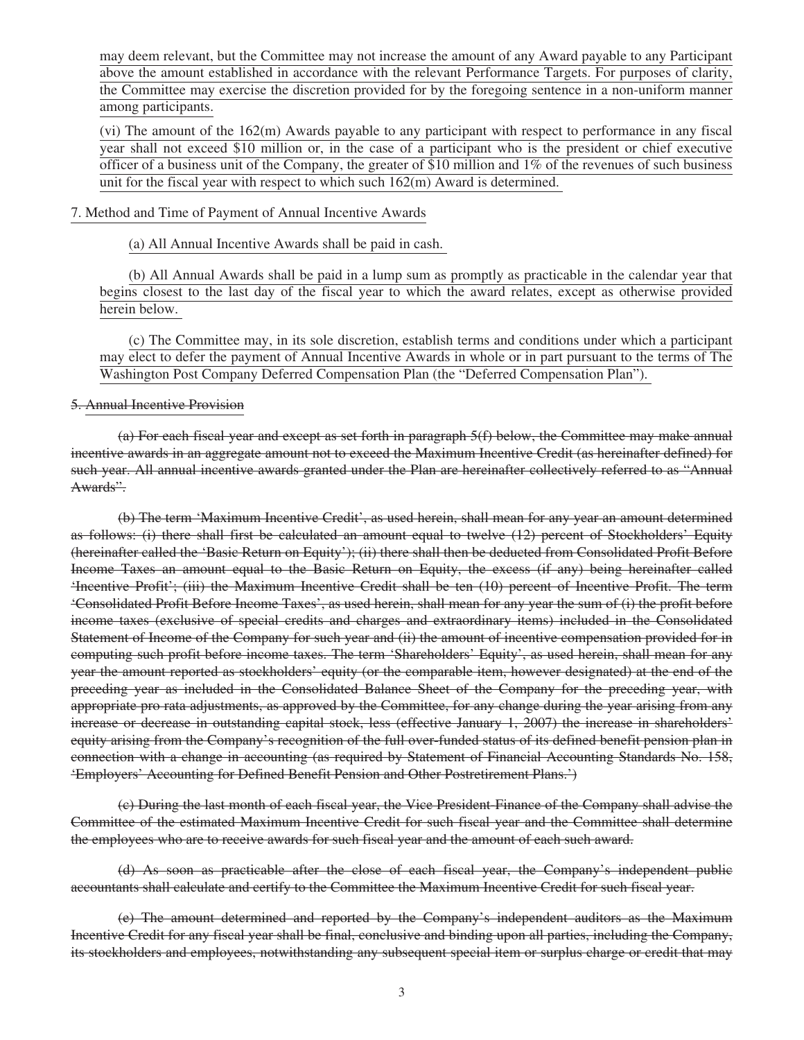may deem relevant, but the Committee may not increase the amount of any Award payable to any Participant above the amount established in accordance with the relevant Performance Targets. For purposes of clarity, the Committee may exercise the discretion provided for by the foregoing sentence in a non-uniform manner among participants.

(vi) The amount of the 162(m) Awards payable to any participant with respect to performance in any fiscal year shall not exceed \$10 million or, in the case of a participant who is the president or chief executive officer of a business unit of the Company, the greater of \$10 million and 1% of the revenues of such business unit for the fiscal year with respect to which such 162(m) Award is determined.

7. Method and Time of Payment of Annual Incentive Awards

(a) All Annual Incentive Awards shall be paid in cash.

(b) All Annual Awards shall be paid in a lump sum as promptly as practicable in the calendar year that begins closest to the last day of the fiscal year to which the award relates, except as otherwise provided herein below.

(c) The Committee may, in its sole discretion, establish terms and conditions under which a participant may elect to defer the payment of Annual Incentive Awards in whole or in part pursuant to the terms of The Washington Post Company Deferred Compensation Plan (the "Deferred Compensation Plan").

~~5. Annual Incentive Provision~~

~~(a) For each fiscal year and except as set forth in paragraph 5(f) below, the Committee may make annual incentive awards in an aggregate amount not to exceed the Maximum Incentive Credit (as hereinafter defined) for such year. All annual incentive awards granted under the Plan are hereinafter collectively referred to as "Annual Awards".~~

~~(b) The term 'Maximum Incentive Credit', as used herein, shall mean for any year an amount determined as follows: (i) there shall first be calculated an amount equal to twelve (12) percent of Stockholders' Equity (hereinafter called the 'Basic Return on Equity'); (ii) there shall then be deducted from Consolidated Profit Before Income Taxes an amount equal to the Basic Return on Equity, the excess (if any) being hereinafter called 'Incentive Profit'; (iii) the Maximum Incentive Credit shall be ten (10) percent of Incentive Profit. The term 'Consolidated Profit Before Income Taxes', as used herein, shall mean for any year the sum of (i) the profit before income taxes (exclusive of special credits and charges and extraordinary items) included in the Consolidated Statement of Income of the Company for such year and (ii) the amount of incentive compensation provided for in computing such profit before income taxes. The term 'Shareholders' Equity', as used herein, shall mean for any year the amount reported as stockholders' equity (or the comparable item, however designated) at the end of the preceding year as included in the Consolidated Balance Sheet of the Company for the preceding year, with appropriate pro rata adjustments, as approved by the Committee, for any change during the year arising from any increase or decrease in outstanding capital stock, less (effective January 1, 2007) the increase in shareholders' equity arising from the Company's recognition of the full over-funded status of its defined benefit pension plan in connection with a change in accounting (as required by Statement of Financial Accounting Standards No. 158, 'Employers' Accounting for Defined Benefit Pension and Other Postretirement Plans.')~~

~~(c) During the last month of each fiscal year, the Vice President-Finance of the Company shall advise the Committee of the estimated Maximum Incentive Credit for such fiscal year and the Committee shall determine the employees who are to receive awards for such fiscal year and the amount of each such award.~~

~~(d) As soon as practicable after the close of each fiscal year, the Company's independent public accountants shall calculate and certify to the Committee the Maximum Incentive Credit for such fiscal year.~~

~~(e) The amount determined and reported by the Company's independent auditors as the Maximum Incentive Credit for any fiscal year shall be final, conclusive and binding upon all parties, including the Company, its stockholders and employees, notwithstanding any subsequent special item or surplus charge or credit that may~~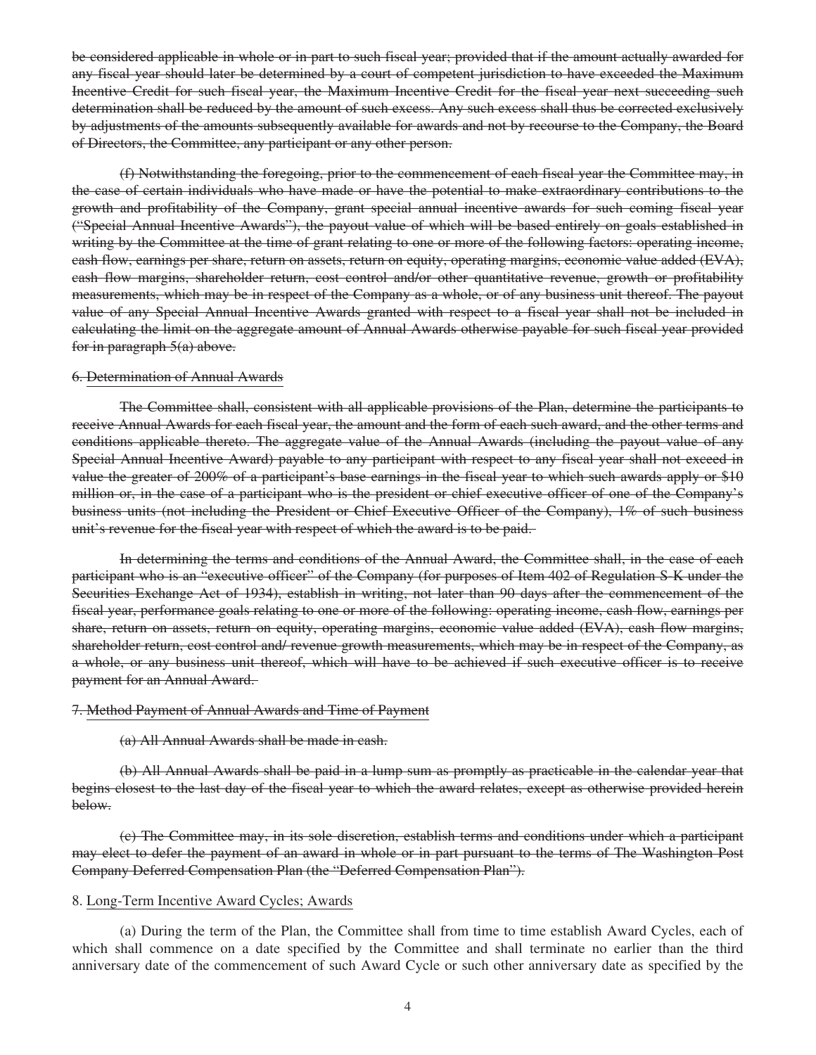~~be considered applicable in whole or in part to such fiscal year; provided that if the amount actually awarded for any fiscal year should later be determined by a court of competent jurisdiction to have exceeded the Maximum Incentive Credit for such fiscal year, the Maximum Incentive Credit for the fiscal year next succeeding such determination shall be reduced by the amount of such excess. Any such excess shall thus be corrected exclusively by adjustments of the amounts subsequently available for awards and not by recourse to the Company, the Board of Directors, the Committee, any participant or any other person.~~

~~(f) Notwithstanding the foregoing, prior to the commencement of each fiscal year the Committee may, in the case of certain individuals who have made or have the potential to make extraordinary contributions to the growth and profitability of the Company, grant special annual incentive awards for such coming fiscal year ("Special Annual Incentive Awards"), the payout value of which will be based entirely on goals established in writing by the Committee at the time of grant relating to one or more of the following factors: operating income, cash flow, earnings per share, return on assets, return on equity, operating margins, economic value added (EVA), cash flow margins, shareholder return, cost control and/or other quantitative revenue, growth or profitability measurements, which may be in respect of the Company as a whole, or of any business unit thereof. The payout value of any Special Annual Incentive Awards granted with respect to a fiscal year shall not be included in calculating the limit on the aggregate amount of Annual Awards otherwise payable for such fiscal year provided for in paragraph 5(a) above.~~

~~6. Determination of Annual Awards~~

~~The Committee shall, consistent with all applicable provisions of the Plan, determine the participants to receive Annual Awards for each fiscal year, the amount and the form of each such award, and the other terms and conditions applicable thereto. The aggregate value of the Annual Awards (including the payout value of any Special Annual Incentive Award) payable to any participant with respect to any fiscal year shall not exceed in value the greater of 200% of a participant's base earnings in the fiscal year to which such awards apply or $10 million or, in the case of a participant who is the president or chief executive officer of one of the Company's business units (not including the President or Chief Executive Officer of the Company), 1% of such business unit's revenue for the fiscal year with respect of which the award is to be paid.~~

~~In determining the terms and conditions of the Annual Award, the Committee shall, in the case of each participant who is an "executive officer" of the Company (for purposes of Item 402 of Regulation S-K under the Securities Exchange Act of 1934), establish in writing, not later than 90 days after the commencement of the fiscal year, performance goals relating to one or more of the following: operating income, cash flow, earnings per share, return on assets, return on equity, operating margins, economic value added (EVA), cash flow margins, shareholder return, cost control and/ revenue growth measurements, which may be in respect of the Company, as a whole, or any business unit thereof, which will have to be achieved if such executive officer is to receive payment for an Annual Award.~~

~~7. Method Payment of Annual Awards and Time of Payment~~

~~(a) All Annual Awards shall be made in cash.~~

~~(b) All Annual Awards shall be paid in a lump sum as promptly as practicable in the calendar year that begins closest to the last day of the fiscal year to which the award relates, except as otherwise provided herein below.~~

~~(c) The Committee may, in its sole discretion, establish terms and conditions under which a participant may elect to defer the payment of an award in whole or in part pursuant to the terms of The Washington Post Company Deferred Compensation Plan (the "Deferred Compensation Plan").~~

8. Long-Term Incentive Award Cycles; Awards

(a) During the term of the Plan, the Committee shall from time to time establish Award Cycles, each of which shall commence on a date specified by the Committee and shall terminate no earlier than the third anniversary date of the commencement of such Award Cycle or such other anniversary date as specified by the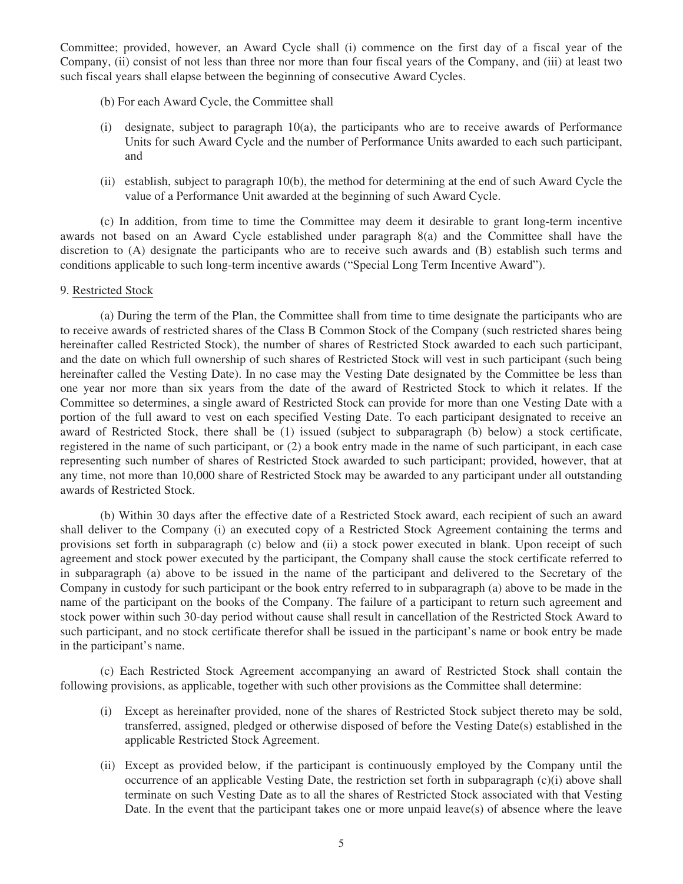Committee; provided, however, an Award Cycle shall (i) commence on the first day of a fiscal year of the Company, (ii) consist of not less than three nor more than four fiscal years of the Company, and (iii) at least two such fiscal years shall elapse between the beginning of consecutive Award Cycles.

(b) For each Award Cycle, the Committee shall

(i) designate, subject to paragraph 10(a), the participants who are to receive awards of Performance Units for such Award Cycle and the number of Performance Units awarded to each such participant, and

(ii) establish, subject to paragraph 10(b), the method for determining at the end of such Award Cycle the value of a Performance Unit awarded at the beginning of such Award Cycle.

(c) In addition, from time to time the Committee may deem it desirable to grant long-term incentive awards not based on an Award Cycle established under paragraph 8(a) and the Committee shall have the discretion to (A) designate the participants who are to receive such awards and (B) establish such terms and conditions applicable to such long-term incentive awards ("Special Long Term Incentive Award").

9. Restricted Stock

(a) During the term of the Plan, the Committee shall from time to time designate the participants who are to receive awards of restricted shares of the Class B Common Stock of the Company (such restricted shares being hereinafter called Restricted Stock), the number of shares of Restricted Stock awarded to each such participant, and the date on which full ownership of such shares of Restricted Stock will vest in such participant (such being hereinafter called the Vesting Date). In no case may the Vesting Date designated by the Committee be less than one year nor more than six years from the date of the award of Restricted Stock to which it relates. If the Committee so determines, a single award of Restricted Stock can provide for more than one Vesting Date with a portion of the full award to vest on each specified Vesting Date. To each participant designated to receive an award of Restricted Stock, there shall be (1) issued (subject to subparagraph (b) below) a stock certificate, registered in the name of such participant, or (2) a book entry made in the name of such participant, in each case representing such number of shares of Restricted Stock awarded to such participant; provided, however, that at any time, not more than 10,000 share of Restricted Stock may be awarded to any participant under all outstanding awards of Restricted Stock.

(b) Within 30 days after the effective date of a Restricted Stock award, each recipient of such an award shall deliver to the Company (i) an executed copy of a Restricted Stock Agreement containing the terms and provisions set forth in subparagraph (c) below and (ii) a stock power executed in blank. Upon receipt of such agreement and stock power executed by the participant, the Company shall cause the stock certificate referred to in subparagraph (a) above to be issued in the name of the participant and delivered to the Secretary of the Company in custody for such participant or the book entry referred to in subparagraph (a) above to be made in the name of the participant on the books of the Company. The failure of a participant to return such agreement and stock power within such 30-day period without cause shall result in cancellation of the Restricted Stock Award to such participant, and no stock certificate therefor shall be issued in the participant's name or book entry be made in the participant's name.

(c) Each Restricted Stock Agreement accompanying an award of Restricted Stock shall contain the following provisions, as applicable, together with such other provisions as the Committee shall determine:

(i) Except as hereinafter provided, none of the shares of Restricted Stock subject thereto may be sold, transferred, assigned, pledged or otherwise disposed of before the Vesting Date(s) established in the applicable Restricted Stock Agreement.

(ii) Except as provided below, if the participant is continuously employed by the Company until the occurrence of an applicable Vesting Date, the restriction set forth in subparagraph (c)(i) above shall terminate on such Vesting Date as to all the shares of Restricted Stock associated with that Vesting Date. In the event that the participant takes one or more unpaid leave(s) of absence where the leave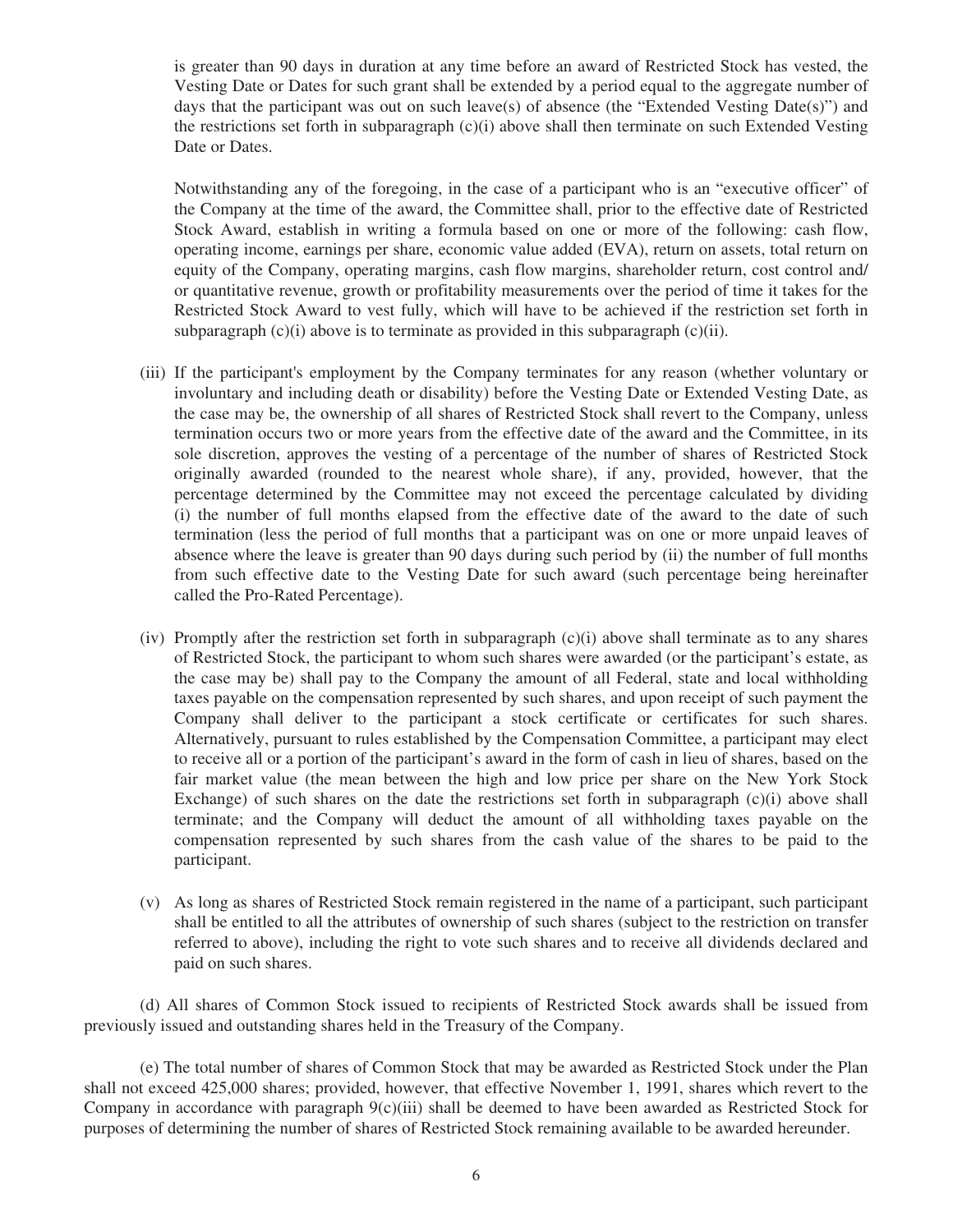is greater than 90 days in duration at any time before an award of Restricted Stock has vested, the Vesting Date or Dates for such grant shall be extended by a period equal to the aggregate number of days that the participant was out on such leave(s) of absence (the "Extended Vesting Date(s)") and the restrictions set forth in subparagraph (c)(i) above shall then terminate on such Extended Vesting Date or Dates.

Notwithstanding any of the foregoing, in the case of a participant who is an "executive officer" of the Company at the time of the award, the Committee shall, prior to the effective date of Restricted Stock Award, establish in writing a formula based on one or more of the following: cash flow, operating income, earnings per share, economic value added (EVA), return on assets, total return on equity of the Company, operating margins, cash flow margins, shareholder return, cost control and/or quantitative revenue, growth or profitability measurements over the period of time it takes for the Restricted Stock Award to vest fully, which will have to be achieved if the restriction set forth in subparagraph (c)(i) above is to terminate as provided in this subparagraph (c)(ii).

(iii) If the participant's employment by the Company terminates for any reason (whether voluntary or involuntary and including death or disability) before the Vesting Date or Extended Vesting Date, as the case may be, the ownership of all shares of Restricted Stock shall revert to the Company, unless termination occurs two or more years from the effective date of the award and the Committee, in its sole discretion, approves the vesting of a percentage of the number of shares of Restricted Stock originally awarded (rounded to the nearest whole share), if any, provided, however, that the percentage determined by the Committee may not exceed the percentage calculated by dividing (i) the number of full months elapsed from the effective date of the award to the date of such termination (less the period of full months that a participant was on one or more unpaid leaves of absence where the leave is greater than 90 days during such period by (ii) the number of full months from such effective date to the Vesting Date for such award (such percentage being hereinafter called the Pro-Rated Percentage).

(iv) Promptly after the restriction set forth in subparagraph (c)(i) above shall terminate as to any shares of Restricted Stock, the participant to whom such shares were awarded (or the participant's estate, as the case may be) shall pay to the Company the amount of all Federal, state and local withholding taxes payable on the compensation represented by such shares, and upon receipt of such payment the Company shall deliver to the participant a stock certificate or certificates for such shares. Alternatively, pursuant to rules established by the Compensation Committee, a participant may elect to receive all or a portion of the participant's award in the form of cash in lieu of shares, based on the fair market value (the mean between the high and low price per share on the New York Stock Exchange) of such shares on the date the restrictions set forth in subparagraph (c)(i) above shall terminate; and the Company will deduct the amount of all withholding taxes payable on the compensation represented by such shares from the cash value of the shares to be paid to the participant.

(v) As long as shares of Restricted Stock remain registered in the name of a participant, such participant shall be entitled to all the attributes of ownership of such shares (subject to the restriction on transfer referred to above), including the right to vote such shares and to receive all dividends declared and paid on such shares.

(d) All shares of Common Stock issued to recipients of Restricted Stock awards shall be issued from previously issued and outstanding shares held in the Treasury of the Company.

(e) The total number of shares of Common Stock that may be awarded as Restricted Stock under the Plan shall not exceed 425,000 shares; provided, however, that effective November 1, 1991, shares which revert to the Company in accordance with paragraph 9(c)(iii) shall be deemed to have been awarded as Restricted Stock for purposes of determining the number of shares of Restricted Stock remaining available to be awarded hereunder.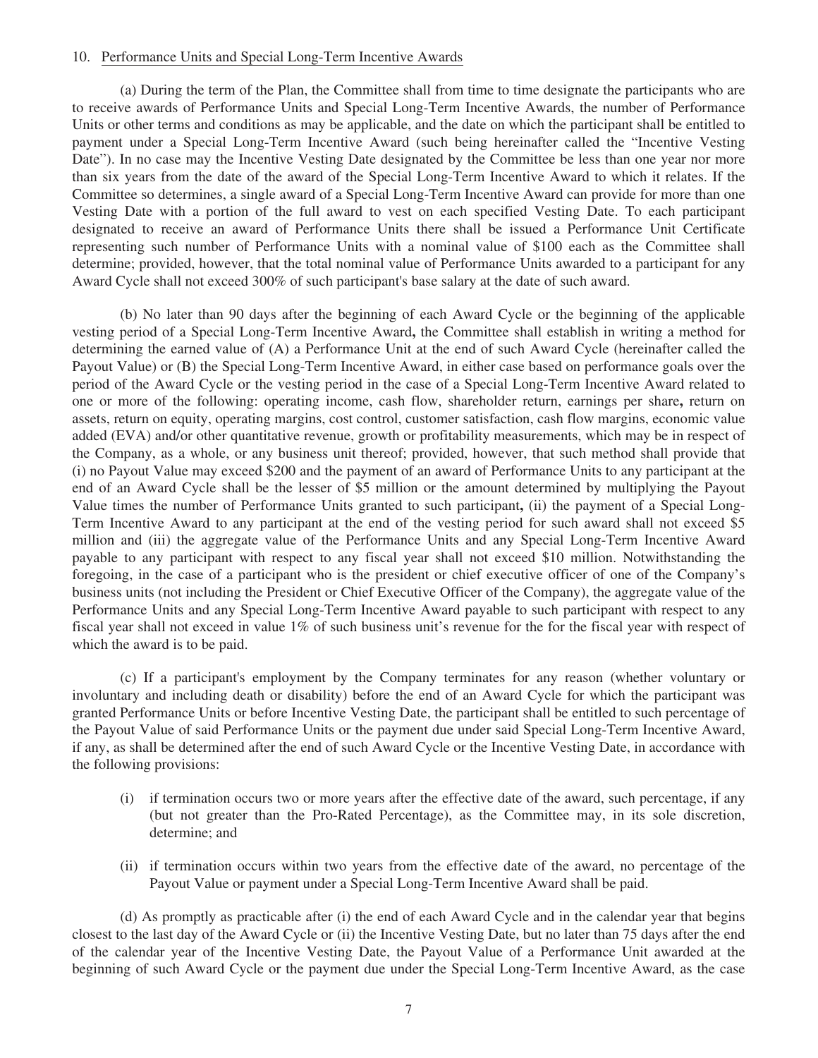10. Performance Units and Special Long-Term Incentive Awards

(a) During the term of the Plan, the Committee shall from time to time designate the participants who are to receive awards of Performance Units and Special Long-Term Incentive Awards, the number of Performance Units or other terms and conditions as may be applicable, and the date on which the participant shall be entitled to payment under a Special Long-Term Incentive Award (such being hereinafter called the "Incentive Vesting Date"). In no case may the Incentive Vesting Date designated by the Committee be less than one year nor more than six years from the date of the award of the Special Long-Term Incentive Award to which it relates. If the Committee so determines, a single award of a Special Long-Term Incentive Award can provide for more than one Vesting Date with a portion of the full award to vest on each specified Vesting Date. To each participant designated to receive an award of Performance Units there shall be issued a Performance Unit Certificate representing such number of Performance Units with a nominal value of $100 each as the Committee shall determine; provided, however, that the total nominal value of Performance Units awarded to a participant for any Award Cycle shall not exceed 300% of such participant's base salary at the date of such award.

(b) No later than 90 days after the beginning of each Award Cycle or the beginning of the applicable vesting period of a Special Long-Term Incentive Award**,** the Committee shall establish in writing a method for determining the earned value of (A) a Performance Unit at the end of such Award Cycle (hereinafter called the Payout Value) or (B) the Special Long-Term Incentive Award, in either case based on performance goals over the period of the Award Cycle or the vesting period in the case of a Special Long-Term Incentive Award related to one or more of the following: operating income, cash flow, shareholder return, earnings per share**,** return on assets, return on equity, operating margins, cost control, customer satisfaction, cash flow margins, economic value added (EVA) and/or other quantitative revenue, growth or profitability measurements, which may be in respect of the Company, as a whole, or any business unit thereof; provided, however, that such method shall provide that (i) no Payout Value may exceed $200 and the payment of an award of Performance Units to any participant at the end of an Award Cycle shall be the lesser of $5 million or the amount determined by multiplying the Payout Value times the number of Performance Units granted to such participant**,** (ii) the payment of a Special Long-Term Incentive Award to any participant at the end of the vesting period for such award shall not exceed $5 million and (iii) the aggregate value of the Performance Units and any Special Long-Term Incentive Award payable to any participant with respect to any fiscal year shall not exceed $10 million. Notwithstanding the foregoing, in the case of a participant who is the president or chief executive officer of one of the Company's business units (not including the President or Chief Executive Officer of the Company), the aggregate value of the Performance Units and any Special Long-Term Incentive Award payable to such participant with respect to any fiscal year shall not exceed in value 1% of such business unit's revenue for the for the fiscal year with respect of which the award is to be paid.

(c) If a participant's employment by the Company terminates for any reason (whether voluntary or involuntary and including death or disability) before the end of an Award Cycle for which the participant was granted Performance Units or before Incentive Vesting Date, the participant shall be entitled to such percentage of the Payout Value of said Performance Units or the payment due under said Special Long-Term Incentive Award, if any, as shall be determined after the end of such Award Cycle or the Incentive Vesting Date, in accordance with the following provisions:

(i) if termination occurs two or more years after the effective date of the award, such percentage, if any (but not greater than the Pro-Rated Percentage), as the Committee may, in its sole discretion, determine; and

(ii) if termination occurs within two years from the effective date of the award, no percentage of the Payout Value or payment under a Special Long-Term Incentive Award shall be paid.

(d) As promptly as practicable after (i) the end of each Award Cycle and in the calendar year that begins closest to the last day of the Award Cycle or (ii) the Incentive Vesting Date, but no later than 75 days after the end of the calendar year of the Incentive Vesting Date, the Payout Value of a Performance Unit awarded at the beginning of such Award Cycle or the payment due under the Special Long-Term Incentive Award, as the case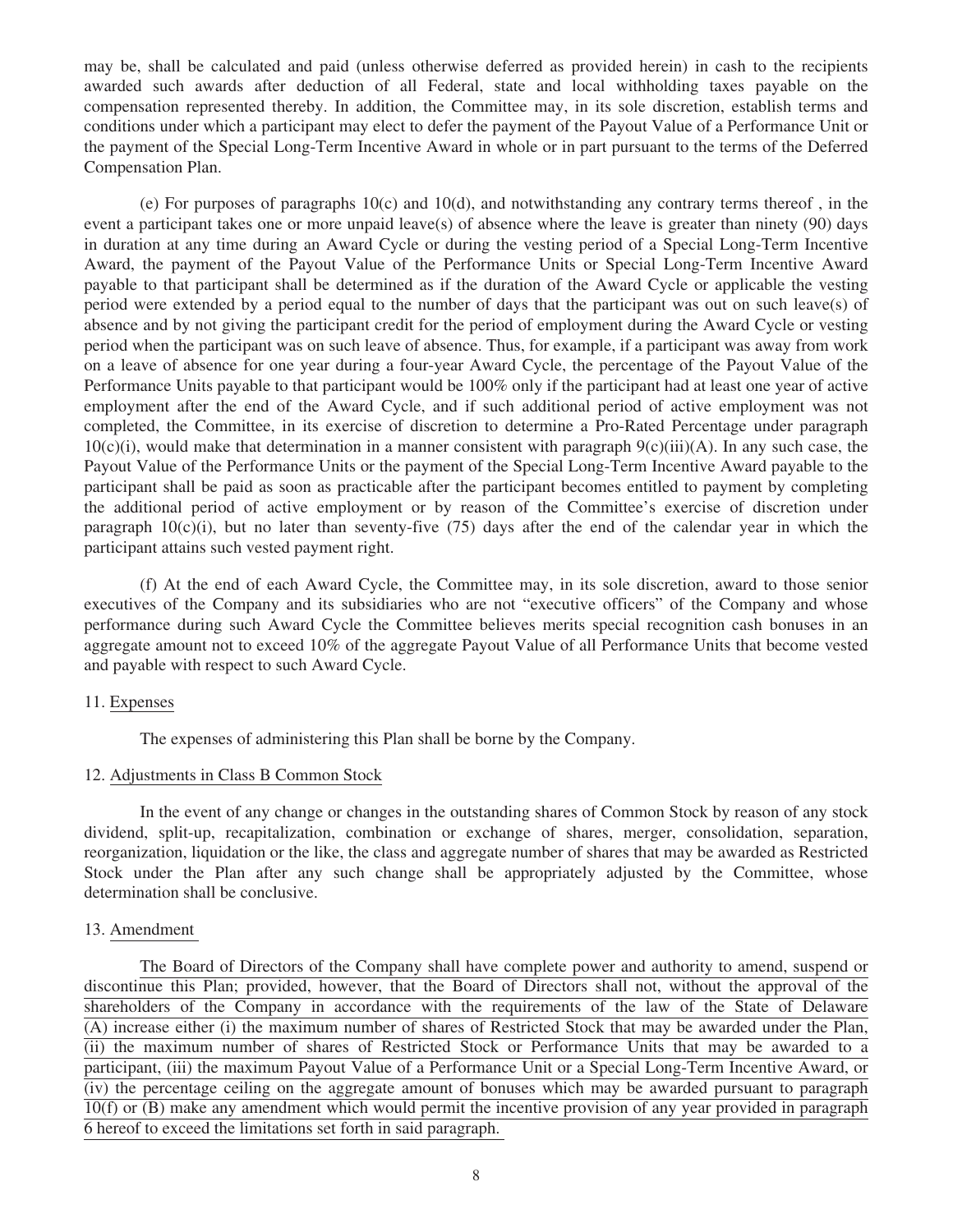may be, shall be calculated and paid (unless otherwise deferred as provided herein) in cash to the recipients awarded such awards after deduction of all Federal, state and local withholding taxes payable on the compensation represented thereby. In addition, the Committee may, in its sole discretion, establish terms and conditions under which a participant may elect to defer the payment of the Payout Value of a Performance Unit or the payment of the Special Long-Term Incentive Award in whole or in part pursuant to the terms of the Deferred Compensation Plan.

(e) For purposes of paragraphs 10(c) and 10(d), and notwithstanding any contrary terms thereof , in the event a participant takes one or more unpaid leave(s) of absence where the leave is greater than ninety (90) days in duration at any time during an Award Cycle or during the vesting period of a Special Long-Term Incentive Award, the payment of the Payout Value of the Performance Units or Special Long-Term Incentive Award payable to that participant shall be determined as if the duration of the Award Cycle or applicable the vesting period were extended by a period equal to the number of days that the participant was out on such leave(s) of absence and by not giving the participant credit for the period of employment during the Award Cycle or vesting period when the participant was on such leave of absence. Thus, for example, if a participant was away from work on a leave of absence for one year during a four-year Award Cycle, the percentage of the Payout Value of the Performance Units payable to that participant would be 100% only if the participant had at least one year of active employment after the end of the Award Cycle, and if such additional period of active employment was not completed, the Committee, in its exercise of discretion to determine a Pro-Rated Percentage under paragraph 10(c)(i), would make that determination in a manner consistent with paragraph 9(c)(iii)(A). In any such case, the Payout Value of the Performance Units or the payment of the Special Long-Term Incentive Award payable to the participant shall be paid as soon as practicable after the participant becomes entitled to payment by completing the additional period of active employment or by reason of the Committee's exercise of discretion under paragraph 10(c)(i), but no later than seventy-five (75) days after the end of the calendar year in which the participant attains such vested payment right.

(f) At the end of each Award Cycle, the Committee may, in its sole discretion, award to those senior executives of the Company and its subsidiaries who are not "executive officers" of the Company and whose performance during such Award Cycle the Committee believes merits special recognition cash bonuses in an aggregate amount not to exceed 10% of the aggregate Payout Value of all Performance Units that become vested and payable with respect to such Award Cycle.

11. Expenses

The expenses of administering this Plan shall be borne by the Company.

12. Adjustments in Class B Common Stock

In the event of any change or changes in the outstanding shares of Common Stock by reason of any stock dividend, split-up, recapitalization, combination or exchange of shares, merger, consolidation, separation, reorganization, liquidation or the like, the class and aggregate number of shares that may be awarded as Restricted Stock under the Plan after any such change shall be appropriately adjusted by the Committee, whose determination shall be conclusive.

13. Amendment

The Board of Directors of the Company shall have complete power and authority to amend, suspend or discontinue this Plan; provided, however, that the Board of Directors shall not, without the approval of the shareholders of the Company in accordance with the requirements of the law of the State of Delaware (A) increase either (i) the maximum number of shares of Restricted Stock that may be awarded under the Plan, (ii) the maximum number of shares of Restricted Stock or Performance Units that may be awarded to a participant, (iii) the maximum Payout Value of a Performance Unit or a Special Long-Term Incentive Award, or (iv) the percentage ceiling on the aggregate amount of bonuses which may be awarded pursuant to paragraph 10(f) or (B) make any amendment which would permit the incentive provision of any year provided in paragraph 6 hereof to exceed the limitations set forth in said paragraph.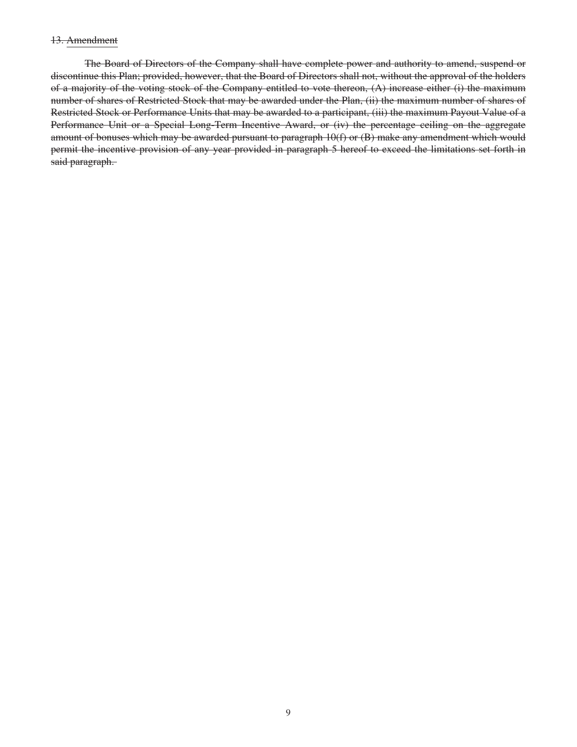~~13.~~ ~~Amendment~~

~~The Board of Directors of the Company shall have complete power and authority to amend, suspend or discontinue this Plan; provided, however, that the Board of Directors shall not, without the approval of the holders of a majority of the voting stock of the Company entitled to vote thereon, (A) increase either (i) the maximum number of shares of Restricted Stock that may be awarded under the Plan, (ii) the maximum number of shares of Restricted Stock or Performance Units that may be awarded to a participant, (iii) the maximum Payout Value of a Performance Unit or a Special Long-Term Incentive Award, or (iv) the percentage ceiling on the aggregate amount of bonuses which may be awarded pursuant to paragraph 10(f) or (B) make any amendment which would permit the incentive provision of any year provided in paragraph 5 hereof to exceed the limitations set forth in said paragraph.~~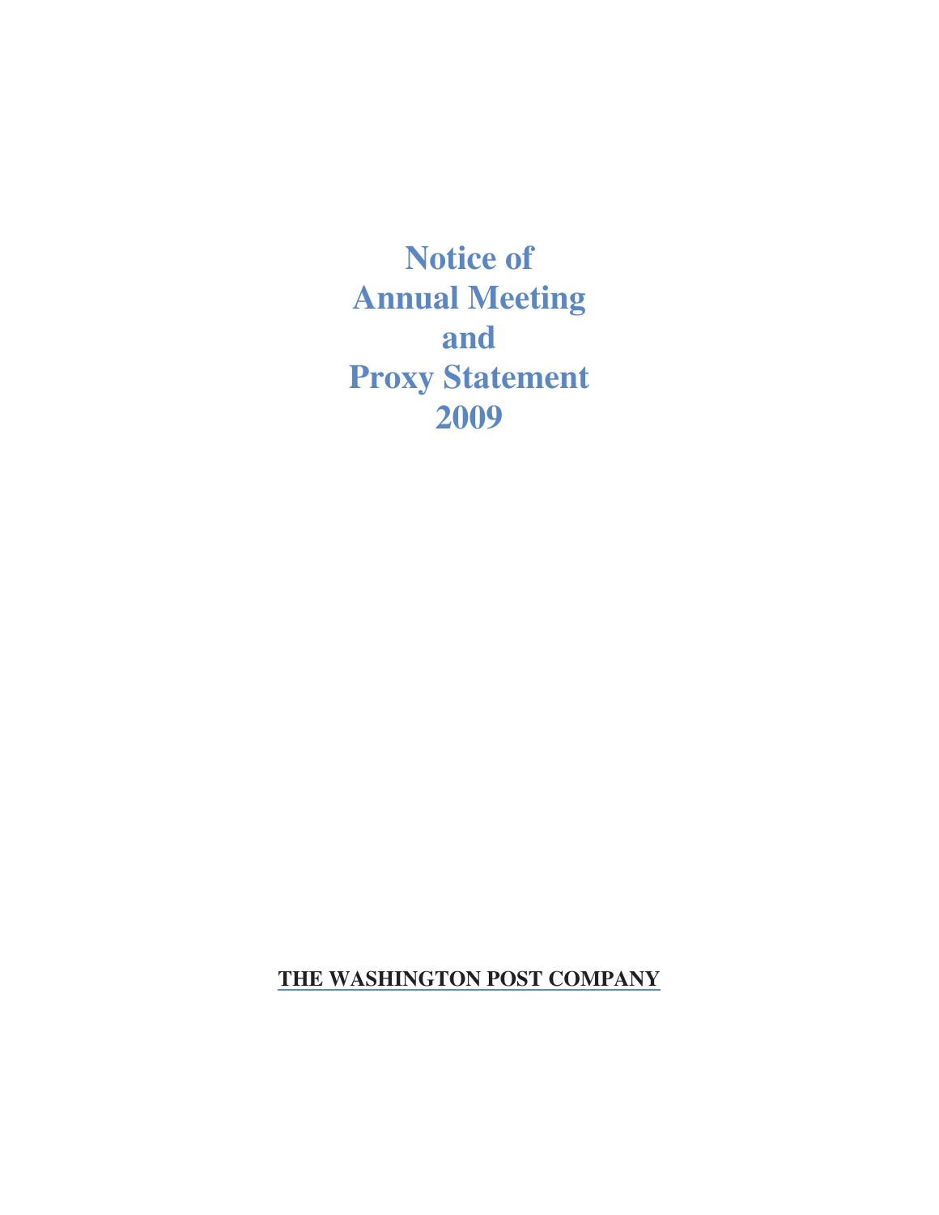# Notice of Annual Meeting and Proxy Statement 2009

**THE WASHINGTON POST COMPANY**